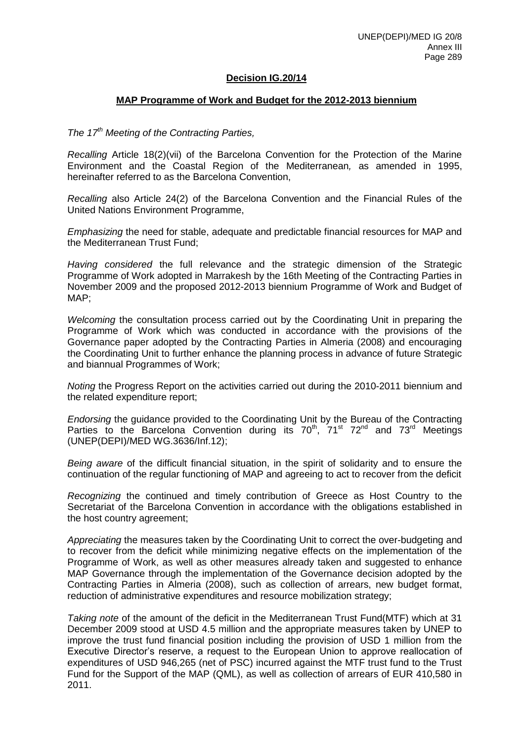**Decision IG.20/14**

**MAP Programme of Work and Budget for the 2012-2013 biennium**

*The 17th Meeting of the Contracting Parties,*

*Recalling* Article 18(2)(vii) of the Barcelona Convention for the Protection of the Marine Environment and the Coastal Region of the Mediterranean*,* as amended in 1995, hereinafter referred to as the Barcelona Convention,

*Recalling* also Article 24(2) of the Barcelona Convention and the Financial Rules of the United Nations Environment Programme,

*Emphasizing* the need for stable, adequate and predictable financial resources for MAP and the Mediterranean Trust Fund;

*Having considered* the full relevance and the strategic dimension of the Strategic Programme of Work adopted in Marrakesh by the 16th Meeting of the Contracting Parties in November 2009 and the proposed 2012-2013 biennium Programme of Work and Budget of MAP;

*Welcoming* the consultation process carried out by the Coordinating Unit in preparing the Programme of Work which was conducted in accordance with the provisions of the Governance paper adopted by the Contracting Parties in Almeria (2008) and encouraging the Coordinating Unit to further enhance the planning process in advance of future Strategic and biannual Programmes of Work;

*Noting* the Progress Report on the activities carried out during the 2010-2011 biennium and the related expenditure report;

*Endorsing* the guidance provided to the Coordinating Unit by the Bureau of the Contracting Parties to the Barcelona Convention during its 70th, 71st 72nd and 73rd Meetings (UNEP(DEPI)/MED WG.3636/Inf.12);

*Being aware* of the difficult financial situation, in the spirit of solidarity and to ensure the continuation of the regular functioning of MAP and agreeing to act to recover from the deficit

*Recognizing* the continued and timely contribution of Greece as Host Country to the Secretariat of the Barcelona Convention in accordance with the obligations established in the host country agreement;

*Appreciating* the measures taken by the Coordinating Unit to correct the over-budgeting and to recover from the deficit while minimizing negative effects on the implementation of the Programme of Work, as well as other measures already taken and suggested to enhance MAP Governance through the implementation of the Governance decision adopted by the Contracting Parties in Almeria (2008), such as collection of arrears, new budget format, reduction of administrative expenditures and resource mobilization strategy;

*Taking note* of the amount of the deficit in the Mediterranean Trust Fund(MTF) which at 31 December 2009 stood at USD 4.5 million and the appropriate measures taken by UNEP to improve the trust fund financial position including the provision of USD 1 million from the Executive Director's reserve, a request to the European Union to approve reallocation of expenditures of USD 946,265 (net of PSC) incurred against the MTF trust fund to the Trust Fund for the Support of the MAP (QML), as well as collection of arrears of EUR 410,580 in 2011.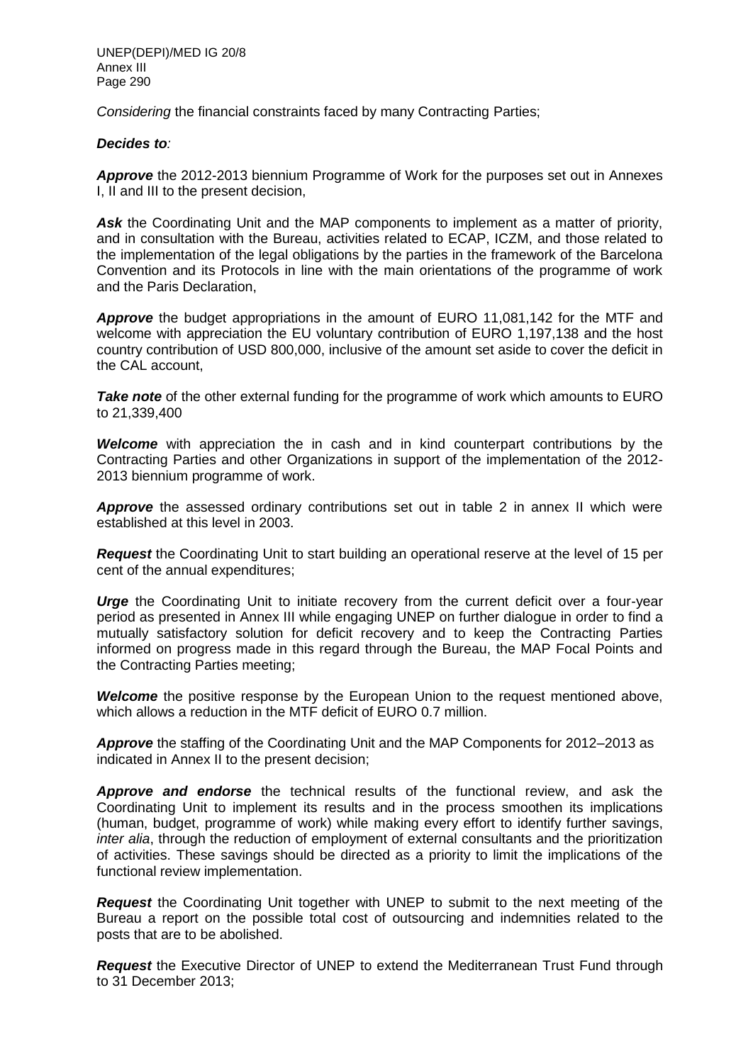*Considering* the financial constraints faced by many Contracting Parties;

***Decides to:***

***Approve*** the 2012-2013 biennium Programme of Work for the purposes set out in Annexes I, II and III to the present decision,

***Ask*** the Coordinating Unit and the MAP components to implement as a matter of priority, and in consultation with the Bureau, activities related to ECAP, ICZM, and those related to the implementation of the legal obligations by the parties in the framework of the Barcelona Convention and its Protocols in line with the main orientations of the programme of work and the Paris Declaration,

***Approve*** the budget appropriations in the amount of EURO 11,081,142 for the MTF and welcome with appreciation the EU voluntary contribution of EURO 1,197,138 and the host country contribution of USD 800,000, inclusive of the amount set aside to cover the deficit in the CAL account,

***Take note*** of the other external funding for the programme of work which amounts to EURO to 21,339,400

***Welcome*** with appreciation the in cash and in kind counterpart contributions by the Contracting Parties and other Organizations in support of the implementation of the 2012-2013 biennium programme of work.

***Approve*** the assessed ordinary contributions set out in table 2 in annex II which were established at this level in 2003.

***Request*** the Coordinating Unit to start building an operational reserve at the level of 15 per cent of the annual expenditures;

***Urge*** the Coordinating Unit to initiate recovery from the current deficit over a four-year period as presented in Annex III while engaging UNEP on further dialogue in order to find a mutually satisfactory solution for deficit recovery and to keep the Contracting Parties informed on progress made in this regard through the Bureau, the MAP Focal Points and the Contracting Parties meeting;

***Welcome*** the positive response by the European Union to the request mentioned above, which allows a reduction in the MTF deficit of EURO 0.7 million.

***Approve*** the staffing of the Coordinating Unit and the MAP Components for 2012–2013 as indicated in Annex II to the present decision;

***Approve and endorse*** the technical results of the functional review, and ask the Coordinating Unit to implement its results and in the process smoothen its implications (human, budget, programme of work) while making every effort to identify further savings, *inter alia*, through the reduction of employment of external consultants and the prioritization of activities. These savings should be directed as a priority to limit the implications of the functional review implementation.

***Request*** the Coordinating Unit together with UNEP to submit to the next meeting of the Bureau a report on the possible total cost of outsourcing and indemnities related to the posts that are to be abolished.

***Request*** the Executive Director of UNEP to extend the Mediterranean Trust Fund through to 31 December 2013;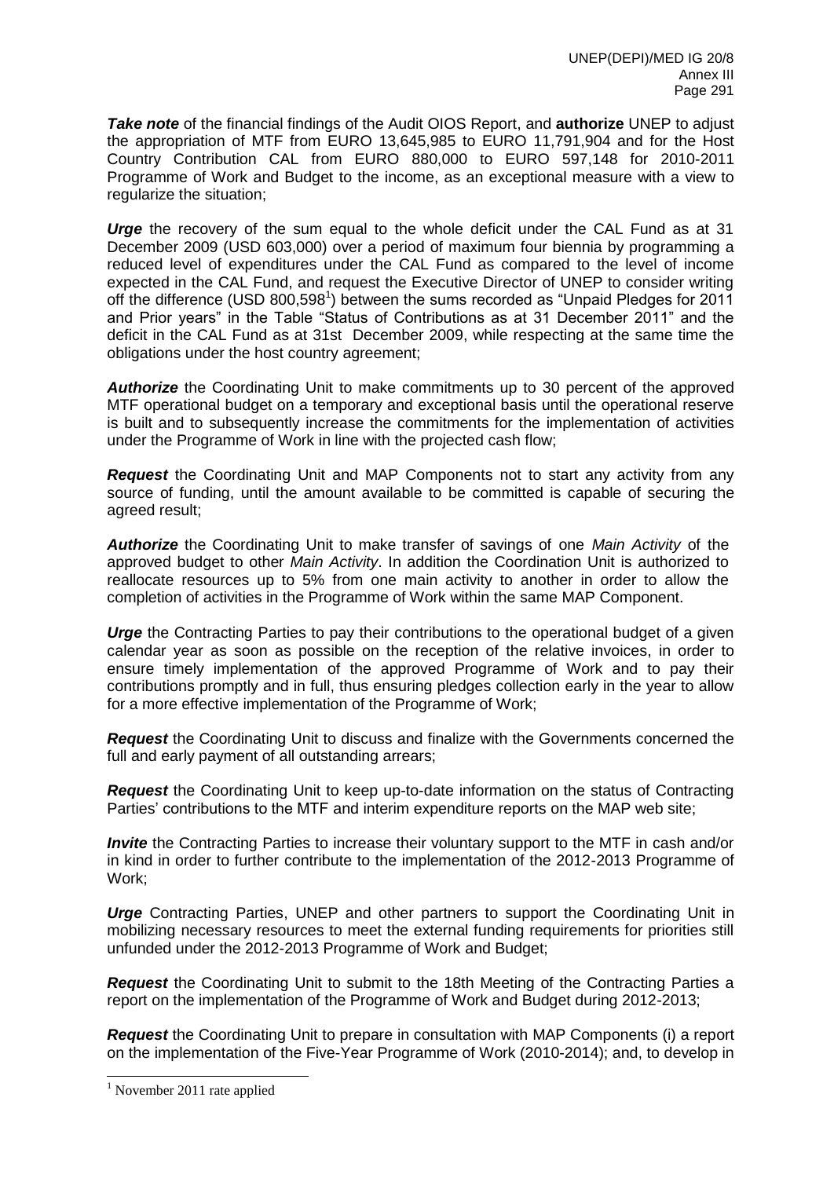***Take note*** of the financial findings of the Audit OIOS Report, and **authorize** UNEP to adjust the appropriation of MTF from EURO 13,645,985 to EURO 11,791,904 and for the Host Country Contribution CAL from EURO 880,000 to EURO 597,148 for 2010-2011 Programme of Work and Budget to the income, as an exceptional measure with a view to regularize the situation;

***Urge*** the recovery of the sum equal to the whole deficit under the CAL Fund as at 31 December 2009 (USD 603,000) over a period of maximum four biennia by programming a reduced level of expenditures under the CAL Fund as compared to the level of income expected in the CAL Fund, and request the Executive Director of UNEP to consider writing off the difference (USD 800,598[1]) between the sums recorded as "Unpaid Pledges for 2011 and Prior years" in the Table "Status of Contributions as at 31 December 2011" and the deficit in the CAL Fund as at 31st December 2009, while respecting at the same time the obligations under the host country agreement;

***Authorize*** the Coordinating Unit to make commitments up to 30 percent of the approved MTF operational budget on a temporary and exceptional basis until the operational reserve is built and to subsequently increase the commitments for the implementation of activities under the Programme of Work in line with the projected cash flow;

***Request*** the Coordinating Unit and MAP Components not to start any activity from any source of funding, until the amount available to be committed is capable of securing the agreed result;

***Authorize*** the Coordinating Unit to make transfer of savings of one *Main Activity* of the approved budget to other *Main Activity*. In addition the Coordination Unit is authorized to reallocate resources up to 5% from one main activity to another in order to allow the completion of activities in the Programme of Work within the same MAP Component.

***Urge*** the Contracting Parties to pay their contributions to the operational budget of a given calendar year as soon as possible on the reception of the relative invoices, in order to ensure timely implementation of the approved Programme of Work and to pay their contributions promptly and in full, thus ensuring pledges collection early in the year to allow for a more effective implementation of the Programme of Work;

***Request*** the Coordinating Unit to discuss and finalize with the Governments concerned the full and early payment of all outstanding arrears;

***Request*** the Coordinating Unit to keep up-to-date information on the status of Contracting Parties' contributions to the MTF and interim expenditure reports on the MAP web site;

***Invite*** the Contracting Parties to increase their voluntary support to the MTF in cash and/or in kind in order to further contribute to the implementation of the 2012-2013 Programme of Work;

***Urge*** Contracting Parties, UNEP and other partners to support the Coordinating Unit in mobilizing necessary resources to meet the external funding requirements for priorities still unfunded under the 2012-2013 Programme of Work and Budget;

***Request*** the Coordinating Unit to submit to the 18th Meeting of the Contracting Parties a report on the implementation of the Programme of Work and Budget during 2012-2013;

***Request*** the Coordinating Unit to prepare in consultation with MAP Components (i) a report on the implementation of the Five-Year Programme of Work (2010-2014); and, to develop in

---

[1] November 2011 rate applied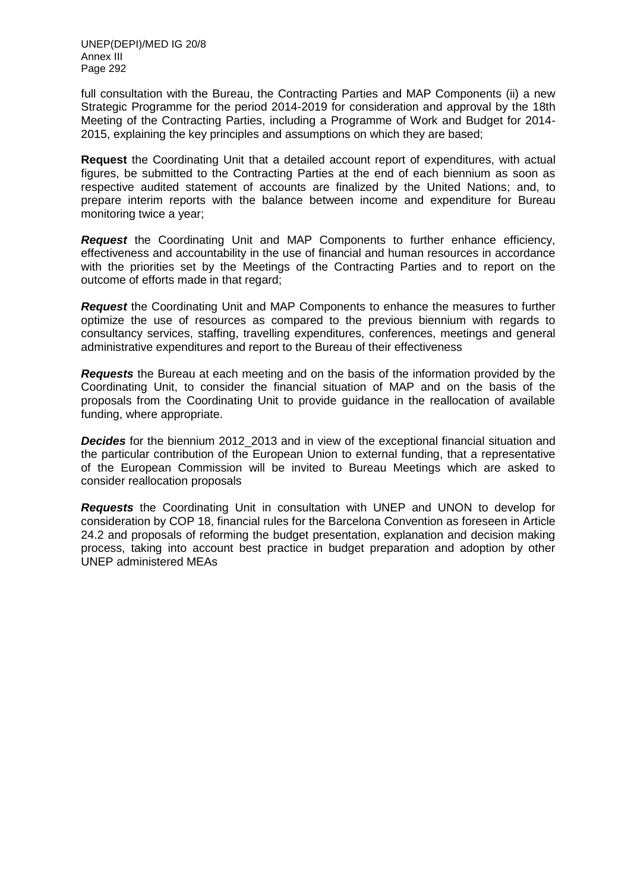full consultation with the Bureau, the Contracting Parties and MAP Components (ii) a new Strategic Programme for the period 2014-2019 for consideration and approval by the 18th Meeting of the Contracting Parties, including a Programme of Work and Budget for 2014-2015, explaining the key principles and assumptions on which they are based;

**Request** the Coordinating Unit that a detailed account report of expenditures, with actual figures, be submitted to the Contracting Parties at the end of each biennium as soon as respective audited statement of accounts are finalized by the United Nations; and, to prepare interim reports with the balance between income and expenditure for Bureau monitoring twice a year;

***Request*** the Coordinating Unit and MAP Components to further enhance efficiency, effectiveness and accountability in the use of financial and human resources in accordance with the priorities set by the Meetings of the Contracting Parties and to report on the outcome of efforts made in that regard;

***Request*** the Coordinating Unit and MAP Components to enhance the measures to further optimize the use of resources as compared to the previous biennium with regards to consultancy services, staffing, travelling expenditures, conferences, meetings and general administrative expenditures and report to the Bureau of their effectiveness

***Requests*** the Bureau at each meeting and on the basis of the information provided by the Coordinating Unit, to consider the financial situation of MAP and on the basis of the proposals from the Coordinating Unit to provide guidance in the reallocation of available funding, where appropriate.

***Decides*** for the biennium 2012_2013 and in view of the exceptional financial situation and the particular contribution of the European Union to external funding, that a representative of the European Commission will be invited to Bureau Meetings which are asked to consider reallocation proposals

***Requests*** the Coordinating Unit in consultation with UNEP and UNON to develop for consideration by COP 18, financial rules for the Barcelona Convention as foreseen in Article 24.2 and proposals of reforming the budget presentation, explanation and decision making process, taking into account best practice in budget preparation and adoption by other UNEP administered MEAs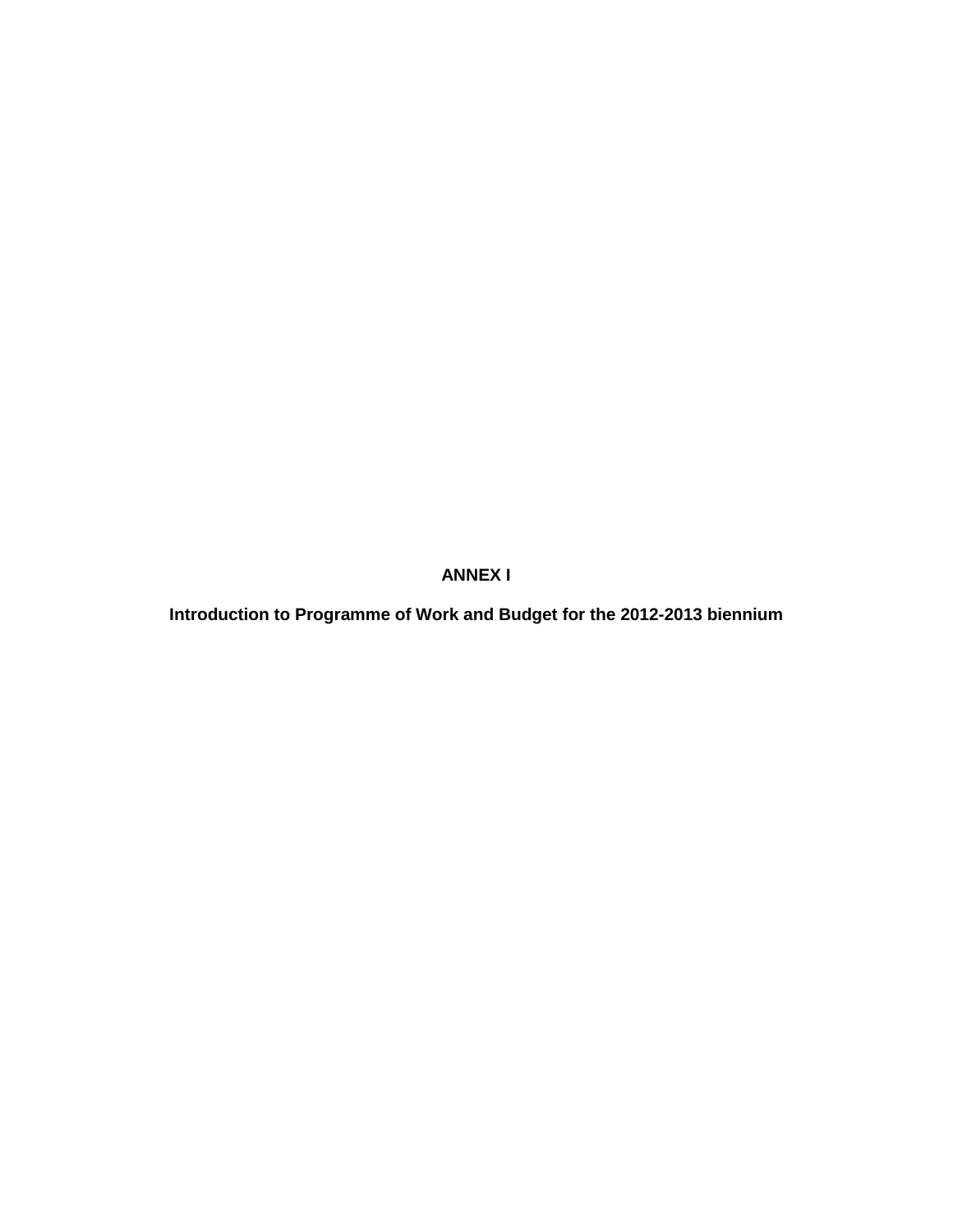# ANNEX I

## Introduction to Programme of Work and Budget for the 2012-2013 biennium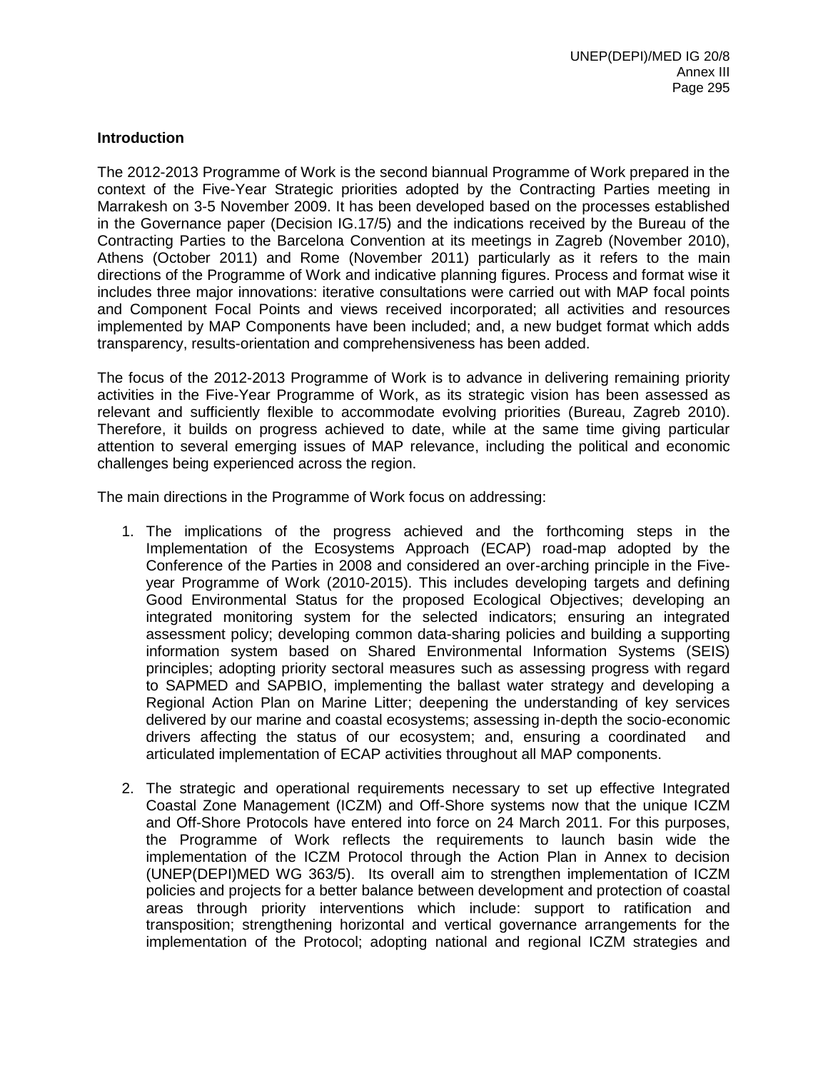**Introduction**

The 2012-2013 Programme of Work is the second biannual Programme of Work prepared in the context of the Five-Year Strategic priorities adopted by the Contracting Parties meeting in Marrakesh on 3-5 November 2009. It has been developed based on the processes established in the Governance paper (Decision IG.17/5) and the indications received by the Bureau of the Contracting Parties to the Barcelona Convention at its meetings in Zagreb (November 2010), Athens (October 2011) and Rome (November 2011) particularly as it refers to the main directions of the Programme of Work and indicative planning figures. Process and format wise it includes three major innovations: iterative consultations were carried out with MAP focal points and Component Focal Points and views received incorporated; all activities and resources implemented by MAP Components have been included; and, a new budget format which adds transparency, results-orientation and comprehensiveness has been added.

The focus of the 2012-2013 Programme of Work is to advance in delivering remaining priority activities in the Five-Year Programme of Work, as its strategic vision has been assessed as relevant and sufficiently flexible to accommodate evolving priorities (Bureau, Zagreb 2010). Therefore, it builds on progress achieved to date, while at the same time giving particular attention to several emerging issues of MAP relevance, including the political and economic challenges being experienced across the region.

The main directions in the Programme of Work focus on addressing:

1. The implications of the progress achieved and the forthcoming steps in the Implementation of the Ecosystems Approach (ECAP) road-map adopted by the Conference of the Parties in 2008 and considered an over-arching principle in the Five-year Programme of Work (2010-2015). This includes developing targets and defining Good Environmental Status for the proposed Ecological Objectives; developing an integrated monitoring system for the selected indicators; ensuring an integrated assessment policy; developing common data-sharing policies and building a supporting information system based on Shared Environmental Information Systems (SEIS) principles; adopting priority sectoral measures such as assessing progress with regard to SAPMED and SAPBIO, implementing the ballast water strategy and developing a Regional Action Plan on Marine Litter; deepening the understanding of key services delivered by our marine and coastal ecosystems; assessing in-depth the socio-economic drivers affecting the status of our ecosystem; and, ensuring a coordinated and articulated implementation of ECAP activities throughout all MAP components.

2. The strategic and operational requirements necessary to set up effective Integrated Coastal Zone Management (ICZM) and Off-Shore systems now that the unique ICZM and Off-Shore Protocols have entered into force on 24 March 2011. For this purposes, the Programme of Work reflects the requirements to launch basin wide the implementation of the ICZM Protocol through the Action Plan in Annex to decision (UNEP(DEPI)MED WG 363/5). Its overall aim to strengthen implementation of ICZM policies and projects for a better balance between development and protection of coastal areas through priority interventions which include: support to ratification and transposition; strengthening horizontal and vertical governance arrangements for the implementation of the Protocol; adopting national and regional ICZM strategies and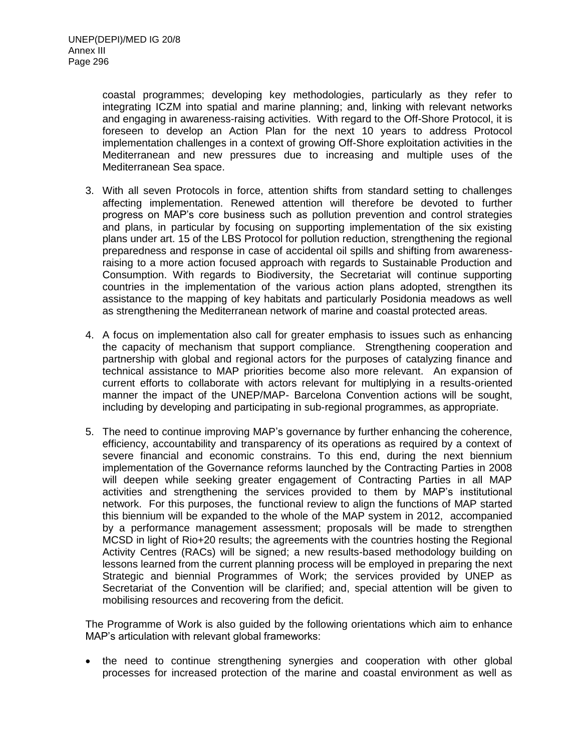coastal programmes; developing key methodologies, particularly as they refer to integrating ICZM into spatial and marine planning; and, linking with relevant networks and engaging in awareness-raising activities. With regard to the Off-Shore Protocol, it is foreseen to develop an Action Plan for the next 10 years to address Protocol implementation challenges in a context of growing Off-Shore exploitation activities in the Mediterranean and new pressures due to increasing and multiple uses of the Mediterranean Sea space.

3. With all seven Protocols in force, attention shifts from standard setting to challenges affecting implementation. Renewed attention will therefore be devoted to further progress on MAP's core business such as pollution prevention and control strategies and plans, in particular by focusing on supporting implementation of the six existing plans under art. 15 of the LBS Protocol for pollution reduction, strengthening the regional preparedness and response in case of accidental oil spills and shifting from awareness-raising to a more action focused approach with regards to Sustainable Production and Consumption. With regards to Biodiversity, the Secretariat will continue supporting countries in the implementation of the various action plans adopted, strengthen its assistance to the mapping of key habitats and particularly Posidonia meadows as well as strengthening the Mediterranean network of marine and coastal protected areas.

4. A focus on implementation also call for greater emphasis to issues such as enhancing the capacity of mechanism that support compliance. Strengthening cooperation and partnership with global and regional actors for the purposes of catalyzing finance and technical assistance to MAP priorities become also more relevant. An expansion of current efforts to collaborate with actors relevant for multiplying in a results-oriented manner the impact of the UNEP/MAP- Barcelona Convention actions will be sought, including by developing and participating in sub-regional programmes, as appropriate.

5. The need to continue improving MAP's governance by further enhancing the coherence, efficiency, accountability and transparency of its operations as required by a context of severe financial and economic constrains. To this end, during the next biennium implementation of the Governance reforms launched by the Contracting Parties in 2008 will deepen while seeking greater engagement of Contracting Parties in all MAP activities and strengthening the services provided to them by MAP's institutional network. For this purposes, the functional review to align the functions of MAP started this biennium will be expanded to the whole of the MAP system in 2012, accompanied by a performance management assessment; proposals will be made to strengthen MCSD in light of Rio+20 results; the agreements with the countries hosting the Regional Activity Centres (RACs) will be signed; a new results-based methodology building on lessons learned from the current planning process will be employed in preparing the next Strategic and biennial Programmes of Work; the services provided by UNEP as Secretariat of the Convention will be clarified; and, special attention will be given to mobilising resources and recovering from the deficit.

The Programme of Work is also guided by the following orientations which aim to enhance MAP's articulation with relevant global frameworks:

- the need to continue strengthening synergies and cooperation with other global processes for increased protection of the marine and coastal environment as well as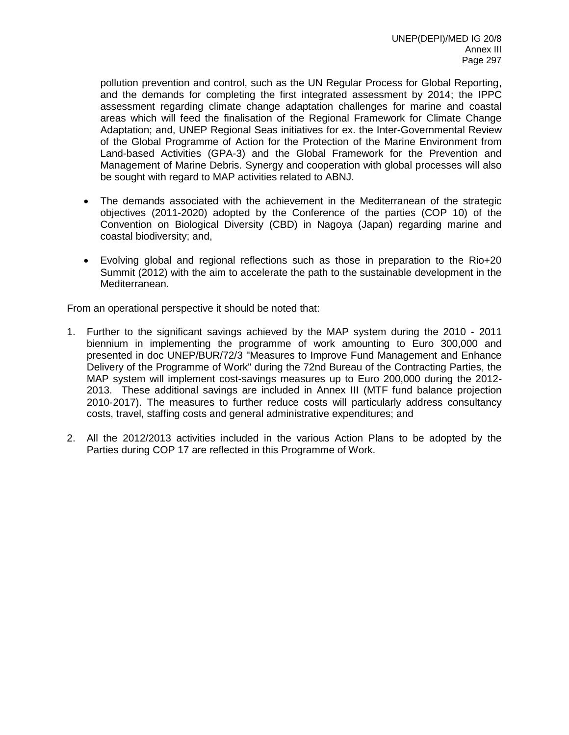pollution prevention and control, such as the UN Regular Process for Global Reporting, and the demands for completing the first integrated assessment by 2014; the IPPC assessment regarding climate change adaptation challenges for marine and coastal areas which will feed the finalisation of the Regional Framework for Climate Change Adaptation; and, UNEP Regional Seas initiatives for ex. the Inter-Governmental Review of the Global Programme of Action for the Protection of the Marine Environment from Land-based Activities (GPA-3) and the Global Framework for the Prevention and Management of Marine Debris. Synergy and cooperation with global processes will also be sought with regard to MAP activities related to ABNJ.

- The demands associated with the achievement in the Mediterranean of the strategic objectives (2011-2020) adopted by the Conference of the parties (COP 10) of the Convention on Biological Diversity (CBD) in Nagoya (Japan) regarding marine and coastal biodiversity; and,

- Evolving global and regional reflections such as those in preparation to the Rio+20 Summit (2012) with the aim to accelerate the path to the sustainable development in the Mediterranean.

From an operational perspective it should be noted that:

1. Further to the significant savings achieved by the MAP system during the 2010 - 2011 biennium in implementing the programme of work amounting to Euro 300,000 and presented in doc UNEP/BUR/72/3 "Measures to Improve Fund Management and Enhance Delivery of the Programme of Work" during the 72nd Bureau of the Contracting Parties, the MAP system will implement cost-savings measures up to Euro 200,000 during the 2012-2013. These additional savings are included in Annex III (MTF fund balance projection 2010-2017). The measures to further reduce costs will particularly address consultancy costs, travel, staffing costs and general administrative expenditures; and

2. All the 2012/2013 activities included in the various Action Plans to be adopted by the Parties during COP 17 are reflected in this Programme of Work.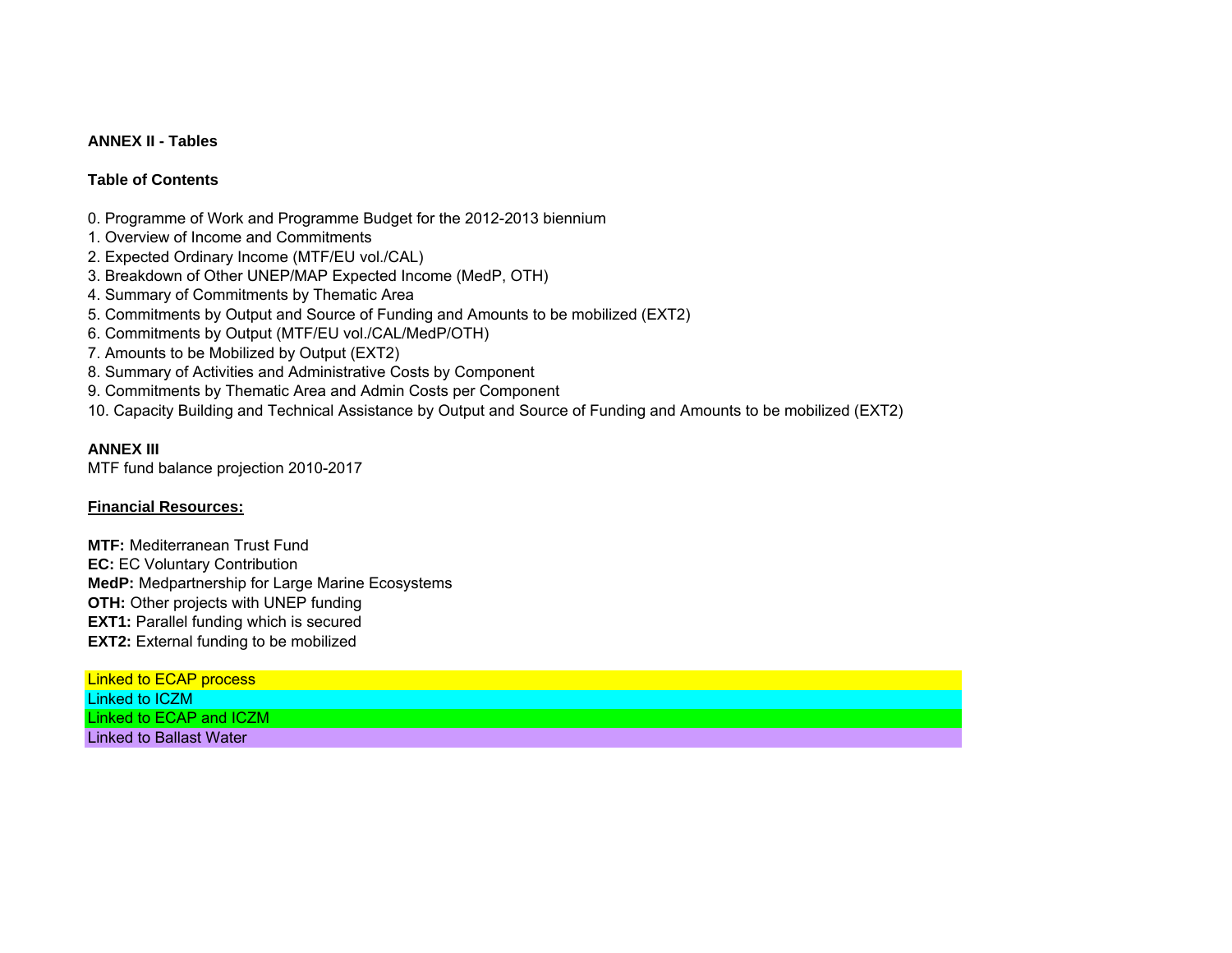**ANNEX II - Tables**

**Table of Contents**

0. Programme of Work and Programme Budget for the 2012-2013 biennium
1. Overview of Income and Commitments
2. Expected Ordinary Income (MTF/EU vol./CAL)
3. Breakdown of Other UNEP/MAP Expected Income (MedP, OTH)
4. Summary of Commitments by Thematic Area
5. Commitments by Output and Source of Funding and Amounts to be mobilized (EXT2)
6. Commitments by Output (MTF/EU vol./CAL/MedP/OTH)
7. Amounts to be Mobilized by Output (EXT2)
8. Summary of Activities and Administrative Costs by Component
9. Commitments by Thematic Area and Admin Costs per Component
10. Capacity Building and Technical Assistance by Output and Source of Funding and Amounts to be mobilized (EXT2)

**ANNEX III**

MTF fund balance projection 2010-2017

**Financial Resources:**

**MTF:** Mediterranean Trust Fund
**EC:** EC Voluntary Contribution
**MedP:** Medpartnership for Large Marine Ecosystems
**OTH:** Other projects with UNEP funding
**EXT1:** Parallel funding which is secured
**EXT2:** External funding to be mobilized

Linked to ECAP process
Linked to ICZM
Linked to ECAP and ICZM
Linked to Ballast Water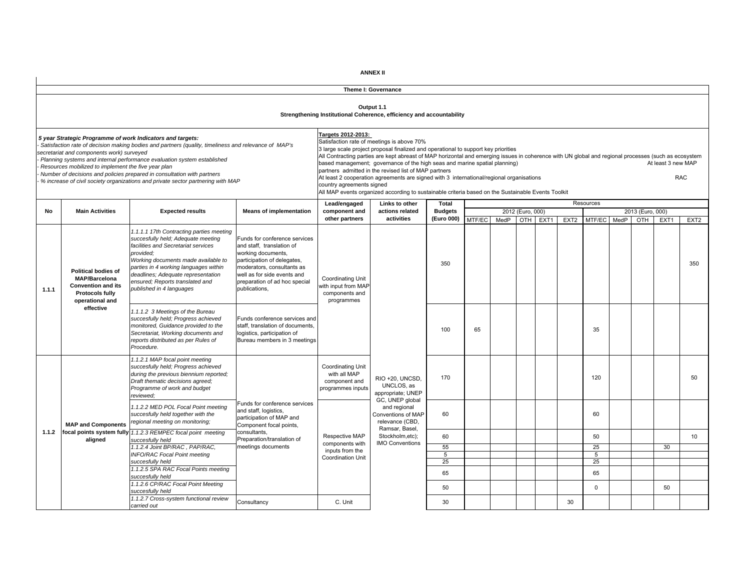**ANNEX II**

**Theme I: Governance**

**Output 1.1**
**Strengthening Institutional Coherence, efficiency and accountability**

***5 year Strategic Programme of work Indicators and targets:***

- *Satisfaction rate of decision making bodies and partners (quality, timeliness and relevance of MAP's secretariat and components work) surveyed*
- *Planning systems and internal performance evaluation system established*
- *Resources mobilized to implement the five year plan*
- *Number of decisions and policies prepared in consultation with partners*
- *% increase of civil society organizations and private sector partnering with MAP*

**Targets 2012-2013:**

Satisfaction rate of meetings is above 70%
3 large scale project proposal finalized and operational to support key priorities
All Contracting parties are kept abreast of MAP horizontal and emerging issues in coherence with UN global and regional processes (such as ecosystem based management; governance of the high seas and marine spatial planning) At least 3 new MAP partners admitted in the revised list of MAP partners
At least 2 cooperation agreements are signed with 3 international/regional organisations RAC country agreements signed
All MAP events organized according to sustainable criteria based on the Sustainable Events Toolkit

| No | Main Activities | Expected results | Means of implementation | Lead/engaged component and other partners | Links to other actions related activities | Total Budgets (Euro 000) | Resources 2012 (Euro, 000) MTF/EC | MedP | OTH | EXT1 | EXT2 | 2013 (Euro, 000) MTF/EC | MedP | OTH | EXT1 | EXT2 |
|---|---|---|---|---|---|---|---|---|---|---|---|---|---|---|---|---|
| 1.1.1 | **Political bodies of MAP/Barcelona Convention and its Protocols fully operational and effective** | *1.1.1.1 17th Contracting parties meeting succesfully held; Adequate meeting facilities and Secretariat services provided; Working documents made available to parties in 4 working languages within deadlines; Adequate representation ensured; Reports translated and published in 4 languages* | Funds for conference services and staff, translation of working documents, participation of delegates, moderators, consultants as well as for side events and preparation of ad hoc special publications, | Coordinating Unit with input from MAP components and programmes | | 350 | | | | | | | | | | 350 |
| | | *1.1.1.2 3 Meetings of the Bureau succesfully held; Progress achieved monitored, Guidance provided to the Secretariat, Working documents and reports distributed as per Rules of Procedure.* | Funds conference services and staff, translation of documents, logistics, participation of Bureau members in 3 meetings | | | 100 | 65 | | | | | 35 | | | | |
| 1.1.2 | **MAP and Components focal points system fully aligned** | *1.1.2.1 MAP focal point meeting succesfully held; Progress achieved during the previous biennium reported; Draft thematic decisions agreed; Programme of work and budget reviewed;* | Funds for conference services and staff, logistics, participation of MAP and Component focal points, consultants, Preparation/translation of meetings documents | Coordinating Unit with all MAP component and programmes inputs | RIO +20, UNCSD, UNCLOS, as appropriate; UNEP GC, UNEP global and regional Conventions of MAP relevance (CBD, Ramsar, Basel, Stockholm,etc); IMO Conventions | 170 | | | | | | 120 | | | | 50 |
| | | *1.1.2.2 MED POL Focal Point meeting succesfully held together with the regional meeting on monitoring;* | | Respective MAP components with inputs from the Coordination Unit | | 60 | | | | | | 60 | | | | |
| | | *1.1.2.3 REMPEC focal point meeting succesfully held* | | | | 60 | | | | | | 50 | | | | 10 |
| | | *1.1.2.4 Joint BP/RAC , PAP/RAC, INFO/RAC Focal Point meeting succesfully held* | | | | 55 | | | | | | 25 | | | 30 | |
| | | | | | | 5 | | | | | | 5 | | | | |
| | | | | | | 25 | | | | | | 25 | | | | |
| | | *1.1.2.5 SPA RAC Focal Points meeting succesfully held* | | | | 65 | | | | | | 65 | | | | |
| | | *1.1.2.6 CP/RAC Focal Point Meeting succesfully held* | | | | 50 | | | | | | 0 | | | 50 | |
| | | *1.1.2.7 Cross-system functional review carried out* | Consultancy | C. Unit | | 30 | | | | | 30 | | | | | |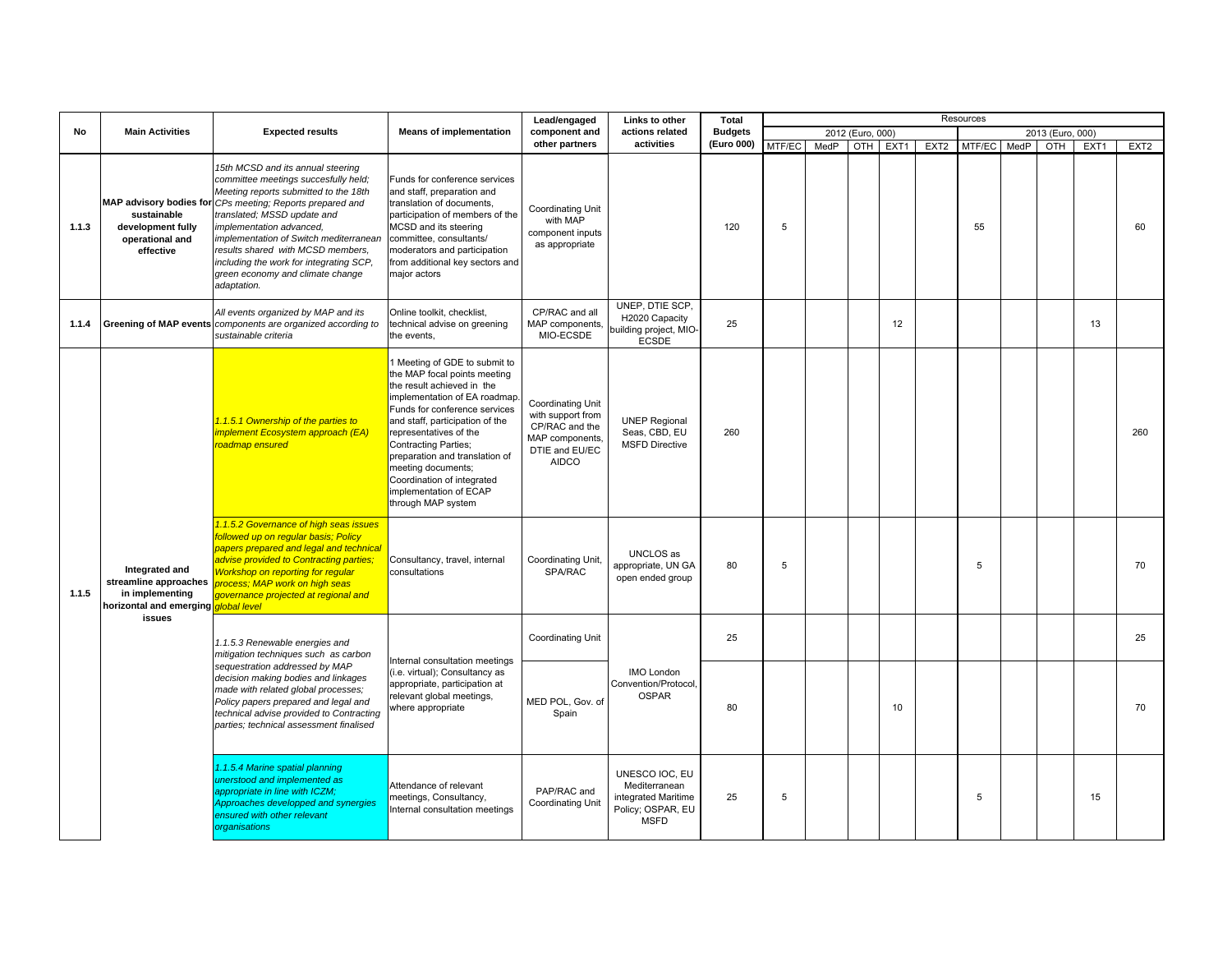| No | Main Activities | Expected results | Means of implementation | Lead/engaged component and other partners | Links to other actions related activities | Total Budgets (Euro 000) | Resources | | | | | | | | | |
|---|---|---|---|---|---|---|---|---|---|---|---|---|---|---|---|---|
| | | | | | | | 2012 (Euro, 000) | | | | | 2013 (Euro, 000) | | | | |
| | | | | | | | MTF/EC | MedP | OTH | EXT1 | EXT2 | MTF/EC | MedP | OTH | EXT1 | EXT2 |
| 1.1.3 | **MAP advisory bodies for sustainable development fully operational and effective** | *15th MCSD and its annual steering committee meetings succesfully held; Meeting reports submitted to the 18th CPs meeting; Reports prepared and translated; MSSD update and implementation advanced, implementation of Switch mediterranean results shared with MCSD members, including the work for integrating SCP, green economy and climate change adaptation.* | Funds for conference services and staff, preparation and translation of documents, participation of members of the MCSD and its steering committee, consultants/ moderators and participation from additional key sectors and major actors | Coordinating Unit with MAP component inputs as appropriate | | 120 | 5 | | | | | 55 | | | | 60 |
| 1.1.4 | **Greening of MAP events** | *All events organized by MAP and its components are organized according to sustainable criteria* | Online toolkit, checklist, technical advise on greening the events, | CP/RAC and all MAP components, MIO-ECSDE | UNEP, DTIE SCP, H2020 Capacity building project, MIO-ECSDE | 25 | | | | 12 | | | | | 13 | |
| 1.1.5 | **Integrated and streamline approaches in implementing horizontal and emerging issues** | *1.1.5.1 Ownership of the parties to implement Ecosystem approach (EA) roadmap ensured* | 1 Meeting of GDE to submit to the MAP focal points meeting the result achieved in the implementation of EA roadmap. Funds for conference services and staff, participation of the representatives of the Contracting Parties; preparation and translation of meeting documents; Coordination of integrated implementation of ECAP through MAP system | Coordinating Unit with support from CP/RAC and the MAP components, DTIE and EU/EC AIDCO | UNEP Regional Seas, CBD, EU MSFD Directive | 260 | | | | | | | | | | 260 |
| | | *1.1.5.2 Governance of high seas issues followed up on regular basis; Policy papers prepared and legal and technical advise provided to Contracting parties; Workshop on reporting for regular process; MAP work on high seas governance projected at regional and global level* | Consultancy, travel, internal consultations | Coordinating Unit, SPA/RAC | UNCLOS as appropriate, UN GA open ended group | 80 | 5 | | | | | 5 | | | | 70 |
| | | *1.1.5.3 Renewable energies and mitigation techniques such as carbon sequestration addressed by MAP decision making bodies and linkages made with related global processes; Policy papers prepared and legal and technical advise provided to Contracting parties; technical assessment finalised* | Internal consultation meetings (i.e. virtual); Consultancy as appropriate, participation at relevant global meetings, where appropriate | Coordinating Unit | IMO London Convention/Protocol, OSPAR | 25 | | | | | | | | | | 25 |
| | | | | MED POL, Gov. of Spain | | 80 | | | | 10 | | | | | | 70 |
| | | *1.1.5.4 Marine spatial planning unerstood and implemented as appropriate in line with ICZM; Approaches developped and synergies ensured with other relevant organisations* | Attendance of relevant meetings, Consultancy, Internal consultation meetings | PAP/RAC and Coordinating Unit | UNESCO IOC, EU Mediterranean integrated Maritime Policy; OSPAR, EU MSFD | 25 | 5 | | | | | 5 | | | 15 | |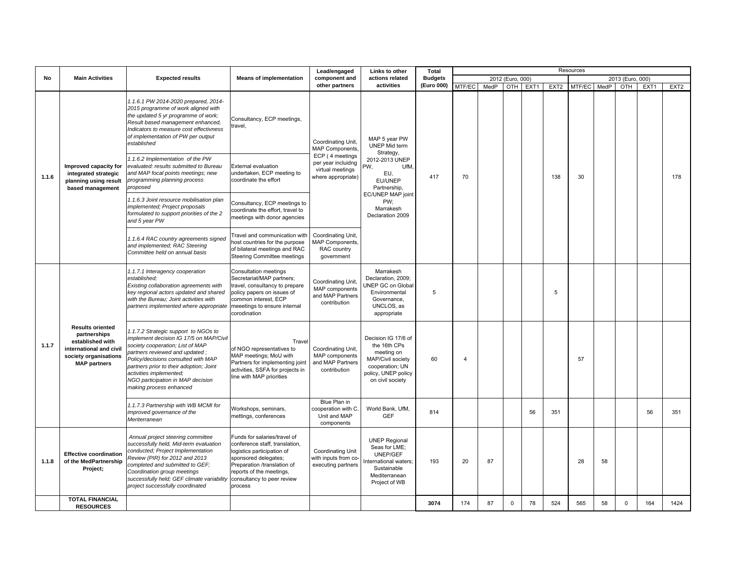| No | Main Activities | Expected results | Means of implementation | Lead/engaged component and other partners | Links to other actions related activities | Total Budgets (Euro 000) | Resources | | | | | | | | | |
|---|---|---|---|---|---|---|---|---|---|---|---|---|---|---|---|---|
| | | | | | | | 2012 (Euro, 000) | | | | | 2013 (Euro, 000) | | | | |
| | | | | | | | MTF/EC | MedP | OTH | EXT1 | EXT2 | MTF/EC | MedP | OTH | EXT1 | EXT2 |
| 1.1.6 | Improved capacity for integrated strategic planning using result based management | *1.1.6.1 PW 2014-2020 prepared, 2014-2015 programme of work aligned with the updated 5 yr programme of work; Result based management enhanced, Indicators to measure cost effectivness of implementation of PW per output established* | Consultancy, ECP meetings, travel, | Coordinating Unit, MAP Components, ECP ( 4 meetings per year incluidng virtual meetings where appropriate) | MAP 5 year PW UNEP Mid term Strategy, 2012-2013 UNEP PW, UfM, EU, EU/UNEP Partnership, EC/UNEP MAP joint PW; Marrakesh Declaration 2009 | 417 | 70 | | | | 138 | 30 | | | | 178 |
| | | *1.1.6.2 Implementation of the PW evaluated: results submitted to Bureau and MAP focal points meetings; new programming planning process proposed* | External evaluation undertaken, ECP meeting to coordinate the effort | | | | | | | | | | | | | |
| | | *1.1.6.3 Joint resource mobilisation plan implemented; Project proposals formulated to support priorities of the 2 and 5 year PW* | Consultancy, ECP meetings to coordinate the effort, travel to meetings with donor agencies | | | | | | | | | | | | | |
| | | *1.1.6.4 RAC country agreements signed and implemented; RAC Steering Committee held on annual basis* | Travel and communication with host countries for the purpose of bilateral meetings and RAC Steering Committee meetings | Coordinating Unit, MAP Components, RAC country government | | | | | | | | | | | | |
| 1.1.7 | Results oriented partnerships established with international and civil society organisations MAP partners | *1.1.7.1 Interagency cooperation established; Existing collaboration agreements with key regional actors updated and shared with the Bureau; Joint activities with partners implemented where appropriate* | Consultation meetings Secretariat/MAP partners; travel, consultancy to prepare policy papers on issues of common interest, ECP meeetings to ensure internal corodination | Coordinating Unit, MAP components and MAP Partners contribution | Marrakesh Declaration, 2009; UNEP GC on Global Environmental Governance, UNCLOS, as appropriate | 5 | | | | | 5 | | | | | |
| | | *1.1.7.2 Strategic support to NGOs to implement decision IG 17/5 on MAP/Civil society cooperation; List of MAP partners reviewed and updated ; Policy/decisions consulted with MAP partners prior to their adoption; Joint activities implemented; NGO participation in MAP decision making process enhanced* | Travel of NGO representatives to MAP meetings; MoU with Partners for implementing joint activities, SSFA for projects in line with MAP priorities | Coordinating Unit, MAP components and MAP Partners contribution | Decision IG 17/6 of the 16th CPs meeting on MAP/Civil society cooperation; UN policy, UNEP policy on civil society | 60 | 4 | | | | | 57 | | | | |
| | | *1.1.7.3 Partnership with WB MCMI for improved governance of the Meriterranean* | Workshops, seminars, mettings, conferences | Blue Plan in cooperation with C. Unit and MAP components | World Bank, UfM, GEF | 814 | | | | 56 | 351 | | | | 56 | 351 |
| 1.1.8 | Effective coordination of the MedPartnership Project; | *Annual project steering committee successfully held, Mid-term evaluation conducted; Project Implementation Review (PIR) for 2012 and 2013 completed and submitted to GEF; Coordination group meetings successfully held; GEF climate variability project successfully coordinated* | Funds for salaries/travel of conference staff, translation, logistics participation of sponsored delegates; Preparation /translation of reports of the meetings, consultancy to peer review process | Coordinating Unit with inputs from co-executing partners | UNEP Regional Seas for LME; UNEP/GEF International waters; Sustainable Mediterranean Project of WB | 193 | 20 | 87 | | | | 28 | 58 | | | |
| | **TOTAL FINANCIAL RESOURCES** | | | | | **3074** | 174 | 87 | 0 | 78 | 524 | 565 | 58 | 0 | 164 | 1424 |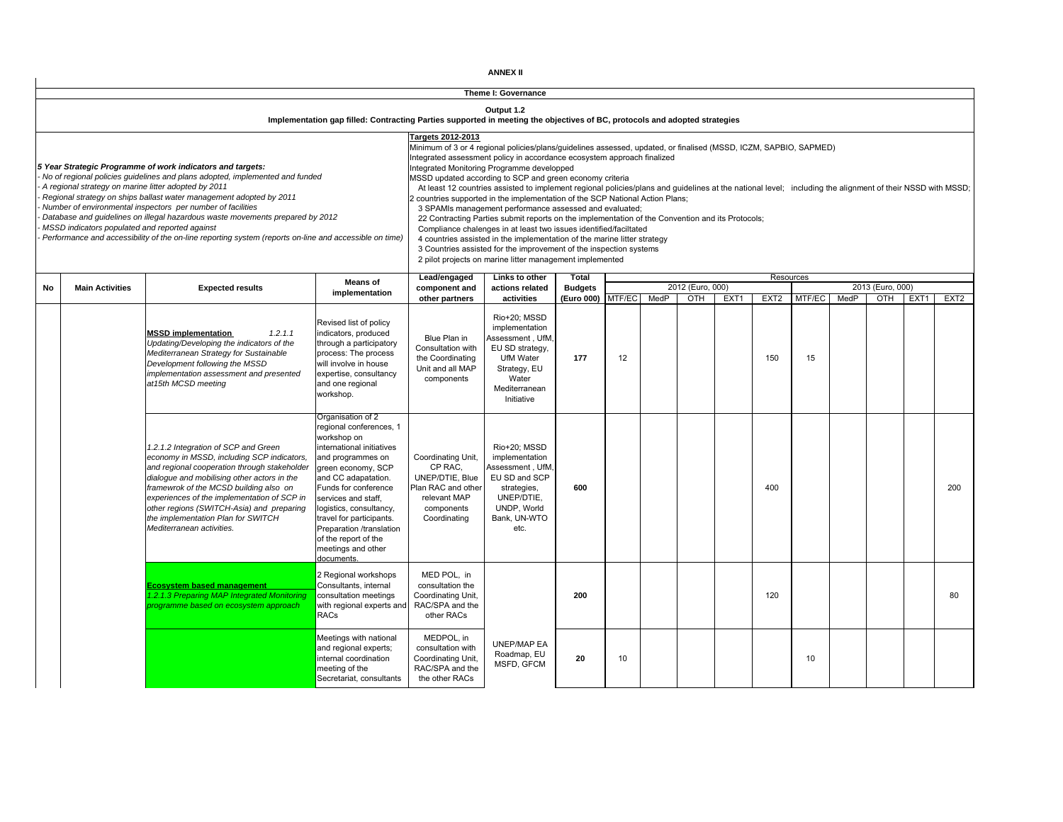# ANNEX II

## Theme I: Governance

### Output 1.2

**Implementation gap filled: Contracting Parties supported in meeting the objectives of BC, protocols and adopted strategies**

*5 Year Strategic Programme of work indicators and targets:*
- *No of regional policies guidelines and plans adopted, implemented and funded*
- *A regional strategy on marine litter adopted by 2011*
- *Regional strategy on ships ballast water management adopted by 2011*
- *Number of environmental inspectors per number of facilities*
- *Database and guidelines on illegal hazardous waste movements prepared by 2012*
- *MSSD indicators populated and reported against*
- *Performance and accessibility of the on-line reporting system (reports on-line and accessible on time)*

**Targets 2012-2013**

Minimum of 3 or 4 regional policies/plans/guidelines assessed, updated, or finalised (MSSD, ICZM, SAPBIO, SAPMED)
Integrated assessment policy in accordance ecosystem approach finalized
Integrated Monitoring Programme developped
MSSD updated according to SCP and green economy criteria
At least 12 countries assisted to implement regional policies/plans and guidelines at the national level; including the alignment of their NSSD with MSSD;
2 countries supported in the implementation of the SCP National Action Plans;
3 SPAMIs management performance assessed and evaluated;
22 Contracting Parties submit reports on the implementation of the Convention and its Protocols;
Compliance chalenges in at least two issues identified/faciltated
4 countries assisted in the implementation of the marine litter strategy
3 Countries assisted for the improvement of the inspection systems
2 pilot projects on marine litter management implemented

| No | Main Activities | Expected results | Means of implementation | Lead/engaged component and other partners | Links to other actions related activities | Total Budgets (Euro 000) | 2012 (Euro, 000) MTF/EC | MedP | OTH | EXT1 | EXT2 | 2013 (Euro, 000) MTF/EC | MedP | OTH | EXT1 | EXT2 |
|---|---|---|---|---|---|---|---|---|---|---|---|---|---|---|---|---|
| | | **MSSD implementation** 1.2.1.1 *Updating/Developing the indicators of the Mediterranean Strategy for Sustainable Development following the MSSD implementation assessment and presented at15th MCSD meeting* | Revised list of policy indicators, produced through a participatory process: The process will involve in house expertise, consultancy and one regional workshop. | Blue Plan in Consultation with the Coordinating Unit and all MAP components | Rio+20; MSSD implementation Assessment , UfM, EU SD strategy, UfM Water Strategy, EU Water Mediterranean Initiative | 177 | 12 | | | | 150 | 15 | | | | |
| | | *1.2.1.2 Integration of SCP and Green economy in MSSD, including SCP indicators, and regional cooperation through stakeholder dialogue and mobilising other actors in the framewrok of the MCSD building also on experiences of the implementation of SCP in other regions (SWITCH-Asia) and preparing the implementation Plan for SWITCH Mediterranean activities.* | Organisation of 2 regional conferences, 1 workshop on international initiatives and programmes on green economy, SCP and CC adapatation. Funds for conference services and staff, logistics, consultancy, travel for participants. Preparation /translation of the report of the meetings and other documents. | Coordinating Unit, CP RAC, UNEP/DTIE, Blue Plan RAC and other relevant MAP components Coordinating | Rio+20; MSSD implementation Assessment , UfM, EU SD and SCP strategies, UNEP/DTIE, UNDP, World Bank, UN-WTO etc. | 600 | | | | | 400 | | | | | 200 |
| | | **Ecosystem based management** *1.2.1.3 Preparing MAP Integrated Monitoring programme based on ecosystem approach* | 2 Regional workshops Consultants, internal consultation meetings with regional experts and RACs | MED POL, in consultation the Coordinating Unit, RAC/SPA and the other RACs | | 200 | | | | | 120 | | | | | 80 |
| | | | Meetings with national and regional experts; internal coordination meeting of the Secretariat, consultants | MEDPOL, in consultation with Coordinating Unit, RAC/SPA and the other RACs | UNEP/MAP EA Roadmap, EU MSFD, GFCM | 20 | 10 | | | | | 10 | | | | |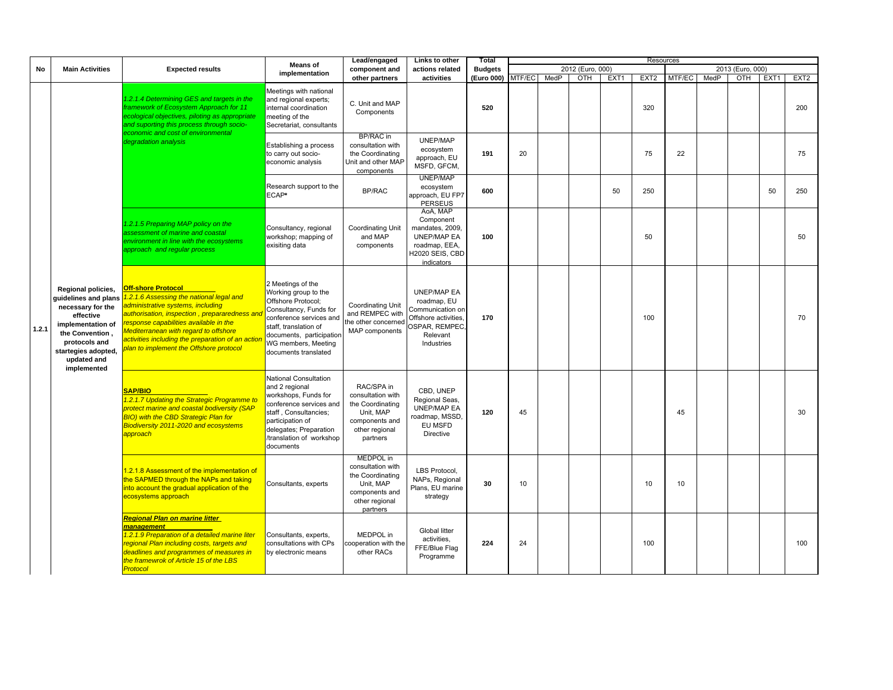| No | Main Activities | Expected results | Means of implementation | Lead/engaged component and other partners | Links to other actions related activities | Total Budgets (Euro 000) | Resources | | | | | | | | | |
|---|---|---|---|---|---|---|---|---|---|---|---|---|---|---|---|---|
| | | | | | | | 2012 (Euro, 000) | | | | | 2013 (Euro, 000) | | | | |
| | | | | | | | MTF/EC | MedP | OTH | EXT1 | EXT2 | MTF/EC | MedP | OTH | EXT1 | EXT2 |
| 1.2.1 | Regional policies, guidelines and plans necessary for the effective implementation of the Convention , protocols and startegies adopted, updated and implemented | *1.2.1.4 Determining GES and targets in the framework of Ecosystem Approach for 11 ecological objectives, piloting as appropriate and suporting this process through socio-economic and cost of environmental degradation analysis* | Meetings with national and regional experts; internal coordination meeting of the Secretariat, consultants | C. Unit and MAP Components | | 520 | | | | | 320 | | | | | 200 |
| | | | Establishing a process to carry out socio-economic analysis | BP/RAC in consultation with the Coordinating Unit and other MAP components | UNEP/MAP ecosystem approach, EU MSFD, GFCM, | 191 | 20 | | | | 75 | 22 | | | | 75 |
| | | | Research support to the ECAP* | BP/RAC | UNEP/MAP ecosystem approach, EU FP7 PERSEUS | 600 | | | | 50 | 250 | | | | 50 | 250 |
| | | *1.2.1.5 Preparing MAP policy on the assessment of marine and coastal environment in line with the ecosystems approach and regular process* | Consultancy, regional workshop; mapping of exisiting data | Coordinating Unit and MAP components | AoA, MAP Component mandates, 2009, UNEP/MAP EA roadmap, EEA, H2020 SEIS, CBD indicators | 100 | | | | | 50 | | | | | 50 |
| | | **Off-shore Protocol** *1.2.1.6 Assessing the national legal and administrative systems, including authorisation, inspection , prepararedness and response capabilities available in the Mediterranean with regard to offshore activities including the preparation of an action plan to implement the Offshore protocol* | 2 Meetings of the Working group to the Offshore Protocol; Consultancy, Funds for conference services and staff, translation of documents, participation WG members, Meeting documents translated | Coordinating Unit and REMPEC with the other concerned MAP components | UNEP/MAP EA roadmap, EU Communication on Offshore activities, OSPAR, REMPEC, Relevant Industries | 170 | | | | | 100 | | | | | 70 |
| | | **SAP/BIO** *1.2.1.7 Updating the Strategic Programme to protect marine and coastal bodiversity (SAP BIO) with the CBD Strategic Plan for Biodiversity 2011-2020 and ecosystems approach* | National Consultation and 2 regional workshops, Funds for conference services and staff , Consultancies; participation of delegates; Preparation /translation of workshop documents | RAC/SPA in consultation with the Coordinating Unit, MAP components and other regional partners | CBD, UNEP Regional Seas, UNEP/MAP EA roadmap, MSSD, EU MSFD Directive | 120 | 45 | | | | | 45 | | | | 30 |
| | | 1.2.1.8 Assessment of the implementation of the SAPMED through the NAPs and taking into account the gradual application of the ecosystems approach | Consultants, experts | MEDPOL in consultation with the Coordinating Unit, MAP components and other regional partners | LBS Protocol, NAPs, Regional Plans, EU marine strategy | 30 | 10 | | | | 10 | 10 | | | | |
| | | ***Regional Plan on marine litter management*** *1.2.1.9 Preparation of a detailed marine liter regional Plan including costs, targets and deadlines and programmes of measures in the framewrok of Article 15 of the LBS Protocol* | Consultants, experts, consultations with CPs by electronic means | MEDPOL in cooperation with the other RACs | Global litter activities, FFE/Blue Flag Programme | 224 | 24 | | | | 100 | | | | | 100 |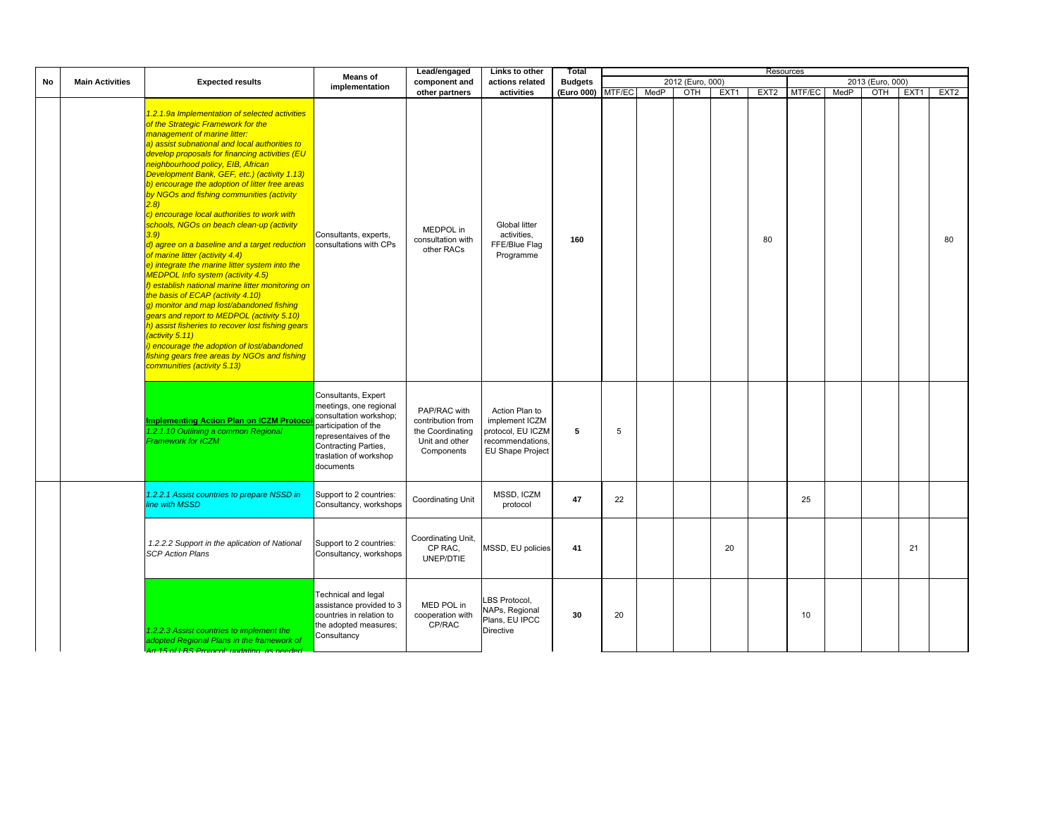| No | Main Activities | Expected results | Means of implementation | Lead/engaged component and other partners | Links to other actions related activities | Total Budgets (Euro 000) | Resources | | | | | | | | | |
|---|---|---|---|---|---|---|---|---|---|---|---|---|---|---|---|---|
| | | | | | | | 2012 (Euro, 000) | | | | | 2013 (Euro, 000) | | | | |
| | | | | | | | MTF/EC | MedP | OTH | EXT1 | EXT2 | MTF/EC | MedP | OTH | EXT1 | EXT2 |
| | | *1.2.1.9a Implementation of selected activities of the Strategic Framework for the management of marine litter:* *a) assist subnational and local authorities to develop proposals for financing activities (EU neighbourhood policy, EIB, African Development Bank, GEF, etc.) (activity 1.13)* *b) encourage the adoption of litter free areas by NGOs and fishing communities (activity 2.8)* *c) encourage local authorities to work with schools, NGOs on beach clean-up (activity 3.9)* *d) agree on a baseline and a target reduction of marine litter (activity 4.4)* *e) integrate the marine litter system into the MEDPOL Info system (activity 4.5)* *f) establish national marine litter monitoring on the basis of ECAP (activity 4.10)* *g) monitor and map lost/abandoned fishing gears and report to MEDPOL (activity 5.10)* *h) assist fisheries to recover lost fishing gears (activity 5.11)* *i) encourage the adoption of lost/abandoned fishing gears free areas by NGOs and fishing communities (activity 5.13)* | Consultants, experts, consultations with CPs | MEDPOL in consultation with other RACs | Global litter activities, FFE/Blue Flag Programme | 160 | | | | | 80 | | | | | 80 |
| | | **Implementing Action Plan on ICZM Protocol** *1.2.1.10 Outlining a common Regional Framework for ICZM* | Consultants, Expert meetings, one regional consultation workshop; participation of the representaives of the Contracting Parties, traslation of workshop documents | PAP/RAC with contribution from the Coordinating Unit and other Components | Action Plan to implement ICZM protocol, EU ICZM recommendations, EU Shape Project | 5 | 5 | | | | | | | | | |
| | | *1.2.2.1 Assist countries to prepare NSSD in line with MSSD* | Support to 2 countries: Consultancy, workshops | Coordinating Unit | MSSD, ICZM protocol | 47 | 22 | | | | | 25 | | | | |
| | | *1.2.2.2 Support in the aplication of National SCP Action Plans* | Support to 2 countries: Consultancy, workshops | Coordinating Unit, CP RAC, UNEP/DTIE | MSSD, EU policies | 41 | | | | 20 | | | | | 21 | |
| | | *1.2.2.3 Assist countries to implement the adopted Regional Plans in the framework of Art 15 of LBS Protocol, updating as needed* | Technical and legal assistance provided to 3 countries in relation to the adopted measures; Consultancy | MED POL in cooperation with CP/RAC | LBS Protocol, NAPs, Regional Plans, EU IPCC Directive | 30 | 20 | | | | | 10 | | | | |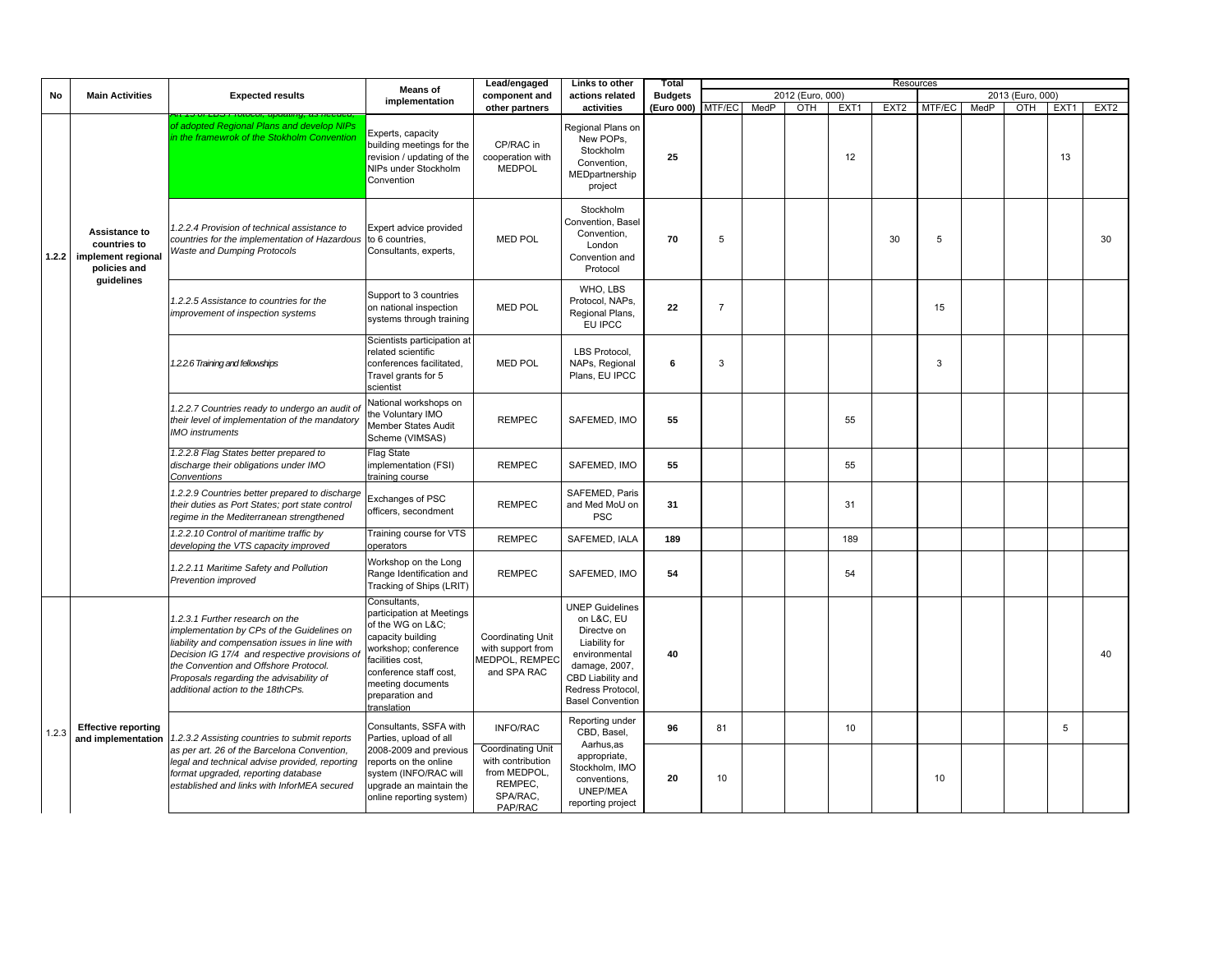| No | Main Activities | Expected results | Means of implementation | Lead/engaged component and other partners | Links to other actions related activities | Total Budgets (Euro 000) | Resources | | | | | | | | | |
|---|---|---|---|---|---|---|---|---|---|---|---|---|---|---|---|---|
| | | | | | | | 2012 (Euro, 000) | | | | | 2013 (Euro, 000) | | | | |
| | | | | | | | MTF/EC | MedP | OTH | EXT1 | EXT2 | MTF/EC | MedP | OTH | EXT1 | EXT2 |
| 1.2.2 | Assistance to countries to implement regional policies and guidelines | ...of LBS Protocol, updating, as needed, of adopted Regional Plans and develop NIPs in the framewrok of the Stokholm Convention | Experts, capacity building meetings for the revision / updating of the NIPs under Stockholm Convention | CP/RAC in cooperation with MEDPOL | Regional Plans on New POPs, Stockholm Convention, MEDpartnership project | 25 | | | | 12 | | | | | 13 | |
| | | *1.2.2.4 Provision of technical assistance to countries for the implementation of Hazardous Waste and Dumping Protocols* | Expert advice provided to 6 countries, Consultants, experts, | MED POL | Stockholm Convention, Basel Convention, London Convention and Protocol | 70 | 5 | | | | 30 | 5 | | | | 30 |
| | | *1.2.2.5 Assistance to countries for the improvement of inspection systems* | Support to 3 countries on national inspection systems through training | MED POL | WHO, LBS Protocol, NAPs, Regional Plans, EU IPCC | 22 | 7 | | | | | 15 | | | | |
| | | *1.2.2.6 Training and fellowships* | Scientists participation at related scientific conferences facilitated, Travel grants for 5 scientist | MED POL | LBS Protocol, NAPs, Regional Plans, EU IPCC | 6 | 3 | | | | | 3 | | | | |
| | | *1.2.2.7 Countries ready to undergo an audit of their level of implementation of the mandatory IMO instruments* | National workshops on the Voluntary IMO Member States Audit Scheme (VIMSAS) | REMPEC | SAFEMED, IMO | 55 | | | | 55 | | | | | | |
| | | *1.2.2.8 Flag States better prepared to discharge their obligations under IMO Conventions* | Flag State implementation (FSI) training course | REMPEC | SAFEMED, IMO | 55 | | | | 55 | | | | | | |
| | | *1.2.2.9 Countries better prepared to discharge their duties as Port States; port state control regime in the Mediterranean strengthened* | Exchanges of PSC officers, secondment | REMPEC | SAFEMED, Paris and Med MoU on PSC | 31 | | | | 31 | | | | | | |
| | | *1.2.2.10 Control of maritime traffic by developing the VTS capacity improved* | Training course for VTS operators | REMPEC | SAFEMED, IALA | 189 | | | | 189 | | | | | | |
| | | *1.2.2.11 Maritime Safety and Pollution Prevention improved* | Workshop on the Long Range Identification and Tracking of Ships (LRIT) | REMPEC | SAFEMED, IMO | 54 | | | | 54 | | | | | | |
| 1.2.3 | Effective reporting and implementation | *1.2.3.1 Further research on the implementation by CPs of the Guidelines on liability and compensation issues in line with Decision IG 17/4 and respective provisions of the Convention and Offshore Protocol. Proposals regarding the advisability of additional action to the 18thCPs.* | Consultants, participation at Meetings of the WG on L&C; capacity building workshop; conference facilities cost, conference staff cost, meeting documents preparation and translation | Coordinating Unit with support from MEDPOL, REMPEC and SPA RAC | UNEP Guidelines on L&C, EU Directve on Liability for environmental damage, 2007, CBD Liability and Redress Protocol, Basel Convention | 40 | | | | | | | | | | 40 |
| | | *1.2.3.2 Assisting countries to submit reports as per art. 26 of the Barcelona Convention, legal and technical advise provided, reporting format upgraded, reporting database established and links with InforMEA secured* | Consultants, SSFA with Parties, upload of all 2008-2009 and previous reports on the online system (INFO/RAC will upgrade an maintain the online reporting system) | INFO/RAC | Reporting under CBD, Basel, Aarhus,as appropriate, Stockholm, IMO conventions, UNEP/MEA reporting project | 96 | 81 | | | 10 | | | | | 5 | |
| | | | | Coordinating Unit with contribution from MEDPOL, REMPEC, SPA/RAC, PAP/RAC | | 20 | 10 | | | | | 10 | | | | |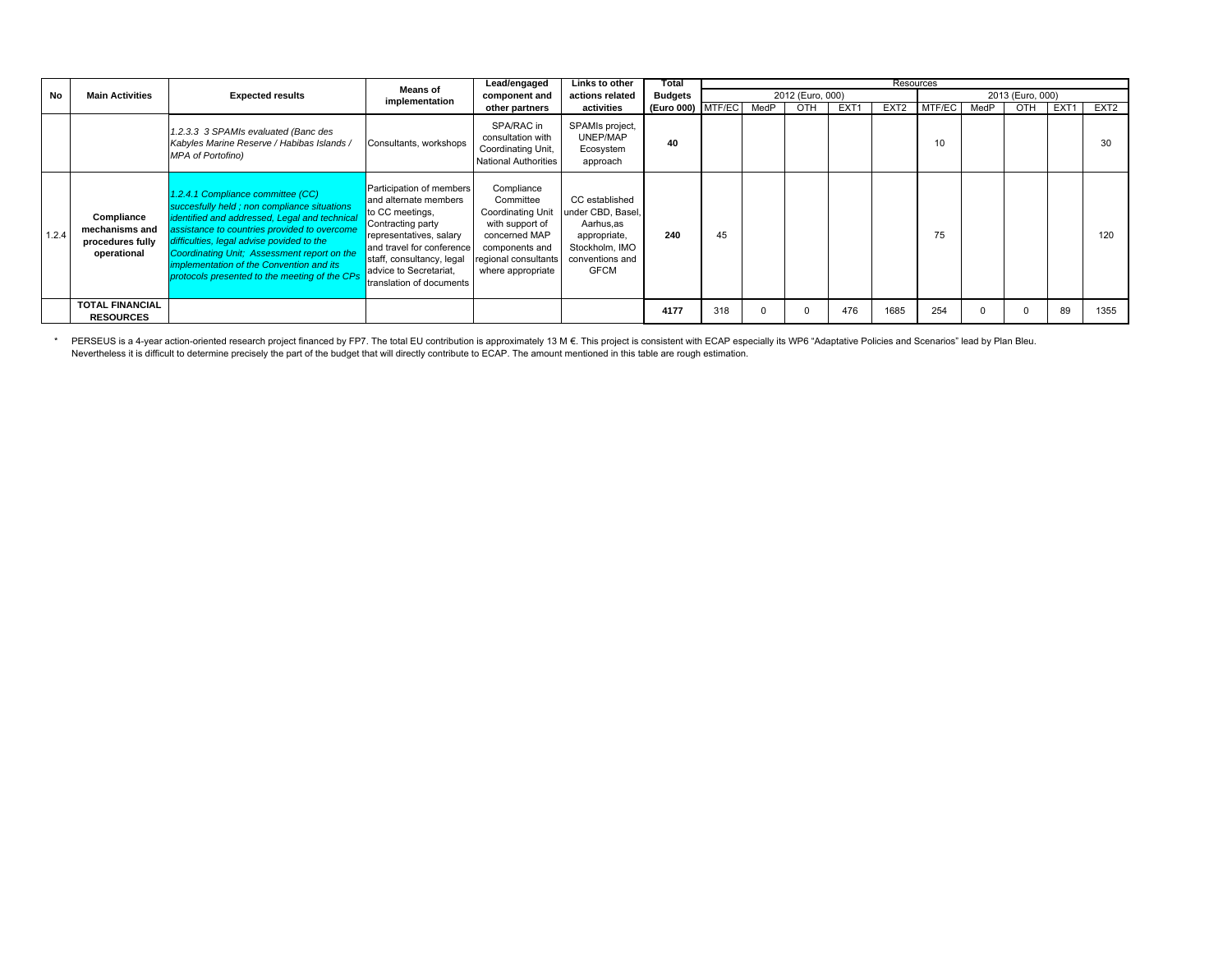| No | Main Activities | Expected results | Means of implementation | Lead/engaged component and other partners | Links to other actions related activities | Total Budgets (Euro 000) | Resources | | | | | | | | | |
|---|---|---|---|---|---|---|---|---|---|---|---|---|---|---|---|---|
| | | | | | | | 2012 (Euro, 000) | | | | | 2013 (Euro, 000) | | | | |
| | | | | | | | MTF/EC | MedP | OTH | EXT1 | EXT2 | MTF/EC | MedP | OTH | EXT1 | EXT2 |
| | | *1.2.3.3 3 SPAMIs evaluated (Banc des Kabyles Marine Reserve / Habibas Islands / MPA of Portofino)* | Consultants, workshops | SPA/RAC in consultation with Coordinating Unit, National Authorities | SPAMIs project, UNEP/MAP Ecosystem approach | **40** | | | | | | 10 | | | | 30 |
| 1.2.4 | **Compliance mechanisms and procedures fully operational** | *1.2.4.1 Compliance committee (CC) succesfully held ; non compliance situations identified and addressed, Legal and technical assistance to countries provided to overcome difficulties, legal advise povided to the Coordinating Unit; Assessment report on the implementation of the Convention and its protocols presented to the meeting of the CPs* | Participation of members and alternate members to CC meetings, Contracting party representatives, salary and travel for conference staff, consultancy, legal advice to Secretariat, translation of documents | Compliance Committee Coordinating Unit with support of concerned MAP components and regional consultants where appropriate | CC established under CBD, Basel, Aarhus,as appropriate, Stockholm, IMO conventions and GFCM | **240** | 45 | | | | | 75 | | | | 120 |
| | **TOTAL FINANCIAL RESOURCES** | | | | | **4177** | 318 | 0 | 0 | 476 | 1685 | 254 | 0 | 0 | 89 | 1355 |

\* PERSEUS is a 4-year action-oriented research project financed by FP7. The total EU contribution is approximately 13 M €. This project is consistent with ECAP especially its WP6 "Adaptative Policies and Scenarios" lead by Plan Bleu. Nevertheless it is difficult to determine precisely the part of the budget that will directly contribute to ECAP. The amount mentioned in this table are rough estimation.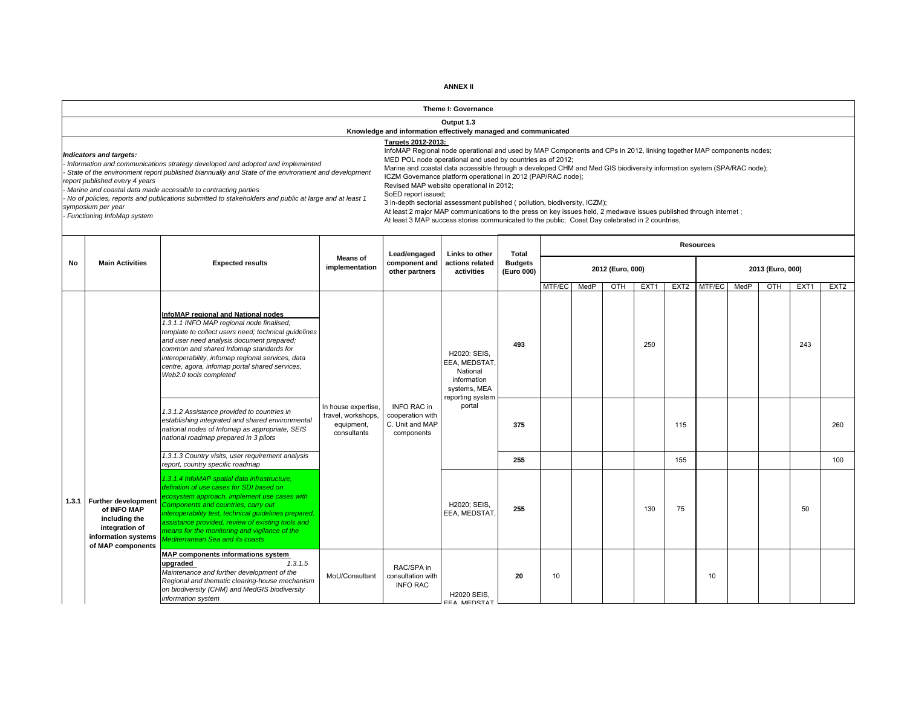**ANNEX II**

| Theme I: Governance |
|---|
| Output 1.3<br>Knowledge and information effectively managed and communicated |

| Indicators and targets: | Targets 2012-2013: |
|---|---|
| - Information and communications strategy developed and adopted and implemented<br>- State of the environment report published biannually and State of the environment and development report published every 4 years<br>- Marine and coastal data made accessible to contracting parties<br>- No of policies, reports and publications submitted to stakeholders and public at large and at least 1 symposium per year<br>- Functioning InfoMap system | InfoMAP Regional node operational and used by MAP Components and CPs in 2012, linking together MAP components nodes;<br>MED POL node operational and used by countries as of 2012;<br>Marine and coastal data accessible through a developed CHM and Med GIS biodiversity information system (SPA/RAC node);<br>ICZM Governance platform operational in 2012 (PAP/RAC node);<br>Revised MAP website operational in 2012;<br>SoED report issued;<br>3 in-depth sectorial assessment published ( pollution, biodiversity, ICZM);<br>At least 2 major MAP communications to the press on key issues held, 2 medwave issues published through internet ;<br>At least 3 MAP success stories communicated to the public; Coast Day celebrated in 2 countries, |

| No | Main Activities | Expected results | Means of implementation | Lead/engaged component and other partners | Links to other actions related activities | Total Budgets (Euro 000) | Resources 2012 (Euro, 000) | | | | | Resources 2013 (Euro, 000) | | | | |
|---|---|---|---|---|---|---|---|---|---|---|---|---|---|---|---|---|
| | | | | | | | MTF/EC | MedP | OTH | EXT1 | EXT2 | MTF/EC | MedP | OTH | EXT1 | EXT2 |
| 1.3.1 | Further development of INFO MAP including the integration of information systems of MAP components | **InfoMAP regional and National nodes**<br>*1.3.1.1 INFO MAP regional node finalised; template to collect users need; technical guidelines and user need analysis document prepared; common and shared Infomap standards for interoperability, infomap regional services, data centre, agora, infomap portal shared services, Web2.0 tools completed* | In house expertise, travel, workshops, equipment, consultants | INFO RAC in cooperation with C. Unit and MAP components | H2020; SEIS, EEA, MEDSTAT, National information systems, MEA reporting system portal | 493 | | | | 250 | | | | | 243 | |
| | | *1.3.1.2 Assistance provided to countries in establishing integrated and shared environmental national nodes of Infomap as appropriate, SEIS national roadmap prepared in 3 pilots* | | | | 375 | | | | | 115 | | | | | 260 |
| | | *1.3.1.3 Country visits, user requirement analysis report, country specific roadmap* | | | | 255 | | | | | 155 | | | | | 100 |
| | | *1.3.1.4 InfoMAP spatial data infrastructure, definition of use cases for SDI based on ecosystem approach, implement use cases with Components and countries, carry out interoperability test, technical guidelines prepared, assistance provided, review of existing tools and means for the monitoring and vigilance of the Mediterranean Sea and its coasts* | | | H2020; SEIS, EEA, MEDSTAT, | 255 | | | | 130 | 75 | | | | 50 | |
| | | **MAP components informations system upgraded** 1.3.1.5<br>*Maintenance and further development of the Regional and thematic clearing-house mechanism on biodiversity (CHM) and MedGIS biodiversity information system* | MoU/Consultant | RAC/SPA in consultation with INFO RAC | H2020 SEIS, EEA MEDSTAT | 20 | 10 | | | | | 10 | | | | |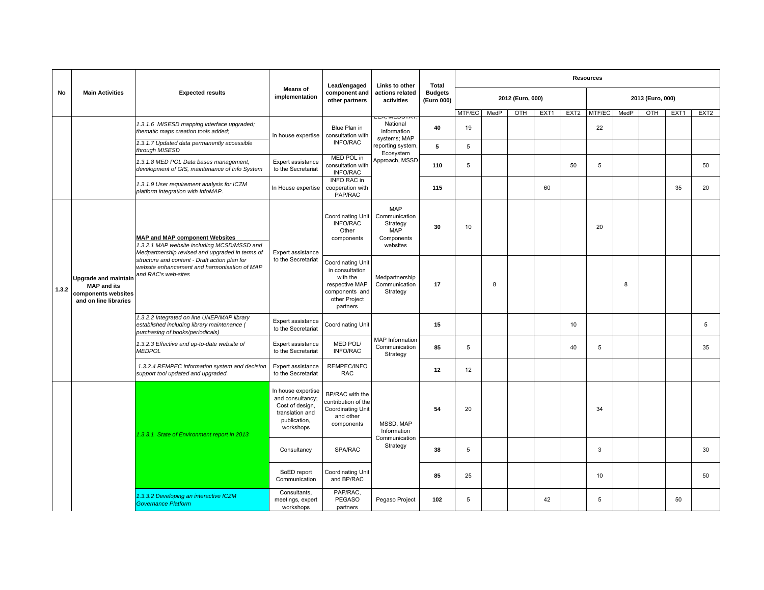| No | Main Activities | Expected results | Means of implementation | Lead/engaged component and other partners | Links to other actions related activities | Total Budgets (Euro 000) | Resources | | | | | | | | | |
|---|---|---|---|---|---|---|---|---|---|---|---|---|---|---|---|---|
| | | | | | | | 2012 (Euro, 000) | | | | | 2013 (Euro, 000) | | | | |
| | | | | | | | MTF/EC | MedP | OTH | EXT1 | EXT2 | MTF/EC | MedP | OTH | EXT1 | EXT2 |
| | | *1.3.1.6 MISESD mapping interface upgraded; thematic maps creation tools added;* | In house expertise | Blue Plan in consultation with INFO/RAC | LEA, MEDSTAT, National information systems; MAP reporting system, Ecosystem Approach, MSSD | 40 | 19 | | | | | 22 | | | | |
| | | *1.3.1.7 Updated data permanently accessible through MISESD* | | | | 5 | 5 | | | | | | | | | |
| | | *1.3.1.8 MED POL Data bases management, development of GIS, maintenance of Info System* | Expert assistance to the Secretariat | MED POL in consultation with INFO/RAC | | 110 | 5 | | | | 50 | 5 | | | | 50 |
| | | *1.3.1.9 User requirement analysis for ICZM platform integration with InfoMAP.* | In House expertise | INFO RAC in cooperation with PAP/RAC | | 115 | | | | 60 | | | | | 35 | 20 |
| 1.3.2 | **Upgrade and maintain MAP and its components websites and on line libraries** | **MAP and MAP component Websites** *1.3.2.1 MAP website including MCSD/MSSD and Medpartnership revised and upgraded in terms of structure and content - Draft action plan for website enhancement and harmonisation of MAP and RAC's web-sites* | Expert assistance to the Secretariat | Coordinating Unit INFO/RAC Other components | MAP Communication Strategy MAP Components websites | 30 | 10 | | | | | 20 | | | | |
| | | | | Coordinating Unit in consultation with the respective MAP components and other Project partners | Medpartnership Communication Strategy | 17 | | 8 | | | | | 8 | | | |
| | | *1.3.2.2 Integrated on line UNEP/MAP library established including library maintenance ( purchasing of books/periodicals)* | Expert assistance to the Secretariat | Coordinating Unit | MAP Information Communication Strategy | 15 | | | | | 10 | | | | | 5 |
| | | *1.3.2.3 Effective and up-to-date website of MEDPOL* | Expert assistance to the Secretariat | MED POL/ INFO/RAC | | 85 | 5 | | | | 40 | 5 | | | | 35 |
| | | *1.3.2.4 REMPEC information system and decision support tool updated and upgraded.* | Expert assistance to the Secretariat | REMPEC/INFO RAC | | 12 | 12 | | | | | | | | | |
| | | *1.3.3.1 State of Environment report in 2013* | In house expertise and consultancy; Cost of design, translation and publication, workshops | BP/RAC with the contribution of the Coordinating Unit and other components | MSSD, MAP Information Communication Strategy | 54 | 20 | | | | | 34 | | | | |
| | | | Consultancy | SPA/RAC | | 38 | 5 | | | | | 3 | | | | 30 |
| | | | SoED report Communication | Coordinating Unit and BP/RAC | | 85 | 25 | | | | | 10 | | | | 50 |
| | | *1.3.3.2 Developing an interactive ICZM Governance Platform* | Consultants, meetings, expert workshops | PAP/RAC, PEGASO partners | Pegaso Project | 102 | 5 | | | 42 | | 5 | | | 50 | |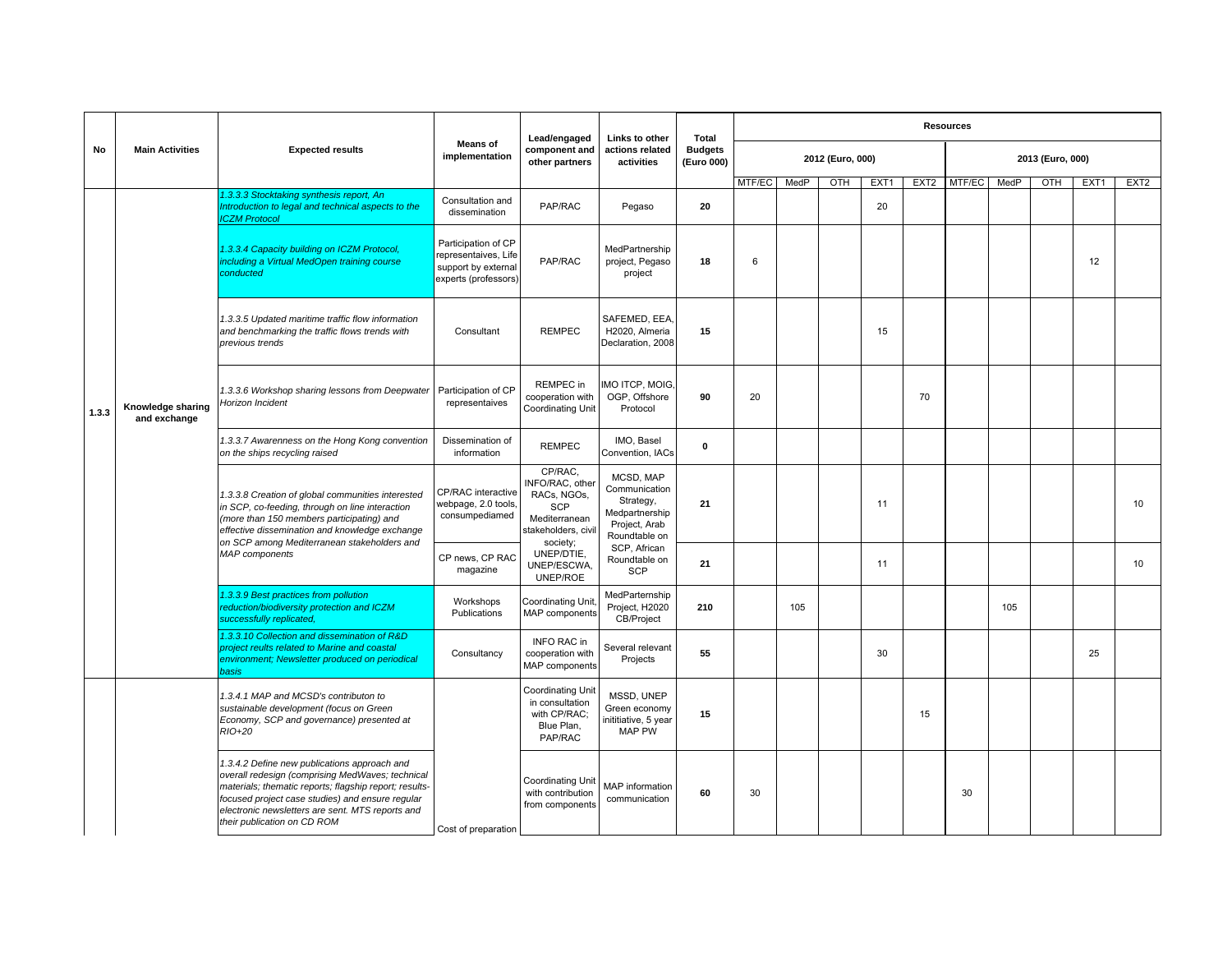| No | Main Activities | Expected results | Means of implementation | Lead/engaged component and other partners | Links to other actions related activities | Total Budgets (Euro 000) | Resources | | | | | | | | | |
|---|---|---|---|---|---|---|---|---|---|---|---|---|---|---|---|---|
| | | | | | | | 2012 (Euro, 000) | | | | | 2013 (Euro, 000) | | | | |
| | | | | | | | MTF/EC | MedP | OTH | EXT1 | EXT2 | MTF/EC | MedP | OTH | EXT1 | EXT2 |
| 1.3.3 | Knowledge sharing and exchange | *1.3.3.3 Stocktaking synthesis report, An Introduction to legal and technical aspects to the ICZM Protocol* | Consultation and dissemination | PAP/RAC | Pegaso | **20** | | | | 20 | | | | | | |
| | | *1.3.3.4 Capacity building on ICZM Protocol, including a Virtual MedOpen training course conducted* | Participation of CP representaives, Life support by external experts (professors) | PAP/RAC | MedPartnership project, Pegaso project | **18** | 6 | | | | | | | | 12 | |
| | | *1.3.3.5 Updated maritime traffic flow information and benchmarking the traffic flows trends with previous trends* | Consultant | REMPEC | SAFEMED, EEA, H2020, Almeria Declaration, 2008 | **15** | | | | 15 | | | | | | |
| | | *1.3.3.6 Workshop sharing lessons from Deepwater Horizon Incident* | Participation of CP representaives | REMPEC in cooperation with Coordinating Unit | IMO ITCP, MOIG, OGP, Offshore Protocol | **90** | 20 | | | | 70 | | | | | |
| | | *1.3.3.7 Awarenness on the Hong Kong convention on the ships recycling raised* | Dissemination of information | REMPEC | IMO, Basel Convention, IACs | **0** | | | | | | | | | | |
| | | *1.3.3.8 Creation of global communities interested in SCP, co-feeding, through on line interaction (more than 150 members participating) and effective dissemination and knowledge exchange on SCP among Mediterranean stakeholders and MAP components* | CP/RAC interactive webpage, 2.0 tools, consumpediamed | CP/RAC, INFO/RAC, other RACs, NGOs, SCP Mediterranean stakeholders, civil society; UNEP/DTIE, UNEP/ESCWA, UNEP/ROE | MCSD, MAP Communication Strategy, Medpartnership Project, Arab Roundtable on SCP, African Roundtable on SCP | **21** | | | | 11 | | | | | | 10 |
| | | | CP news, CP RAC magazine | | | **21** | | | | 11 | | | | | | 10 |
| | | *1.3.3.9 Best practices from pollution reduction/biodiversity protection and ICZM successfully replicated,* | Workshops Publications | Coordinating Unit, MAP components | MedParternship Project, H2020 CB/Project | **210** | | 105 | | | | | 105 | | | |
| | | *1.3.3.10 Collection and dissemination of R&D project reults related to Marine and coastal environment; Newsletter produced on periodical basis* | Consultancy | INFO RAC in cooperation with MAP components | Several relevant Projects | **55** | | | | 30 | | | | | 25 | |
| | | *1.3.4.1 MAP and MCSD's contributon to sustainable development (focus on Green Economy, SCP and governance) presented at RIO+20* | | Coordinating Unit in consultation with CP/RAC; Blue Plan, PAP/RAC | MSSD, UNEP Green economy inititiative, 5 year MAP PW | **15** | | | | | 15 | | | | | |
| | | *1.3.4.2 Define new publications approach and overall redesign (comprising MedWaves; technical materials; thematic reports; flagship report; results-focused project case studies) and ensure regular electronic newsletters are sent. MTS reports and their publication on CD ROM* | Cost of preparation | Coordinating Unit with contribution from components | MAP information communication | **60** | 30 | | | | | 30 | | | | |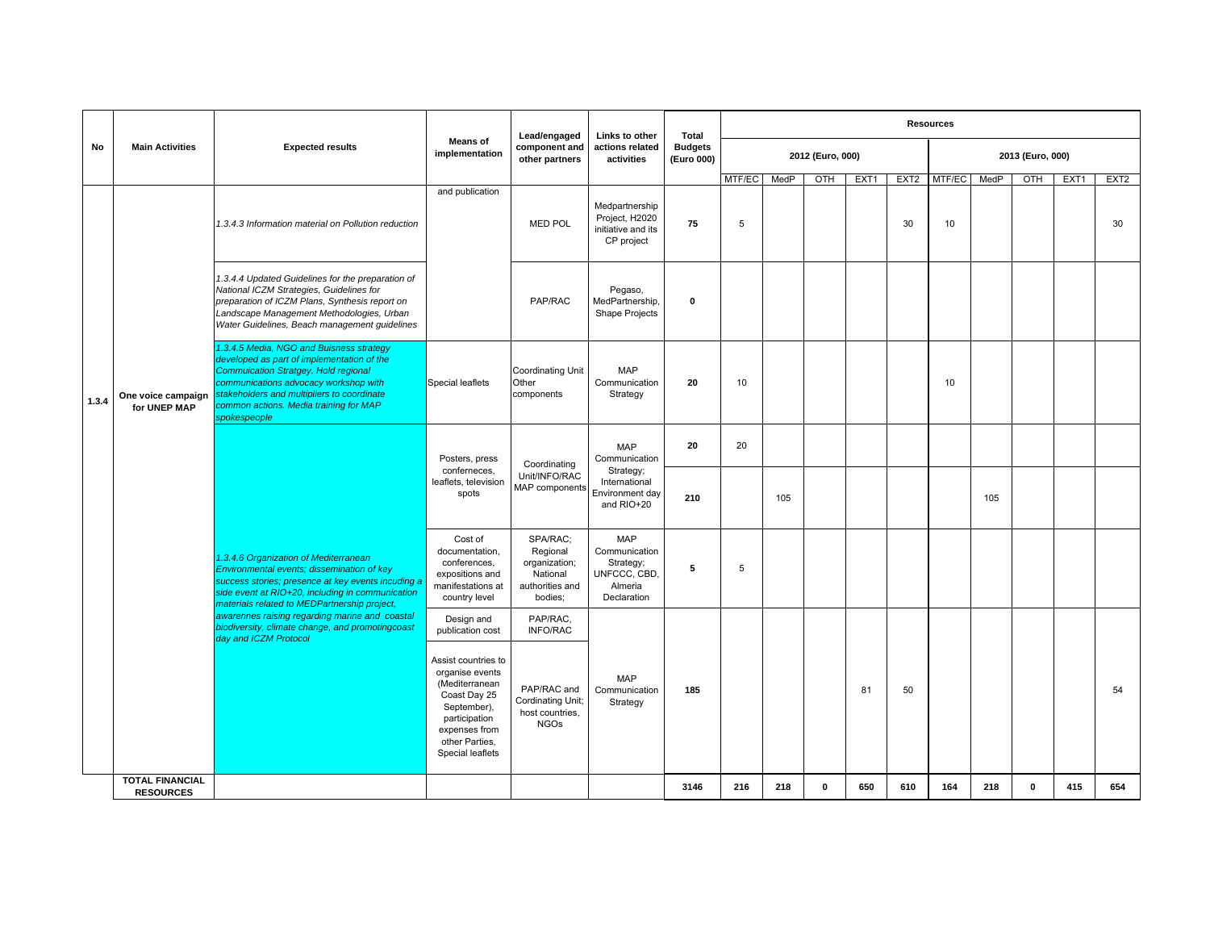| No | Main Activities | Expected results | Means of implementation | Lead/engaged component and other partners | Links to other actions related activities | Total Budgets (Euro 000) | Resources | | | | | | | | | |
|---|---|---|---|---|---|---|---|---|---|---|---|---|---|---|---|---|
| | | | | | | | 2012 (Euro, 000) | | | | | 2013 (Euro, 000) | | | | |
| | | | | | | | MTF/EC | MedP | OTH | EXT1 | EXT2 | MTF/EC | MedP | OTH | EXT1 | EXT2 |
| 1.3.4 | One voice campaign for UNEP MAP | *1.3.4.3 Information material on Pollution reduction* | and publication | MED POL | Medpartnership Project, H2020 initiative and its CP project | **75** | 5 | | | | 30 | 10 | | | | 30 |
| | | *1.3.4.4 Updated Guidelines for the preparation of National ICZM Strategies, Guidelines for preparation of ICZM Plans, Synthesis report on Landscape Management Methodologies, Urban Water Guidelines, Beach management guidelines* | | PAP/RAC | Pegaso, MedPartnership, Shape Projects | **0** | | | | | | | | | | |
| | | *1.3.4.5 Media, NGO and Buisness strategy developed as part of implementation of the Commuication Stratgey. Hold regional communications advocacy workshop with stakeholders and multipliers to coordinate common actions. Media training for MAP spokespeople* | Special leaflets | Coordinating Unit Other components | MAP Communication Strategy | **20** | 10 | | | | | 10 | | | | |
| | | *1.3.4.6 Organization of Mediterranean Environmental events; dissemination of key success stories; presence at key events incuding a side event at RIO+20, including in communication materials related to MEDPartnership project, awarennes raising regarding marine and coastal biodiversity, climate change, and promotingcoast day and ICZM Protocol* | Posters, press conferneces, leaflets, television spots | Coordinating Unit/INFO/RAC MAP components | MAP Communication Strategy; International Environment day and RIO+20 | **20** | 20 | | | | | | | | | |
| | | | | | | **210** | | 105 | | | | | 105 | | | |
| | | | Cost of documentation, conferences, expositions and manifestations at country level | SPA/RAC; Regional organization; National authorities and bodies; | MAP Communication Strategy; UNFCCC, CBD, Almeria Declaration | **5** | 5 | | | | | | | | | |
| | | | Design and publication cost | PAP/RAC, INFO/RAC | MAP Communication Strategy | **185** | | | | 81 | 50 | | | | | 54 |
| | | | Assist countries to organise events (Mediterranean Coast Day 25 September), participation expenses from other Parties, Special leaflets | PAP/RAC and Cordinating Unit; host countries, NGOs | | | | | | | | | | | | |
| | **TOTAL FINANCIAL RESOURCES** | | | | | **3146** | **216** | **218** | **0** | **650** | **610** | **164** | **218** | **0** | **415** | **654** |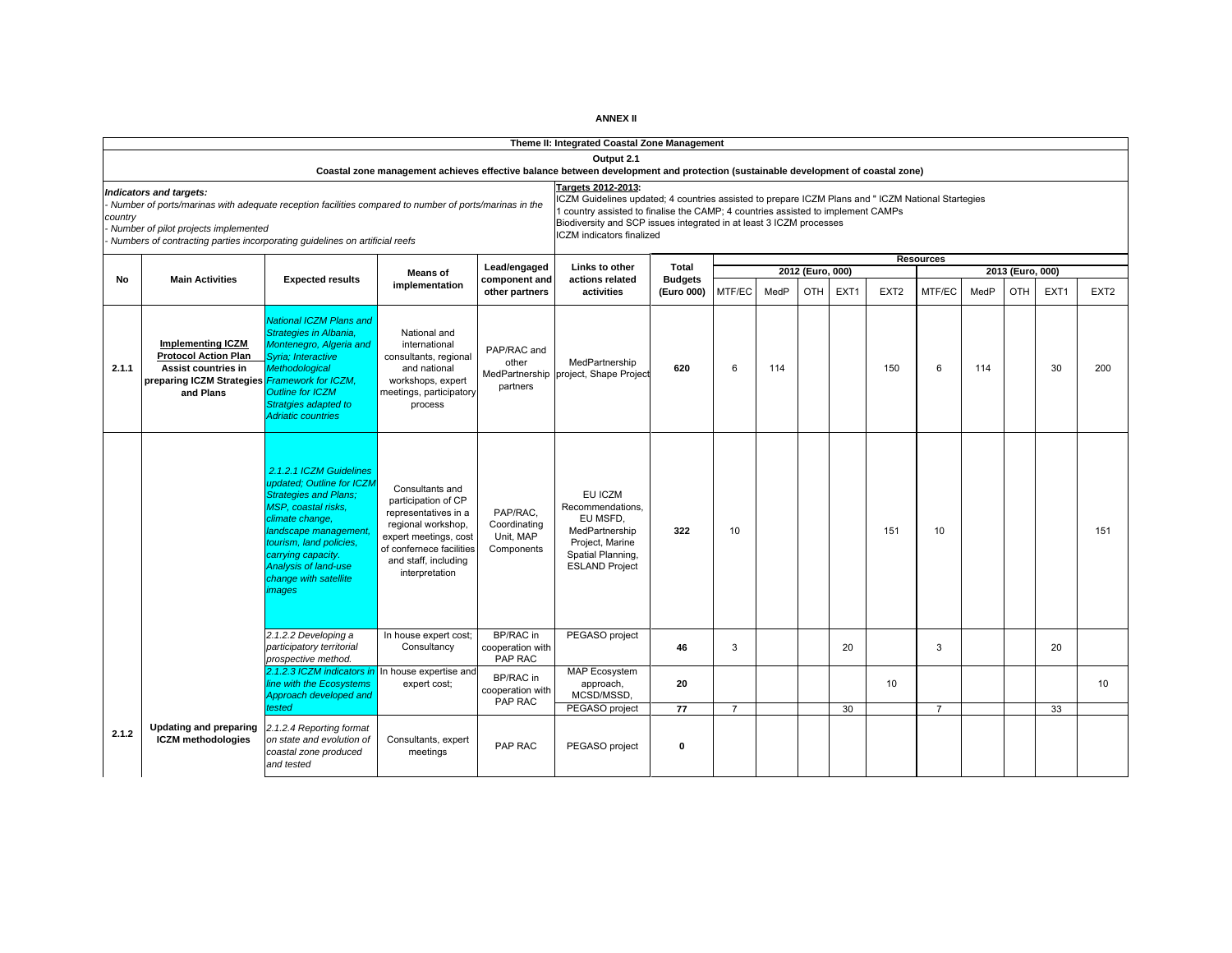**ANNEX II**

| Theme II: Integrated Coastal Zone Management | | | | | | | | | | | | | | | | | | | |
|---|---|---|---|---|---|---|---|---|---|---|---|---|---|---|---|---|---|---|---|
| **Output 2.1** **Coastal zone management achieves effective balance between development and protection (sustainable development of coastal zone)** | | | | | | | | | | | | | | | | | | | |
| ***Indicators and targets:*** *- Number of ports/marinas with adequate reception facilities compared to number of ports/marinas in the country* *- Number of pilot projects implemented* *- Numbers of contracting parties incorporating guidelines on artificial reefs* | | | | | **Targets 2012-2013:** ICZM Guidelines updated; 4 countries assisted to prepare ICZM Plans and " ICZM National Startegies 1 country assisted to finalise the CAMP; 4 countries assisted to implement CAMPs Biodiversity and SCP issues integrated in at least 3 ICZM processes ICZM indicators finalized | | | | | | | | | | | | | | |
| **No** | **Main Activities** | **Expected results** | **Means of implementation** | **Lead/engaged component and other partners** | **Links to other actions related activities** | **Total Budgets (Euro 000)** | **Resources** | | | | | | | | | | | | |
| | | | | | | | **2012 (Euro, 000)** | | | | | **2013 (Euro, 000)** | | | | | | | |
| | | | | | | | MTF/EC | MedP | OTH | EXT1 | EXT2 | MTF/EC | MedP | OTH | EXT1 | EXT2 | | | |
| 2.1.1 | **Implementing ICZM Protocol Action Plan** **Assist countries in preparing ICZM Strategies and Plans** | *National ICZM Plans and Strategies in Albania, Montenegro, Algeria and Syria; Interactive Methodological Framework for ICZM, Outline for ICZM Stratgies adapted to Adriatic countries* | National and international consultants, regional and national workshops, expert meetings, participatory process | PAP/RAC and other MedPartnership partners | MedPartnership project, Shape Project | **620** | 6 | 114 | | | 150 | 6 | 114 | | 30 | 200 | | | |
| 2.1.2 | **Updating and preparing ICZM methodologies** | *2.1.2.1 ICZM Guidelines updated; Outline for ICZM Strategies and Plans; MSP, coastal risks, climate change, landscape management, tourism, land policies, carrying capacity. Analysis of land-use change with satellite images* | Consultants and participation of CP representatives in a regional workshop, expert meetings, cost of confernece facilities and staff, including interpretation | PAP/RAC, Coordinating Unit, MAP Components | EU ICZM Recommendations, EU MSFD, MedPartnership Project, Marine Spatial Planning, ESLAND Project | **322** | 10 | | | | 151 | 10 | | | | 151 | | | |
| | | *2.1.2.2 Developing a participatory territorial prospective method.* | In house expert cost; Consultancy | BP/RAC in cooperation with PAP RAC | PEGASO project | **46** | 3 | | | 20 | | 3 | | | 20 | | | | |
| | | *2.1.2.3 ICZM indicators in line with the Ecosystems Approach developed and tested* | In house expertise and expert cost; | BP/RAC in cooperation with PAP RAC | MAP Ecosystem approach, MCSD/MSSD, | **20** | | | | | 10 | | | | | 10 | | | |
| | | | | | PEGASO project | **77** | 7 | | | 30 | | 7 | | | 33 | | | | |
| | | *2.1.2.4 Reporting format on state and evolution of coastal zone produced and tested* | Consultants, expert meetings | PAP RAC | PEGASO project | **0** | | | | | | | | | | | | | |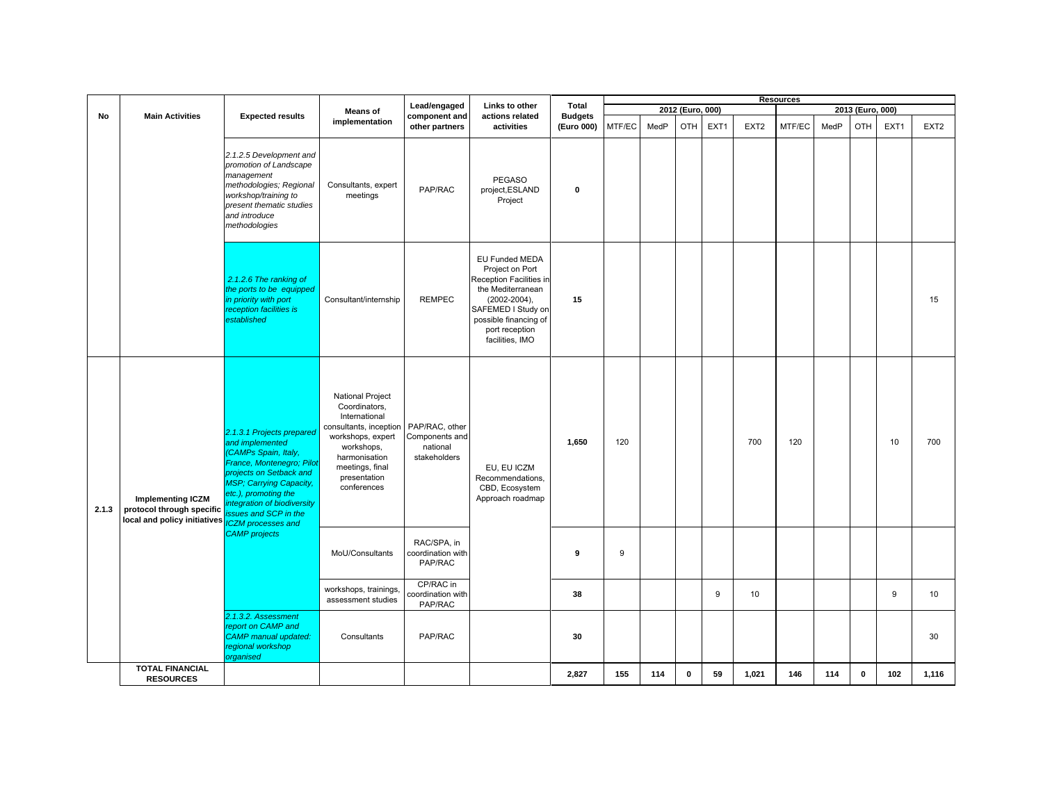| No | Main Activities | Expected results | Means of implementation | Lead/engaged component and other partners | Links to other actions related activities | Total Budgets (Euro 000) | Resources | | | | | | | | | |
|---|---|---|---|---|---|---|---|---|---|---|---|---|---|---|---|---|
| | | | | | | | 2012 (Euro, 000) | | | | | 2013 (Euro, 000) | | | | |
| | | | | | | | MTF/EC | MedP | OTH | EXT1 | EXT2 | MTF/EC | MedP | OTH | EXT1 | EXT2 |
| | | *2.1.2.5 Development and promotion of Landscape management methodologies; Regional workshop/training to present thematic studies and introduce methodologies* | Consultants, expert meetings | PAP/RAC | PEGASO project,ESLAND Project | **0** | | | | | | | | | | |
| | | *2.1.2.6 The ranking of the ports to be equipped in priority with port reception facilities is established* | Consultant/internship | REMPEC | EU Funded MEDA Project on Port Reception Facilities in the Mediterranean (2002-2004), SAFEMED I Study on possible financing of port reception facilities, IMO | **15** | | | | | | | | | | 15 |
| 2.1.3 | **Implementing ICZM protocol through specific local and policy initiatives** | *2.1.3.1 Projects prepared and implemented (CAMPs Spain, Italy, France, Montenegro; Pilot projects on Setback and MSP; Carrying Capacity, etc.), promoting the integration of biodiversity issues and SCP in the ICZM processes and CAMP projects* | National Project Coordinators, International consultants, inception workshops, expert workshops, harmonisation meetings, final presentation conferences | PAP/RAC, other Components and national stakeholders | EU, EU ICZM Recommendations, CBD, Ecosystem Approach roadmap | **1,650** | 120 | | | | 700 | 120 | | | 10 | 700 |
| | | | MoU/Consultants | RAC/SPA, in coordination with PAP/RAC | | **9** | 9 | | | | | | | | | |
| | | | workshops, trainings, assessment studies | CP/RAC in coordination with PAP/RAC | | **38** | | | | 9 | 10 | | | | 9 | 10 |
| | | *2.1.3.2. Assessment report on CAMP and CAMP manual updated: regional workshop organised* | Consultants | PAP/RAC | | **30** | | | | | | | | | | 30 |
| | **TOTAL FINANCIAL RESOURCES** | | | | | **2,827** | **155** | **114** | **0** | **59** | **1,021** | **146** | **114** | **0** | **102** | **1,116** |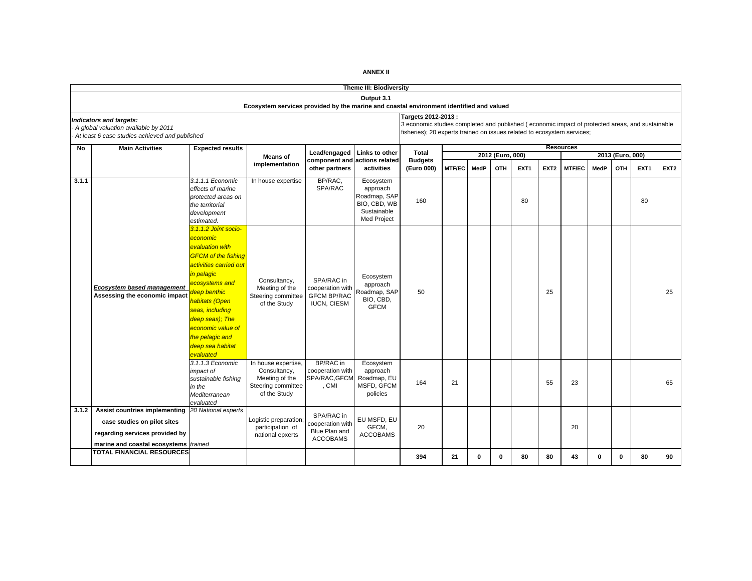**ANNEX II**

| Theme III: Biodiversity | | | | | | | | | | | | | | | | |
|---|---|---|---|---|---|---|---|---|---|---|---|---|---|---|---|---|
| **Output 3.1**<br>**Ecosystem services provided by the marine and coastal environment identified and valued** | | | | | | | | | | | | | | | | |
| ***Indicators and targets:***<br>*- A global valuation available by 2011*<br>*- At least 6 case studies achieved and published* | | | | | | **Targets 2012-2013 :**<br>3 economic studies completed and published ( economic impact of protected areas, and sustainable fisheries); 20 experts trained on issues related to ecosystem services; | | | | | | | | | | |

| No | Main Activities | Expected results | Means of implementation | Lead/engaged component and other partners | Links to other actions related activities | Total Budgets (Euro 000) | Resources 2012 (Euro, 000) MTF/EC | MedP | OTH | EXT1 | EXT2 | Resources 2013 (Euro, 000) MTF/EC | MedP | OTH | EXT1 | EXT2 |
|---|---|---|---|---|---|---|---|---|---|---|---|---|---|---|---|---|
| 3.1.1 | ***Ecosystem based management*** **Assessing the economic impact** | *3.1.1.1 Economic effects of marine protected areas on the territorial development estimated.* | In house expertise | BP/RAC, SPA/RAC | Ecosystem approach Roadmap, SAP BIO, CBD, WB Sustainable Med Project | 160 | | | | 80 | | | | | 80 | |
| | | *3.1.1.2 Joint socio-economic evaluation with GFCM of the fishing activities carried out in pelagic ecosystems and deep benthic habitats (Open seas, including deep seas); The economic value of the pelagic and deep sea habitat evaluated* | Consultancy, Meeting of the Steering committee of the Study | SPA/RAC in cooperation with GFCM BP/RAC IUCN, CIESM | Ecosystem approach Roadmap, SAP BIO, CBD, GFCM | 50 | | | | | 25 | | | | | 25 |
| | | *3.1.1.3 Economic impact of sustainable fishing in the Mediterranean evaluated* | In house expertise, Consultancy, Meeting of the Steering committee of the Study | BP/RAC in cooperation with SPA/RAC,GFCM , CMI | Ecosystem approach Roadmap, EU MSFD, GFCM policies | 164 | 21 | | | | 55 | 23 | | | | 65 |
| 3.1.2 | **Assist countries implementing case studies on pilot sites regarding services provided by marine and coastal ecosystems** | *20 National experts trained* | Logistic preparation; participation of national epxerts | SPA/RAC in cooperation with Blue Plan and ACCOBAMS | EU MSFD, EU GFCM, ACCOBAMS | 20 | | | | | | 20 | | | | |
| | **TOTAL FINANCIAL RESOURCES** | | | | | **394** | **21** | **0** | **0** | **80** | **80** | **43** | **0** | **0** | **80** | **90** |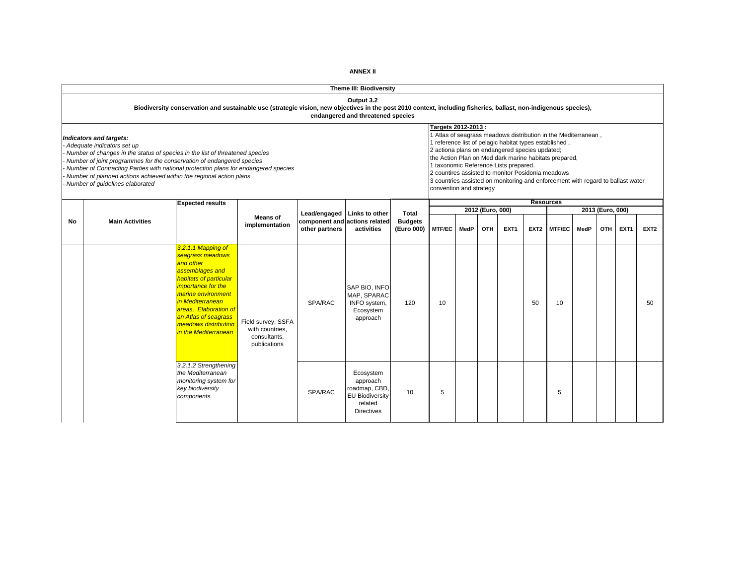**ANNEX II**

**Theme III: Biodiversity**

**Output 3.2**

**Biodiversity conservation and sustainable use (strategic vision, new objectives in the post 2010 context, including fisheries, ballast, non-indigenous species), endangered and threatened species**

***Indicators and targets:***

- *Adequate indicators set up*
- *Number of changes in the status of species in the list of threatened species*
- *Number of joint programmes for the conservation of endangered species*
- *Number of Contracting Parties with national protection plans for endangered species*
- *Number of planned actions achieved within the regional action plans*
- *Number of guidelines elaborated*

**Targets 2012-2013 :**

1 Atlas of seagrass meadows distribution in the Mediterranean ,
1 reference list of pelagic habitat types established ,
2 actiona plans on endangered species updated;
the Action Plan on Med dark marine habitats prepared,
1 taxonomic Reference Lists prepared.
2 countires assisted to monitor Posidonia meadows
3 countries assisted on monitoring and enforcement with regard to ballast water convention and strategy

| No | Main Activities | Expected results | Means of implementation | Lead/engaged component and other partners | Links to other actions related activities | Total Budgets (Euro 000) | Resources 2012 (Euro, 000) MTF/EC | MedP | OTH | EXT1 | EXT2 | Resources 2013 (Euro, 000) MTF/EC | MedP | OTH | EXT1 | EXT2 |
|---|---|---|---|---|---|---|---|---|---|---|---|---|---|---|---|---|
| | | *3.2.1.1 Mapping of seagrass meadows and other assemblages and habitats of particular importance for the marine environment in Mediterranean areas, Elaboration of an Atlas of seagrass meadows distribution in the Mediterranean* | Field survey, SSFA with countries, consultants, publications | SPA/RAC | SAP BIO, INFO MAP, SPARAC INFO system, Ecosystem approach | 120 | 10 | | | | 50 | 10 | | | | 50 |
| | | *3.2.1.2 Strengthening the Mediterranean monitoring system for key biodiversity components* | | SPA/RAC | Ecosystem approach roadmap, CBD, EU Biodiversity related Directives | 10 | 5 | | | | | 5 | | | | |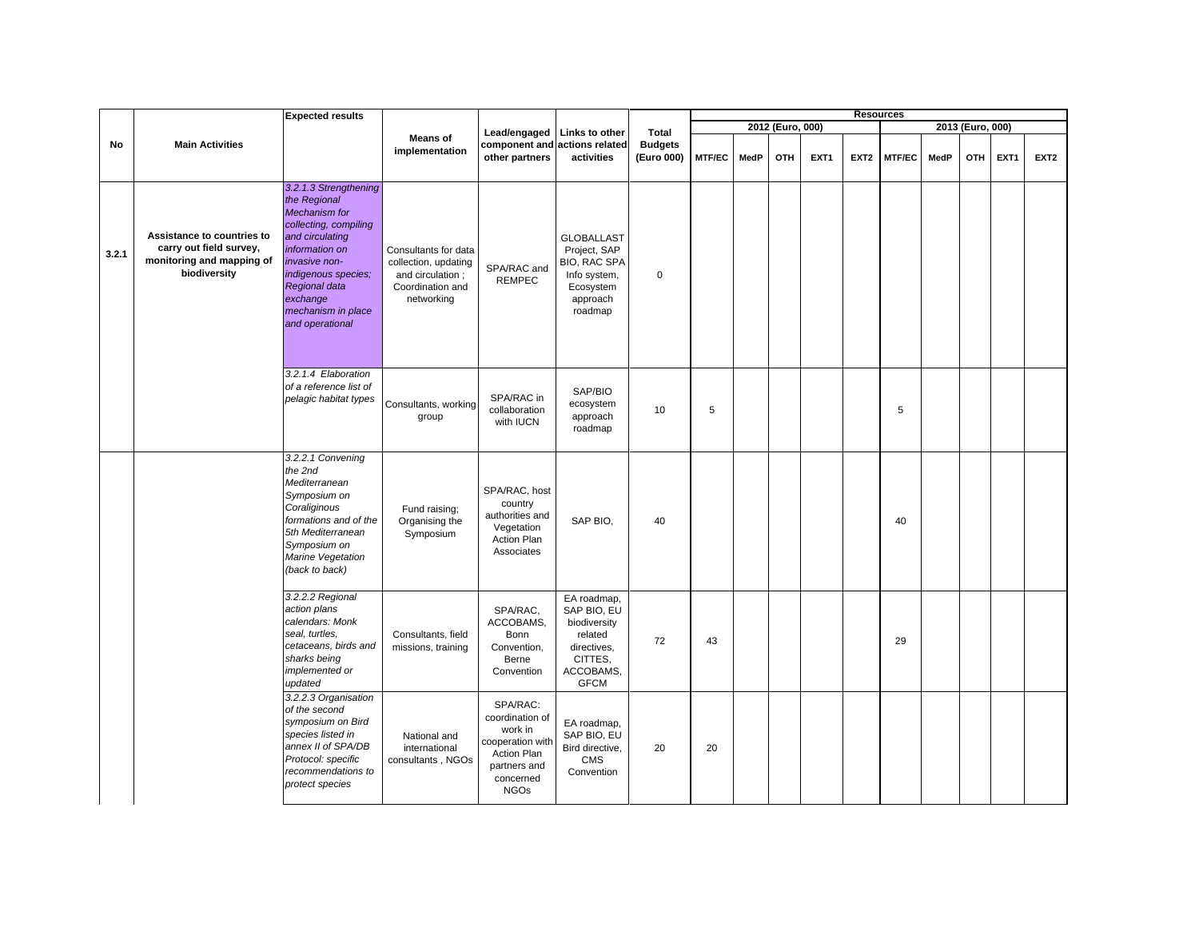| No | Main Activities | Expected results | Means of implementation | Lead/engaged component and other partners | Links to other actions related activities | Total Budgets (Euro 000) | Resources | | | | | | | | | |
|---|---|---|---|---|---|---|---|---|---|---|---|---|---|---|---|---|
| | | | | | | | 2012 (Euro, 000) | | | | | 2013 (Euro, 000) | | | | |
| | | | | | | | MTF/EC | MedP | OTH | EXT1 | EXT2 | MTF/EC | MedP | OTH | EXT1 | EXT2 |
| 3.2.1 | Assistance to countries to carry out field survey, monitoring and mapping of biodiversity | *3.2.1.3 Strengthening the Regional Mechanism for collecting, compiling and circulating information on invasive non-indigenous species; Regional data exchange mechanism in place and operational* | Consultants for data collection, updating and circulation ; Coordination and networking | SPA/RAC and REMPEC | GLOBALLAST Project, SAP BIO, RAC SPA Info system, Ecosystem approach roadmap | 0 | | | | | | | | | | |
| | | *3.2.1.4 Elaboration of a reference list of pelagic habitat types* | Consultants, working group | SPA/RAC in collaboration with IUCN | SAP/BIO ecosystem approach roadmap | 10 | 5 | | | | | 5 | | | | |
| | | *3.2.2.1 Convening the 2nd Mediterranean Symposium on Coraliginous formations and of the 5th Mediterranean Symposium on Marine Vegetation (back to back)* | Fund raising; Organising the Symposium | SPA/RAC, host country authorities and Vegetation Action Plan Associates | SAP BIO, | 40 | | | | | | 40 | | | | |
| | | *3.2.2.2 Regional action plans calendars: Monk seal, turtles, cetaceans, birds and sharks being implemented or updated* | Consultants, field missions, training | SPA/RAC, ACCOBAMS, Bonn Convention, Berne Convention | EA roadmap, SAP BIO, EU biodiversity related directives, CITTES, ACCOBAMS, GFCM | 72 | 43 | | | | | 29 | | | | |
| | | *3.2.2.3 Organisation of the second symposium on Bird species listed in annex II of SPA/DB Protocol: specific recommendations to protect species* | National and international consultants , NGOs | SPA/RAC: coordination of work in cooperation with Action Plan partners and concerned NGOs | EA roadmap, SAP BIO, EU Bird directive, CMS Convention | 20 | 20 | | | | | | | | | |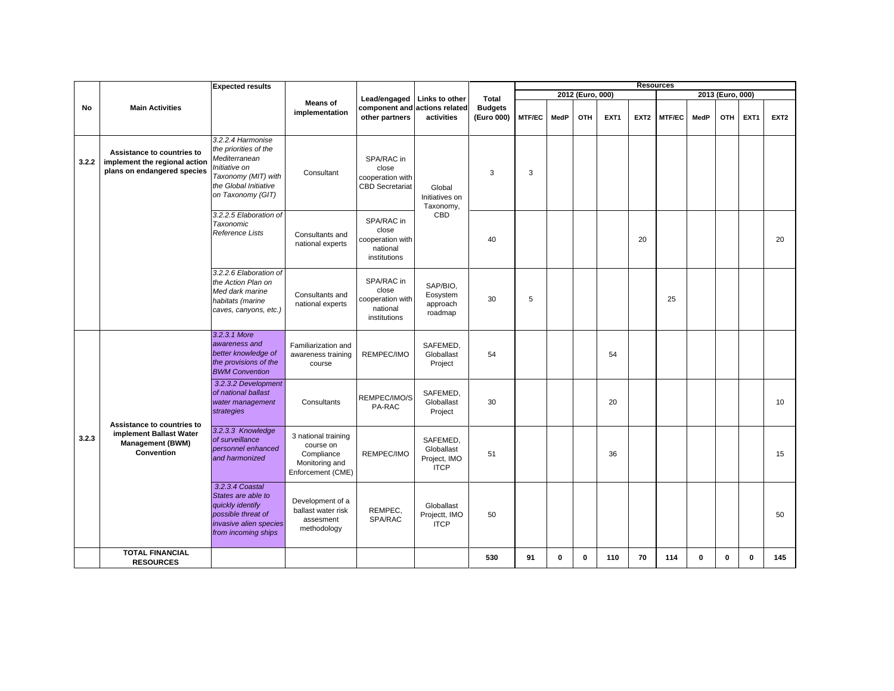| No | Main Activities | Expected results | Means of implementation | Lead/engaged component and other partners | Links to other actions related activities | Total Budgets (Euro 000) | Resources | | | | | | | | | |
|---|---|---|---|---|---|---|---|---|---|---|---|---|---|---|---|---|
| | | | | | | | 2012 (Euro, 000) | | | | | 2013 (Euro, 000) | | | | |
| | | | | | | | MTF/EC | MedP | OTH | EXT1 | EXT2 | MTF/EC | MedP | OTH | EXT1 | EXT2 |
| 3.2.2 | **Assistance to countries to implement the regional action plans on endangered species** | *3.2.2.4 Harmonise the priorities of the Mediterranean Initiative on Taxonomy (MIT) with the Global Initiative on Taxonomy (GIT)* | Consultant | SPA/RAC in close cooperation with CBD Secretariat | Global Initiatives on Taxonomy, CBD | 3 | 3 | | | | | | | | | |
| | | *3.2.2.5 Elaboration of Taxonomic Reference Lists* | Consultants and national experts | SPA/RAC in close cooperation with national institutions | | 40 | | | | | 20 | | | | | 20 |
| | | *3.2.2.6 Elaboration of the Action Plan on Med dark marine habitats (marine caves, canyons, etc.)* | Consultants and national experts | SPA/RAC in close cooperation with national institutions | SAP/BIO, Eosystem approach roadmap | 30 | 5 | | | | | 25 | | | | |
| 3.2.3 | **Assistance to countries to implement Ballast Water Management (BWM) Convention** | *3.2.3.1 More awareness and better knowledge of the provisions of the BWM Convention* | Familiarization and awareness training course | REMPEC/IMO | SAFEMED, Globallast Project | 54 | | | | 54 | | | | | | |
| | | *3.2.3.2 Development of national ballast water management strategies* | Consultants | REMPEC/IMO/SPA-RAC | SAFEMED, Globallast Project | 30 | | | | 20 | | | | | | 10 |
| | | *3.2.3.3 Knowledge of surveillance personnel enhanced and harmonized* | 3 national training course on Compliance Monitoring and Enforcement (CME) | REMPEC/IMO | SAFEMED, Globallast Project, IMO ITCP | 51 | | | | 36 | | | | | | 15 |
| | | *3.2.3.4 Coastal States are able to quickly identify possible threat of invasive alien species from incoming ships* | Development of a ballast water risk assesment methodology | REMPEC, SPA/RAC | Globallast Projectt, IMO ITCP | 50 | | | | | | | | | | 50 |
| | **TOTAL FINANCIAL RESOURCES** | | | | | **530** | **91** | **0** | **0** | **110** | **70** | **114** | **0** | **0** | **0** | **145** |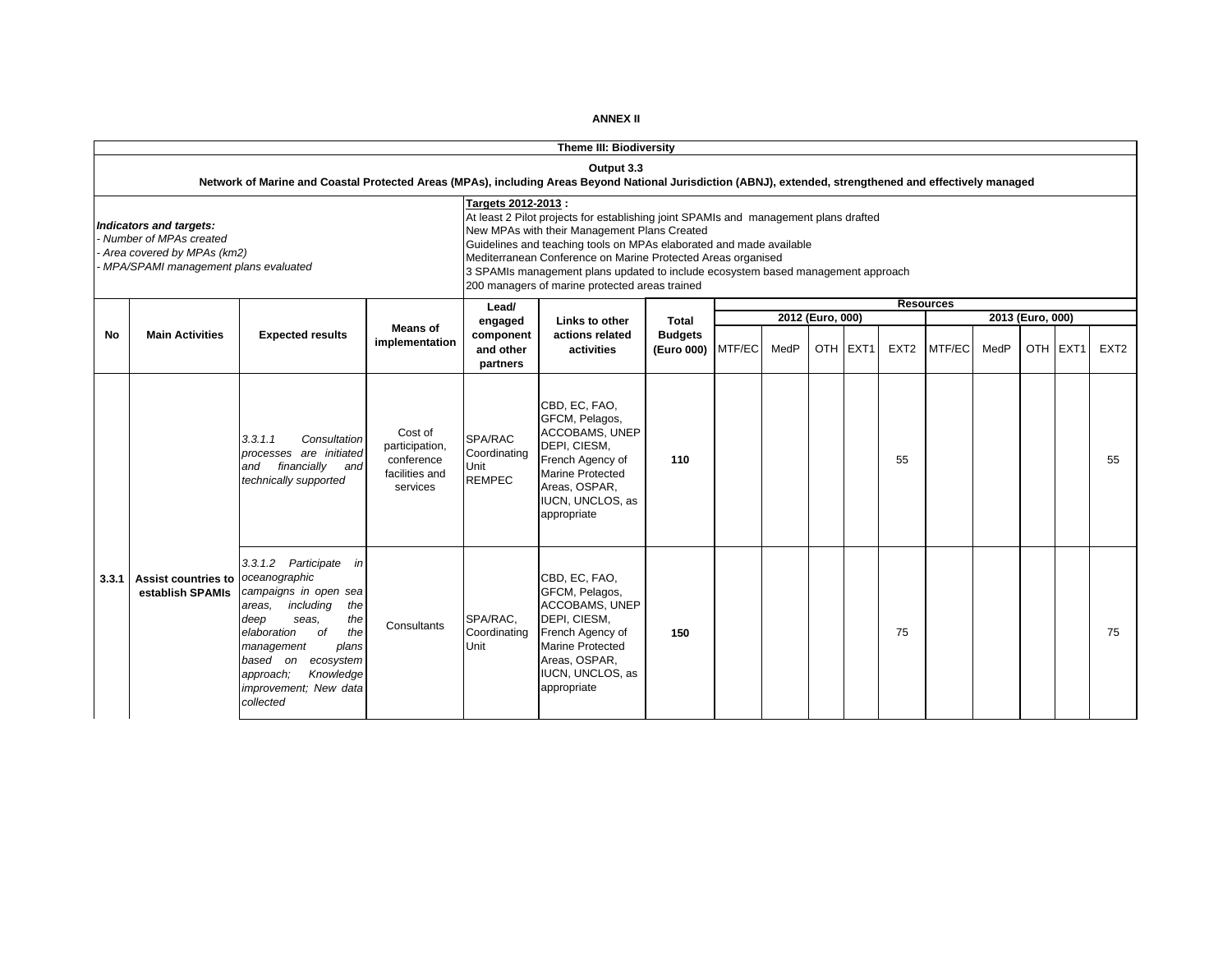**ANNEX II**

| Theme III: Biodiversity | | | | | | | | | | | | | | | | | |
|---|---|---|---|---|---|---|---|---|---|---|---|---|---|---|---|---|---|
| **Output 3.3** **Network of Marine and Coastal Protected Areas (MPAs), including Areas Beyond National Jurisdiction (ABNJ), extended, strengthened and effectively managed** | | | | | | | | | | | | | | | | | |
| ***Indicators and targets:*** *- Number of MPAs created* *- Area covered by MPAs (km2)* *- MPA/SPAMI management plans evaluated* | | | | **Targets 2012-2013 :** At least 2 Pilot projects for establishing joint SPAMIs and management plans drafted New MPAs with their Management Plans Created Guidelines and teaching tools on MPAs elaborated and made available Mediterranean Conference on Marine Protected Areas organised 3 SPAMIs management plans updated to include ecosystem based management approach 200 managers of marine protected areas trained | | | | | | | | | | | | | |
| **No** | **Main Activities** | **Expected results** | **Means of implementation** | **Lead/ engaged component and other partners** | **Links to other actions related activities** | **Total Budgets (Euro 000)** | **Resources** | | | | | | | | | | |
| | | | | | | | **2012 (Euro, 000)** | | | | | **2013 (Euro, 000)** | | | | | |
| | | | | | | | MTF/EC | MedP | OTH | EXT1 | EXT2 | MTF/EC | MedP | OTH | EXT1 | EXT2 |
| **3.3.1** | **Assist countries to establish SPAMIs** | *3.3.1.1 Consultation processes are initiated and financially and technically supported* | Cost of participation, conference facilities and services | SPA/RAC Coordinating Unit REMPEC | CBD, EC, FAO, GFCM, Pelagos, ACCOBAMS, UNEP DEPI, CIESM, French Agency of Marine Protected Areas, OSPAR, IUCN, UNCLOS, as appropriate | **110** | | | | | 55 | | | | | 55 |
| | | *3.3.1.2 Participate in oceanographic campaigns in open sea areas, including the deep seas, the elaboration of the management plans based on ecosystem approach; Knowledge improvement; New data collected* | Consultants | SPA/RAC, Coordinating Unit | CBD, EC, FAO, GFCM, Pelagos, ACCOBAMS, UNEP DEPI, CIESM, French Agency of Marine Protected Areas, OSPAR, IUCN, UNCLOS, as appropriate | **150** | | | | | 75 | | | | | 75 |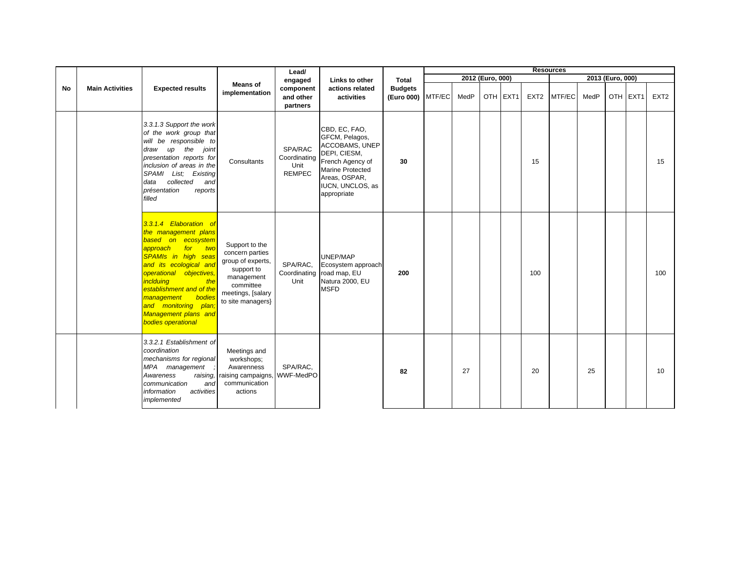| No | Main Activities | Expected results | Means of implementation | Lead/ engaged component and other partners | Links to other actions related activities | Total Budgets (Euro 000) | Resources | | | | | | | | | |
|---|---|---|---|---|---|---|---|---|---|---|---|---|---|---|---|---|
| | | | | | | | 2012 (Euro, 000) | | | | | 2013 (Euro, 000) | | | | |
| | | | | | | | MTF/EC | MedP | OTH | EXT1 | EXT2 | MTF/EC | MedP | OTH | EXT1 | EXT2 |
| | | *3.3.1.3 Support the work of the work group that will be responsible to draw up the joint presentation reports for inclusion of areas in the SPAMI List; Existing data collected and présentation reports filled* | Consultants | SPA/RAC Coordinating Unit REMPEC | CBD, EC, FAO, GFCM, Pelagos, ACCOBAMS, UNEP DEPI, CIESM, French Agency of Marine Protected Areas, OSPAR, IUCN, UNCLOS, as appropriate | **30** | | | | | 15 | | | | | 15 |
| | | *3.3.1.4 Elaboration of the management plans based on ecosystem approach for two SPAMIs in high seas and its ecological and operational objectives, inclduing the establishment and of the management bodies and monitoring plan; Management plans and bodies operational* | Support to the concern parties group of experts, support to management committee meetings, [salary to site managers} | SPA/RAC, Coordinating Unit | UNEP/MAP Ecosystem approach road map, EU Natura 2000, EU MSFD | **200** | | | | | 100 | | | | | 100 |
| | | *3.3.2.1 Establishment of coordination mechanisms for regional MPA management ; Awareness raising, communication and information activities implemented* | Meetings and workshops; Awareness raising campaigns, communication actions | SPA/RAC, WWF-MedPO | | **82** | | 27 | | | 20 | | 25 | | | 10 |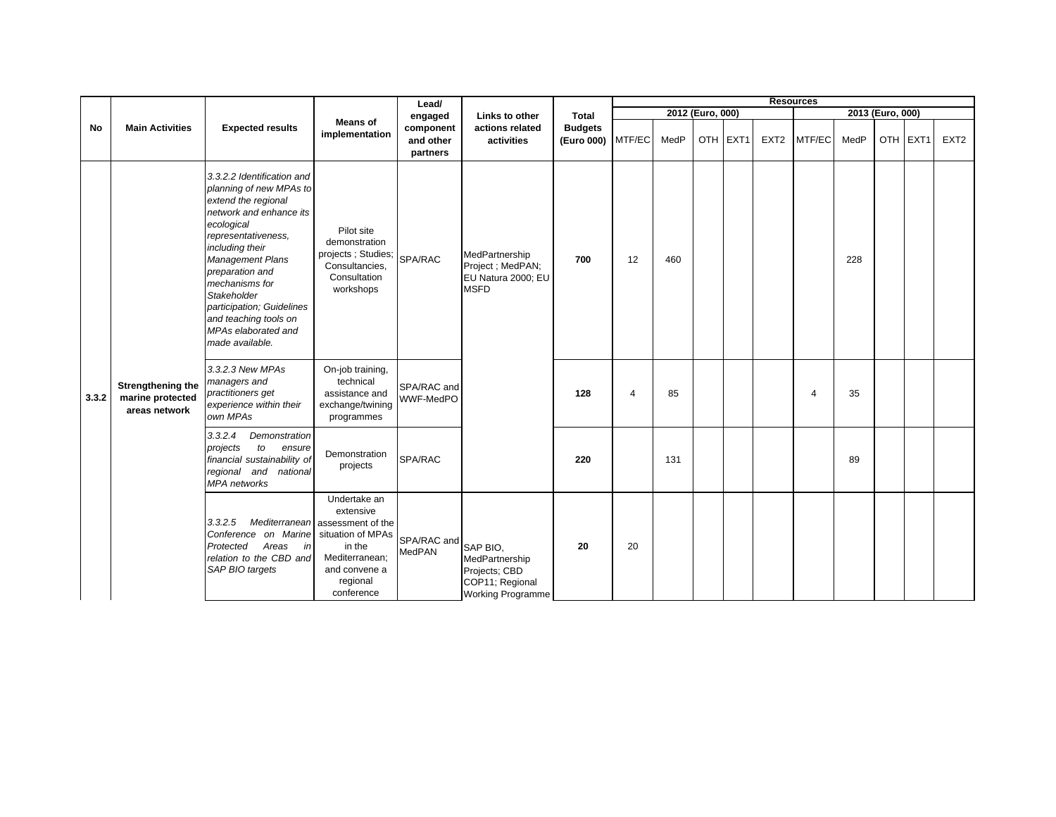| No | Main Activities | Expected results | Means of implementation | Lead/ engaged component and other partners | Links to other actions related activities | Total Budgets (Euro 000) | Resources | | | | | | | | | |
|---|---|---|---|---|---|---|---|---|---|---|---|---|---|---|---|---|
| | | | | | | | 2012 (Euro, 000) | | | | | 2013 (Euro, 000) | | | | |
| | | | | | | | MTF/EC | MedP | OTH | EXT1 | EXT2 | MTF/EC | MedP | OTH | EXT1 | EXT2 |
| 3.3.2 | Strengthening the marine protected areas network | *3.3.2.2 Identification and planning of new MPAs to extend the regional network and enhance its ecological representativeness, including their Management Plans preparation and mechanisms for Stakeholder participation; Guidelines and teaching tools on MPAs elaborated and made available.* | Pilot site demonstration projects ; Studies; Consultancies, Consultation workshops | SPA/RAC | MedPartnership Project ; MedPAN; EU Natura 2000; EU MSFD | **700** | 12 | 460 | | | | | 228 | | | |
| | | *3.3.2.3 New MPAs managers and practitioners get experience within their own MPAs* | On-job training, technical assistance and exchange/twining programmes | SPA/RAC and WWF-MedPO | | **128** | 4 | 85 | | | | 4 | 35 | | | |
| | | *3.3.2.4 Demonstration projects to ensure financial sustainability of regional and national MPA networks* | Demonstration projects | SPA/RAC | | **220** | | 131 | | | | | 89 | | | |
| | | *3.3.2.5 Mediterranean Conference on Marine Protected Areas in relation to the CBD and SAP BIO targets* | Undertake an extensive assessment of the situation of MPAs in the Mediterranean; and convene a regional conference | SPA/RAC and MedPAN | SAP BIO, MedPartnership Projects; CBD COP11; Regional Working Programme | **20** | 20 | | | | | | | | | |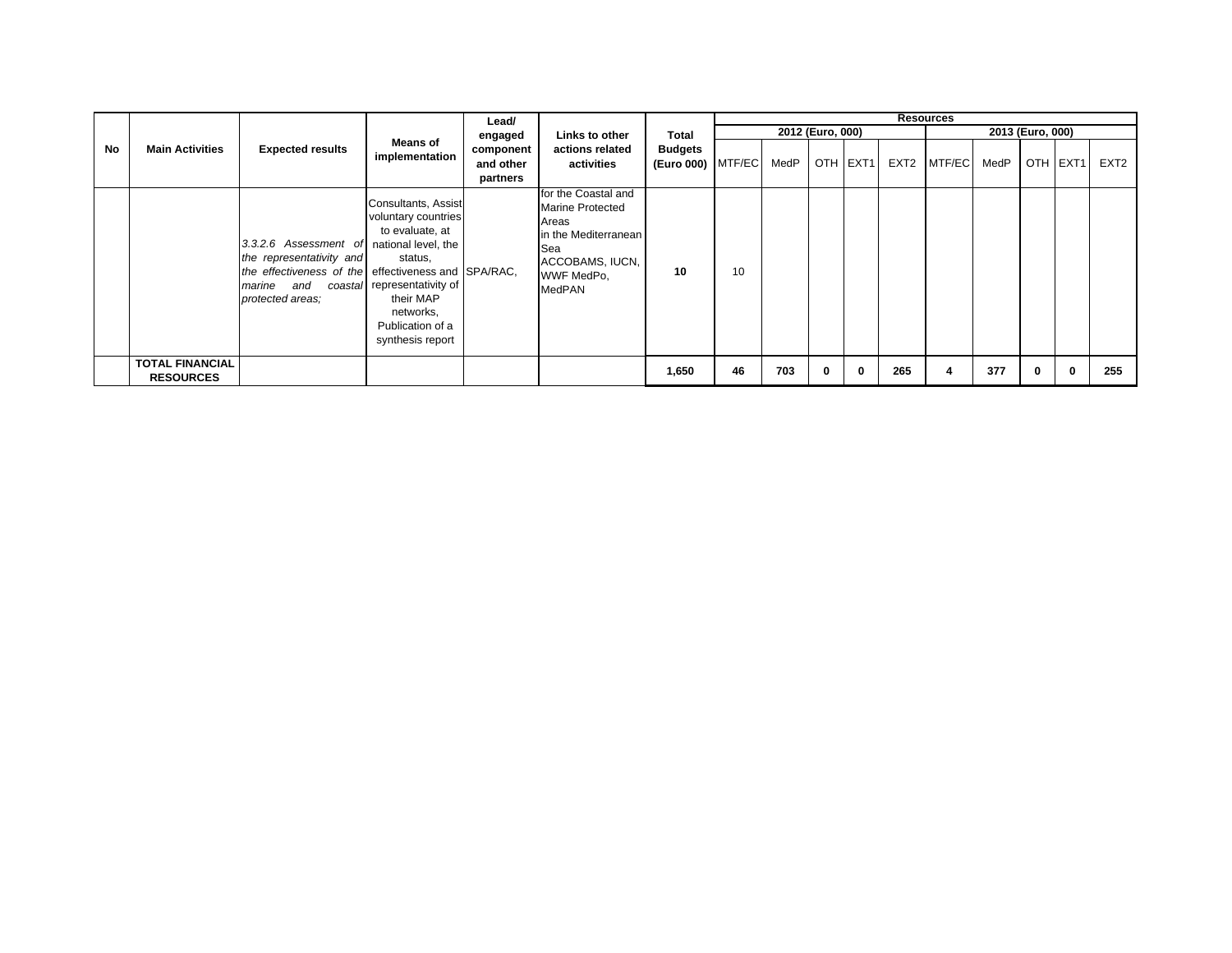| No | Main Activities | Expected results | Means of implementation | Lead/ engaged component and other partners | Links to other actions related activities | Total Budgets (Euro 000) | Resources | | | | | | | | | |
|---|---|---|---|---|---|---|---|---|---|---|---|---|---|---|---|---|
| | | | | | | | 2012 (Euro, 000) | | | | | 2013 (Euro, 000) | | | | |
| | | | | | | | MTF/EC | MedP | OTH | EXT1 | EXT2 | MTF/EC | MedP | OTH | EXT1 | EXT2 |
| | | *3.3.2.6 Assessment of the representativity and the effectiveness of the marine and coastal protected areas;* | Consultants, Assist voluntary countries to evaluate, at national level, the status, effectiveness and representativity of their MAP networks, Publication of a synthesis report | SPA/RAC, | for the Coastal and Marine Protected Areas in the Mediterranean Sea ACCOBAMS, IUCN, WWF MedPo, MedPAN | **10** | 10 | | | | | | | | | |
| | **TOTAL FINANCIAL RESOURCES** | | | | | **1,650** | **46** | **703** | **0** | **0** | **265** | **4** | **377** | **0** | **0** | **255** |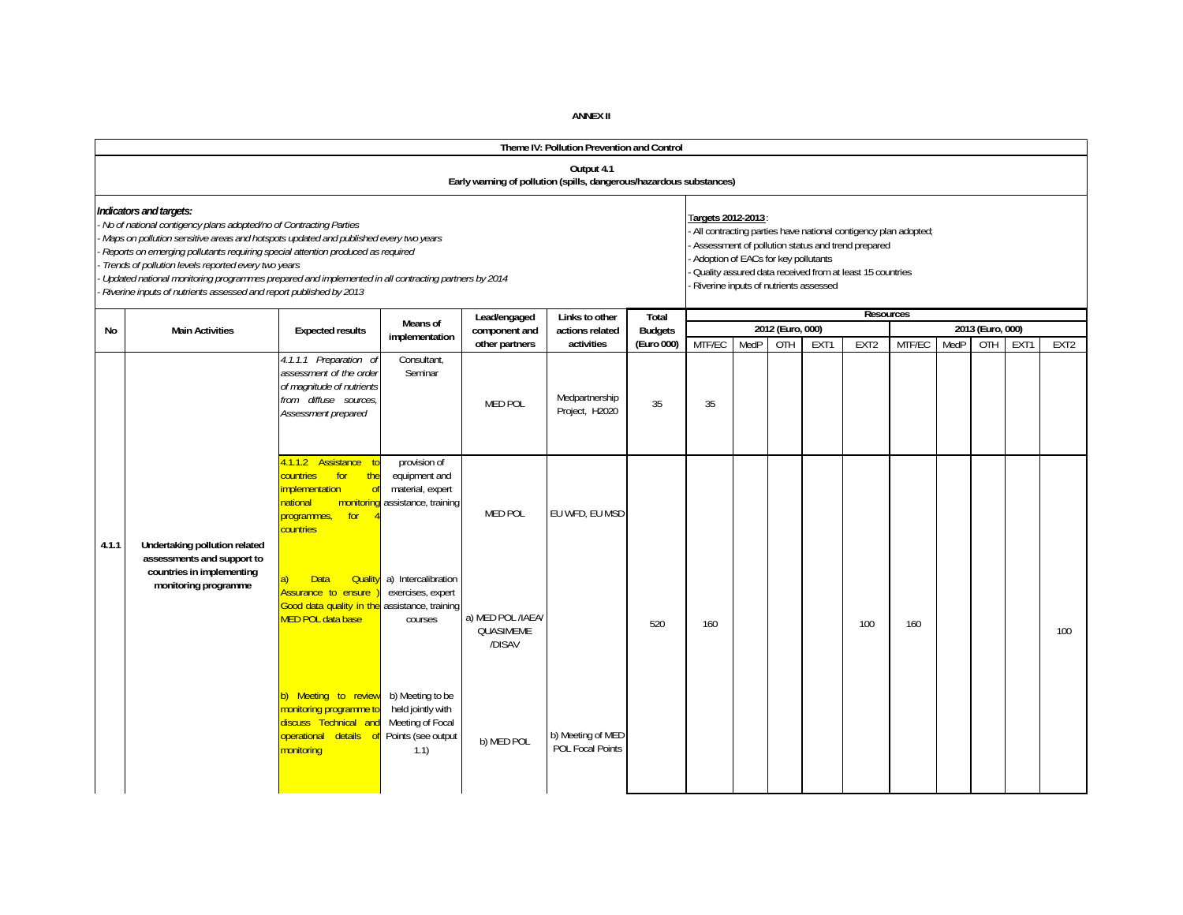**ANNEX II**

**Theme IV: Pollution Prevention and Control**

**Output 4.1**
**Early warning of pollution (spills, dangerous/hazardous substances)**

***Indicators and targets:***

- *No of national contigency plans adopted/no of Contracting Parties*
- *Maps on pollution sensitive areas and hotspots updated and published every two years*
- *Reports on emerging pollutants requiring special attention produced as required*
- *Trends of pollution levels reported every two years*
- *Updated national monitoring programmes prepared and implemented in all contracting partners by 2014*
- *Riverine inputs of nutrients assessed and report published by 2013*

**Targets 2012-2013**:

- All contracting parties have national contigency plan adopted;
- Assessment of pollution status and trend prepared
- Adoption of EACs for key pollutants
- Quality assured data received from at least 15 countries
- Riverine inputs of nutrients assessed

| No | Main Activities | Expected results | Means of implementation | Lead/engaged component and other partners | Links to other actions related activities | Total Budgets (Euro 000) | Resources 2012 (Euro, 000) MTF/EC | MedP | OTH | EXT1 | EXT2 | Resources 2013 (Euro, 000) MTF/EC | MedP | OTH | EXT1 | EXT2 |
|---|---|---|---|---|---|---|---|---|---|---|---|---|---|---|---|---|
| 4.1.1 | **Undertaking pollution related assessments and support to countries in implementing monitoring programme** | *4.1.1.1 Preparation of assessment of the order of magnitude of nutrients from diffuse sources, Assessment prepared* | Consultant, Seminar | MED POL | Medpartnership Project, H2020 | 35 | 35 | | | | | | | | | |
| | | 4.1.1.2 Assistance to countries for the implementation of national monitoring programmes, for 4 countries | provision of equipment and material, expert assistance, training | MED POL | EU WFD, EU MSD | 520 | 160 | | | | 100 | 160 | | | | 100 |
| | | a) Data Quality Assurance to ensure ) Good data quality in the MED POL data base | a) Intercalibration exercises, expert assistance, training courses | a) MED POL /IAEA/ QUASIMEME /DISAV | | | | | | | | | | | | |
| | | b) Meeting to review monitoring programme to discuss Technical and operational details of monitoring | b) Meeting to be held jointly with Meeting of Focal Points (see output 1.1) | b) MED POL | b) Meeting of MED POL Focal Points | | | | | | | | | | | |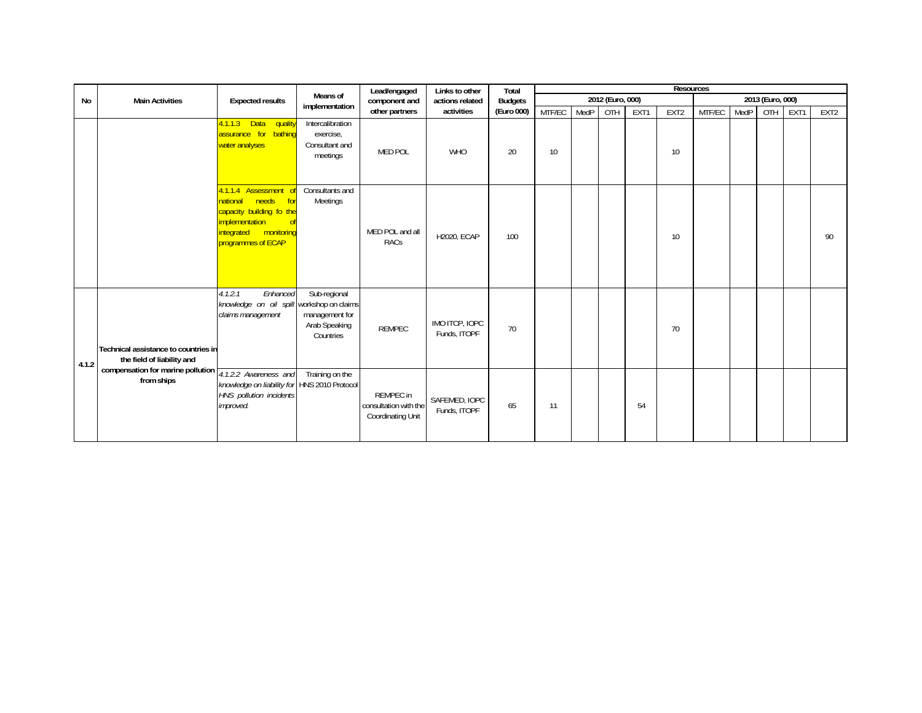| No | Main Activities | Expected results | Means of implementation | Lead/engaged component and other partners | Links to other actions related activities | Total Budgets (Euro 000) | Resources | | | | | | | | | |
|---|---|---|---|---|---|---|---|---|---|---|---|---|---|---|---|---|
| | | | | | | | 2012 (Euro, 000) | | | | | 2013 (Euro, 000) | | | | |
| | | | | | | | MTF/EC | MedP | OTH | EXT1 | EXT2 | MTF/EC | MedP | OTH | EXT1 | EXT2 |
| | | 4.1.1.3 Data quality assurance for bathing water analyses | Intercalibration exercise, Consultant and meetings | MED POL | WHO | 20 | 10 | | | | 10 | | | | | |
| | | 4.1.1.4 Assessment of national needs for capacity building fo the implementation of integrated monitoring programmes of ECAP | Consultants and Meetings | MED POL and all RACs | H2020, ECAP | 100 | | | | | 10 | | | | | 90 |
| 4.1.2 | **Technical assistance to countries in the field of liability and compensation for marine pollution from ships** | *4.1.2.1 Enhanced knowledge on oil spill claims management* | Sub-regional workshop on claims management for Arab Speaking Countries | REMPEC | IMO ITCP, IOPC Funds, ITOPF | 70 | | | | | 70 | | | | | |
| | | *4.1.2.2 Awareness and knowledge on liability for HNS pollution incidents improved.* | Training on the HNS 2010 Protocol | REMPEC in consultation with the Coordinating Unit | SAFEMED, IOPC Funds, ITOPF | 65 | 11 | | | 54 | | | | | | |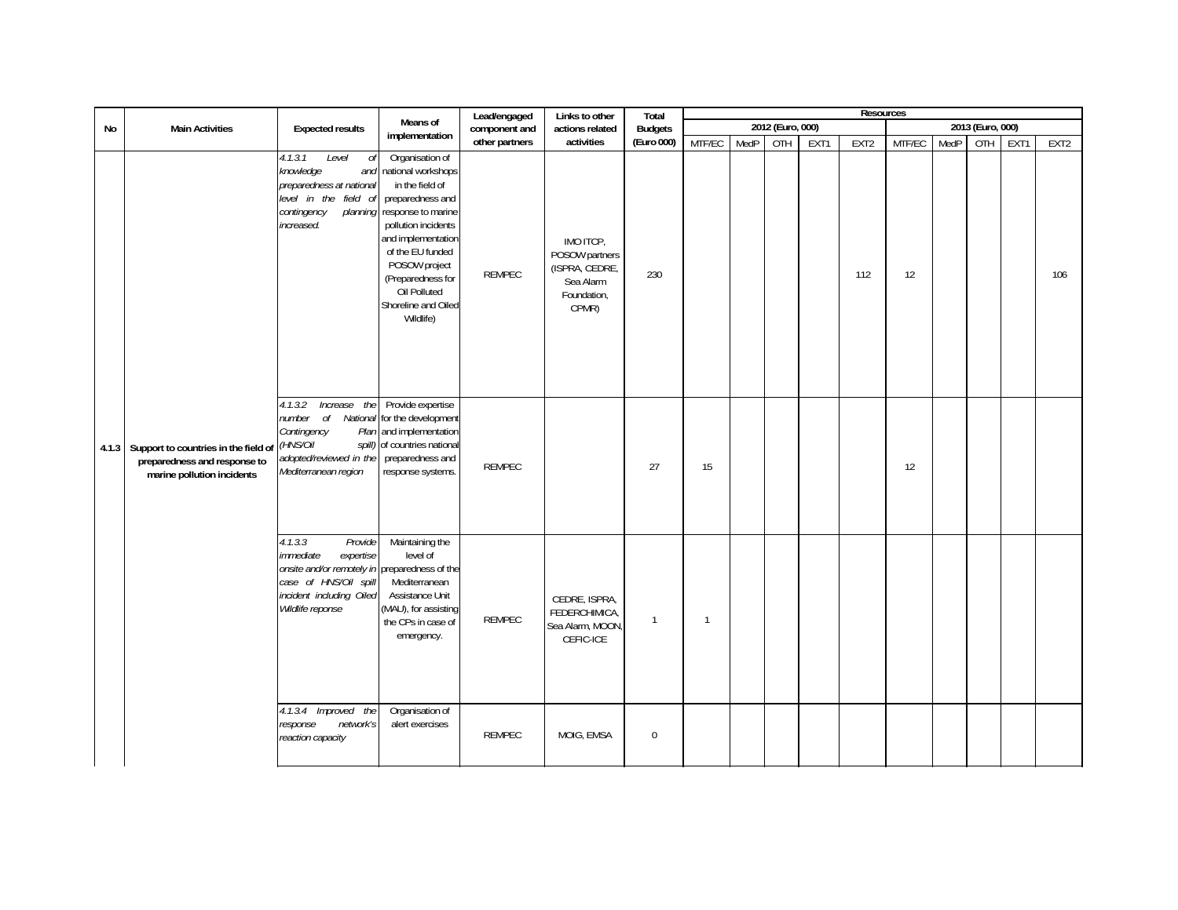| No | Main Activities | Expected results | Means of implementation | Lead/engaged component and other partners | Links to other actions related activities | Total Budgets (Euro 000) | Resources | | | | | | | | | |
|---|---|---|---|---|---|---|---|---|---|---|---|---|---|---|---|---|
| | | | | | | | 2012 (Euro, 000) | | | | | 2013 (Euro, 000) | | | | |
| | | | | | | | MTF/EC | MedP | OTH | EXT1 | EXT2 | MTF/EC | MedP | OTH | EXT1 | EXT2 |
| 4.1.3 | Support to countries in the field of preparedness and response to marine pollution incidents | *4.1.3.1 Level of knowledge and preparedness at national level in the field of contingency planning increased.* | Organisation of national workshops in the field of preparedness and response to marine pollution incidents and implementation of the EU funded POSOW project (Preparedness for Oil Polluted Shoreline and Oiled Wildlife) | REMPEC | IMO ITCP, POSOW partners (ISPRA, CEDRE, Sea Alarm Foundation, CPMR) | 230 | | | | | 112 | 12 | | | | 106 |
| | | *4.1.3.2 Increase the number of National Contingency Plan (HNS/Oil spill) adopted/reviewed in the Mediterranean region* | Provide expertise for the development and implementation of countries national preparedness and response systems. | REMPEC | | 27 | 15 | | | | | 12 | | | | |
| | | *4.1.3.3 Provide immediate expertise onsite and/or remotely in case of HNS/Oil spill incident including Oiled Wildlife reponse* | Maintaining the level of preparedness of the Mediterranean Assistance Unit (MAU), for assisting the CPs in case of emergency. | REMPEC | CEDRE, ISPRA, FEDERCHIMICA, Sea Alarm, MOON, CEFIC-ICE | 1 | 1 | | | | | | | | | |
| | | *4.1.3.4 Improved the response network's reaction capacity* | Organisation of alert exercises | REMPEC | MOIG, EMSA | 0 | | | | | | | | | | |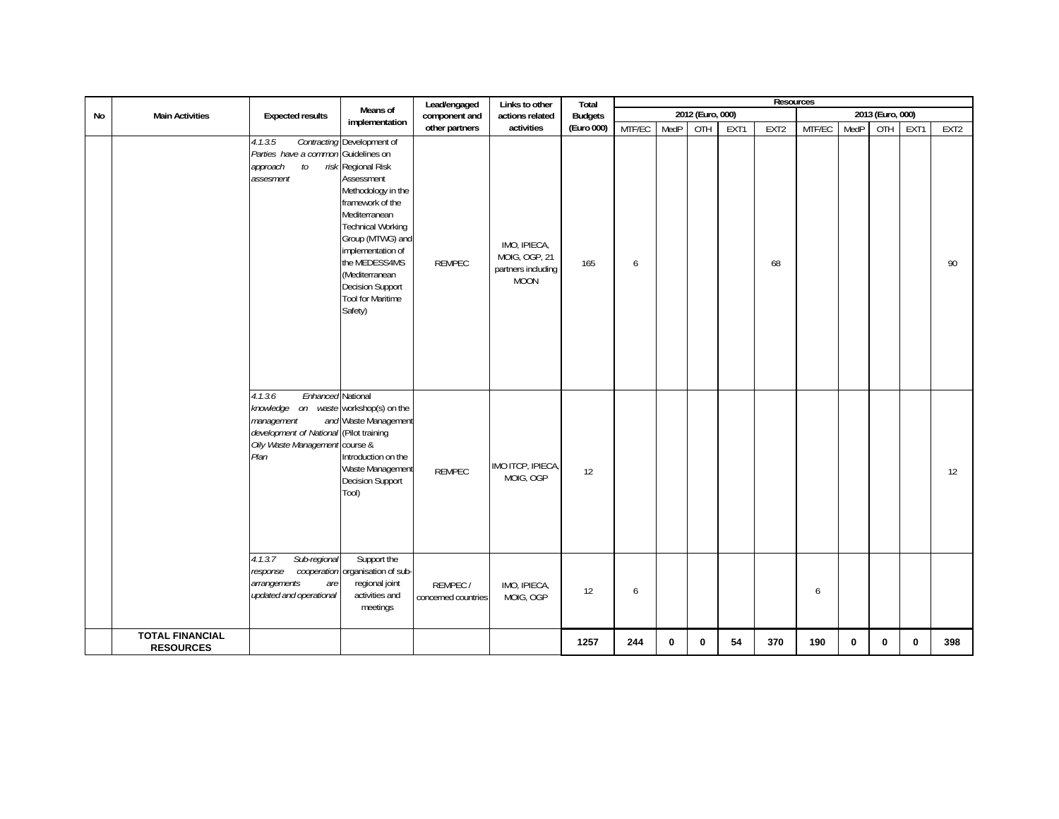| No | Main Activities | Expected results | Means of implementation | Lead/engaged component and other partners | Links to other actions related activities | Total Budgets (Euro 000) | Resources | | | | | | | | | |
|---|---|---|---|---|---|---|---|---|---|---|---|---|---|---|---|---|
| | | | | | | | 2012 (Euro, 000) | | | | | 2013 (Euro, 000) | | | | |
| | | | | | | | MTF/EC | MedP | OTH | EXT1 | EXT2 | MTF/EC | MedP | OTH | EXT1 | EXT2 |
| | | *4.1.3.5 Contracting Parties have a common approach to risk assesment* | Development of Guidelines on Regional Risk Assessment Methodology in the framework of the Mediterranean Technical Working Group (MTWG) and implementation of the MEDESS4MS (Mediterranean Decision Support Tool for Maritime Safety) | REMPEC | IMO, IPIECA, MOIG, OGP, 21 partners including MOON | 165 | 6 | | | | 68 | | | | | 90 |
| | | *4.1.3.6 Enhanced knowledge on waste management and development of National Oily Waste Management Plan* | National workshop(s) on the Waste Management (Pilot training course & Introduction on the Waste Management Decision Support Tool) | REMPEC | IMO ITCP, IPIECA, MOIG, OGP | 12 | | | | | | | | | | 12 |
| | | *4.1.3.7 Sub-regional response cooperation arrangements are updated and operational* | Support the organisation of sub-regional joint activities and meetings | REMPEC / concerned countries | IMO, IPIECA, MOIG, OGP | 12 | 6 | | | | | 6 | | | | |
| | **TOTAL FINANCIAL RESOURCES** | | | | | **1257** | **244** | **0** | **0** | **54** | **370** | **190** | **0** | **0** | **0** | **398** |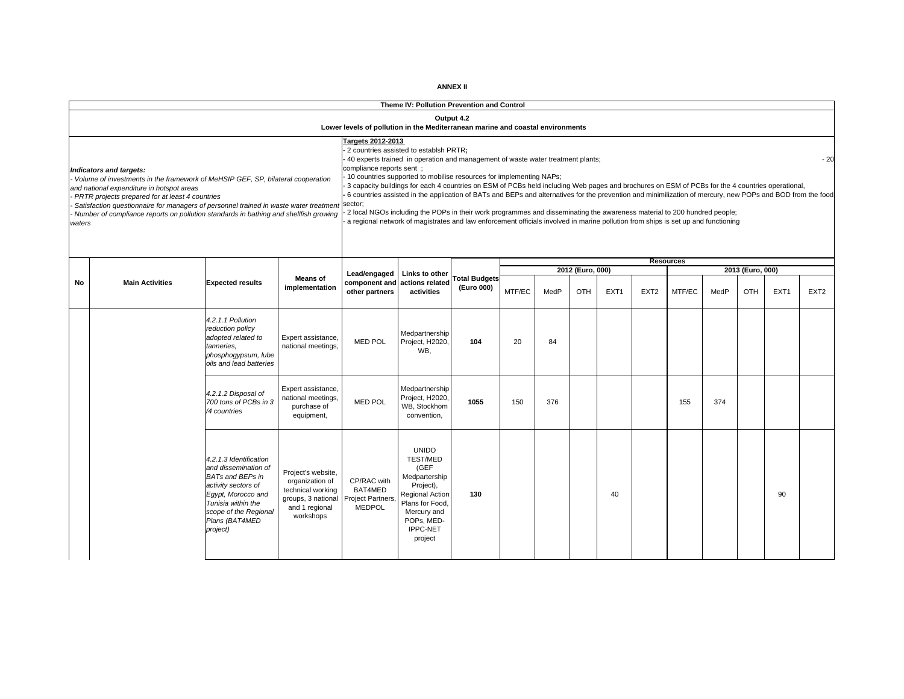**ANNEX II**

**Theme IV: Pollution Prevention and Control**

**Output 4.2**
**Lower levels of pollution in the Mediterranean marine and coastal environments**

***Indicators and targets:***
*- Volume of investments in the framework of MeHSIP GEF, SP, bilateral cooperation and national expenditure in hotspot areas*
*- PRTR projects prepared for at least 4 countries*
*- Satisfaction questionnaire for managers of personnel trained in waste water treatment*
*- Number of compliance reports on pollution standards in bathing and shellfish growing waters*

**Targets 2012-2013**
- 2 countries assisted to establsh PRTR;
- 40 experts trained in operation and management of waste water treatment plants; - 20 compliance reports sent ;
- 10 countries supported to mobilise resources for implementing NAPs;
- 3 capacity buildings for each 4 countries on ESM of PCBs held including Web pages and brochures on ESM of PCBs for the 4 countries operational,
- 6 countries assisted in the application of BATs and BEPs and alternatives for the prevention and minimilization of mercury, new POPs and BOD from the food sector;
- 2 local NGOs including the POPs in their work programmes and disseminating the awareness material to 200 hundred people;
- a regional network of magistrates and law enforcement officials involved in marine pollution from ships is set up and functioning

| No | Main Activities | Expected results | Means of implementation | Lead/engaged component and other partners | Links to other actions related activities | Total Budgets (Euro 000) | Resources 2012 (Euro, 000) MTF/EC | MedP | OTH | EXT1 | EXT2 | 2013 (Euro, 000) MTF/EC | MedP | OTH | EXT1 | EXT2 |
|---|---|---|---|---|---|---|---|---|---|---|---|---|---|---|---|---|
| | | *4.2.1.1 Pollution reduction policy adopted related to tanneries, phosphogypsum, lube oils and lead batteries* | Expert assistance, national meetings, | MED POL | Medpartnership Project, H2020, WB, | **104** | 20 | 84 | | | | | | | | |
| | | *4.2.1.2 Disposal of 700 tons of PCBs in 3 /4 countries* | Expert assistance, national meetings, purchase of equipment, | MED POL | Medpartnership Project, H2020, WB, Stockhom convention, | **1055** | 150 | 376 | | | | 155 | 374 | | | |
| | | *4.2.1.3 Identification and dissemination of BATs and BEPs in activity sectors of Egypt, Morocco and Tunisia within the scope of the Regional Plans (BAT4MED project)* | Project's website, organization of technical working groups, 3 national and 1 regional workshops | CP/RAC with BAT4MED Project Partners, MEDPOL | UNIDO TEST/MED (GEF Medpartership Project), Regional Action Plans for Food, Mercury and POPs, MED-IPPC-NET project | **130** | | | | 40 | | | | | 90 | |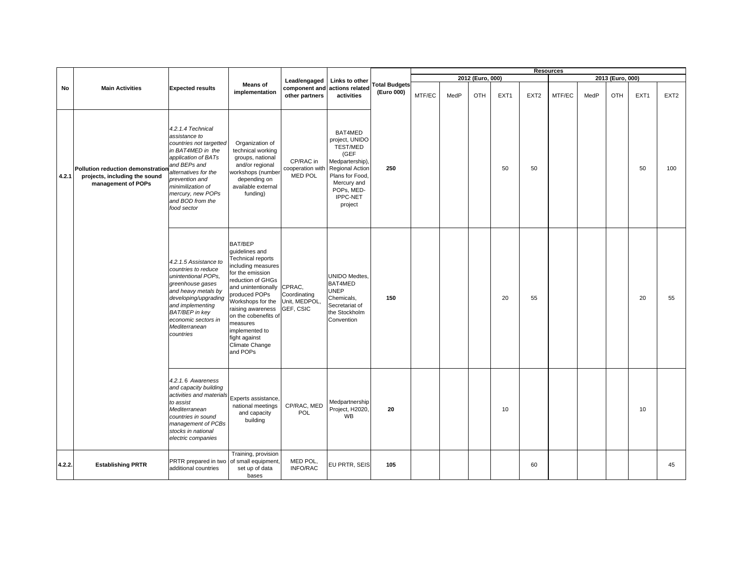| No | Main Activities | Expected results | Means of implementation | Lead/engaged component and other partners | Links to other actions related activities | Total Budgets (Euro 000) | Resources | | | | | | | | | |
|---|---|---|---|---|---|---|---|---|---|---|---|---|---|---|---|---|
| | | | | | | | 2012 (Euro, 000) | | | | | 2013 (Euro, 000) | | | | |
| | | | | | | | MTF/EC | MedP | OTH | EXT1 | EXT2 | MTF/EC | MedP | OTH | EXT1 | EXT2 |
| 4.2.1 | Pollution reduction demonstration projects, including the sound management of POPs | *4.2.1.4 Technical assistance to countries not targetted in BAT4MED in the application of BATs and BEPs and alternatives for the prevention and minimilization of mercury, new POPs and BOD from the food sector* | Organization of technical working groups, national and/or regional workshops (number depending on available external funding) | CP/RAC in cooperation with MED POL | BAT4MED project, UNIDO TEST/MED (GEF Medpartership), Regional Action Plans for Food, Mercury and POPs, MED-IPPC-NET project | 250 | | | | 50 | 50 | | | | 50 | 100 |
| | | *4.2.1.5 Assistance to countries to reduce unintentional POPs, greenhouse gases and heavy metals by developing/upgrading and implementing BAT/BEP in key economic sectors in Mediterranean countries* | BAT/BEP guidelines and Technical reports including measures for the emission reduction of GHGs and unintentionally produced POPs Workshops for the raising awareness on the cobenefits of measures implemented to fight against Climate Change and POPs | CPRAC, Coordinating Unit, MEDPOL, GEF, CSIC | UNIDO Medtes, BAT4MED UNEP Chemicals, Secretariat of the Stockholm Convention | 150 | | | | 20 | 55 | | | | 20 | 55 |
| | | *4.2.1.6 Awareness and capacity building activities and materials to assist Mediterranean countries in sound management of PCBs stocks in national electric companies* | Experts assistance, national meetings and capacity building | CP/RAC, MED POL | Medpartnership Project, H2020, WB | 20 | | | | 10 | | | | | 10 | |
| 4.2.2. | Establishing PRTR | PRTR prepared in two additional countries | Training, provision of small equipment, set up of data bases | MED POL, INFO/RAC | EU PRTR, SEIS | 105 | | | | | 60 | | | | | 45 |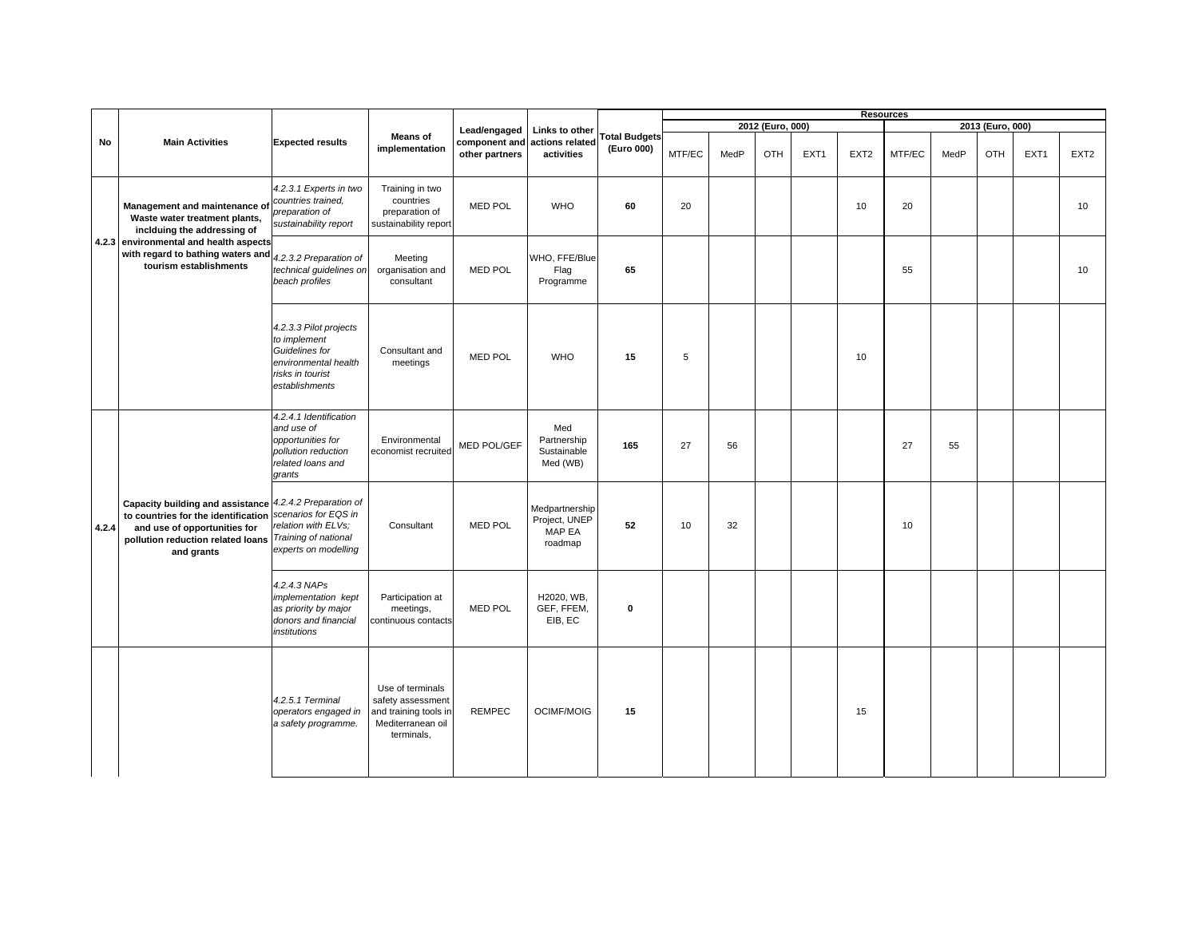| No | Main Activities | Expected results | Means of implementation | Lead/engaged component and other partners | Links to other actions related activities | Total Budgets (Euro 000) | Resources | | | | | | | | | |
|---|---|---|---|---|---|---|---|---|---|---|---|---|---|---|---|---|
| | | | | | | | 2012 (Euro, 000) | | | | | 2013 (Euro, 000) | | | | |
| | | | | | | | MTF/EC | MedP | OTH | EXT1 | EXT2 | MTF/EC | MedP | OTH | EXT1 | EXT2 |
| 4.2.3 | **Management and maintenance of Waste water treatment plants, inclduing the addressing of environmental and health aspects with regard to bathing waters and tourism establishments** | *4.2.3.1 Experts in two countries trained, preparation of sustainability report* | Training in two countries preparation of sustainability report | MED POL | WHO | **60** | 20 | | | | 10 | 20 | | | | 10 |
| | | *4.2.3.2 Preparation of technical guidelines on beach profiles* | Meeting organisation and consultant | MED POL | WHO, FFE/Blue Flag Programme | **65** | | | | | | 55 | | | | 10 |
| | | *4.2.3.3 Pilot projects to implement Guidelines for environmental health risks in tourist establishments* | Consultant and meetings | MED POL | WHO | **15** | 5 | | | | 10 | | | | | |
| 4.2.4 | **Capacity building and assistance to countries for the identification and use of opportunities for pollution reduction related loans and grants** | *4.2.4.1 Identification and use of opportunities for pollution reduction related loans and grants* | Environmental economist recruited | MED POL/GEF | Med Partnership Sustainable Med (WB) | **165** | 27 | 56 | | | | 27 | 55 | | | |
| | | *4.2.4.2 Preparation of scenarios for EQS in relation with ELVs; Training of national experts on modelling* | Consultant | MED POL | Medpartnership Project, UNEP MAP EA roadmap | **52** | 10 | 32 | | | | 10 | | | | |
| | | *4.2.4.3 NAPs implementation kept as priority by major donors and financial institutions* | Participation at meetings, continuous contacts | MED POL | H2020, WB, GEF, FFEM, EIB, EC | **0** | | | | | | | | | | |
| | | *4.2.5.1 Terminal operators engaged in a safety programme.* | Use of terminals safety assessment and training tools in Mediterranean oil terminals, | REMPEC | OCIMF/MOIG | **15** | | | | | 15 | | | | | |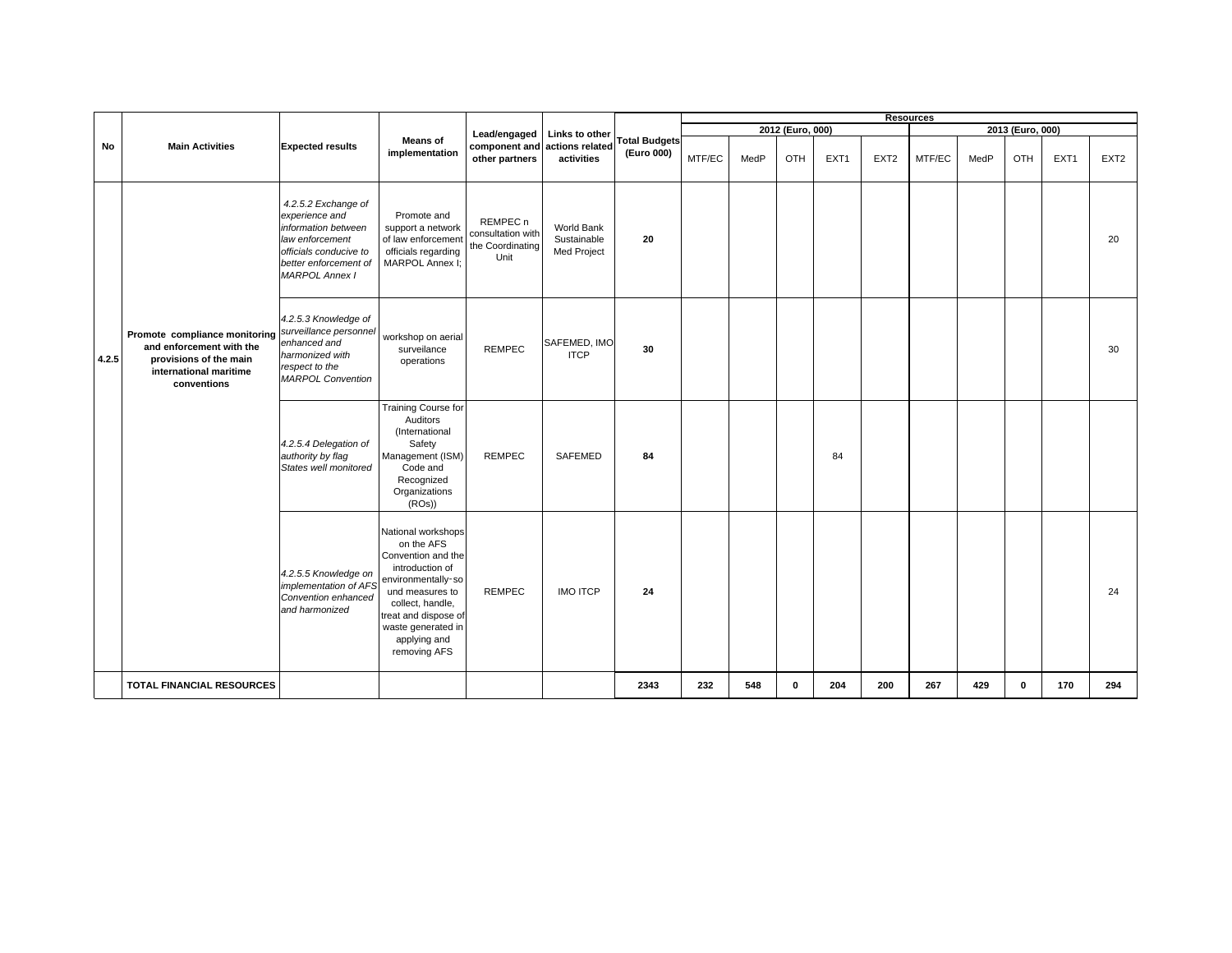| No | Main Activities | Expected results | Means of implementation | Lead/engaged component and other partners | Links to other actions related activities | Total Budgets (Euro 000) | Resources | | | | | | | | | |
|---|---|---|---|---|---|---|---|---|---|---|---|---|---|---|---|---|
| | | | | | | | 2012 (Euro, 000) | | | | | 2013 (Euro, 000) | | | | |
| | | | | | | | MTF/EC | MedP | OTH | EXT1 | EXT2 | MTF/EC | MedP | OTH | EXT1 | EXT2 |
| 4.2.5 | Promote compliance monitoring and enforcement with the provisions of the main international maritime conventions | *4.2.5.2 Exchange of experience and information between law enforcement officials conducive to better enforcement of MARPOL Annex I* | Promote and support a network of law enforcement officials regarding MARPOL Annex I; | REMPEC n consultation with the Coordinating Unit | World Bank Sustainable Med Project | **20** | | | | | | | | | | 20 |
| | | *4.2.5.3 Knowledge of surveillance personnel enhanced and harmonized with respect to the MARPOL Convention* | workshop on aerial surveilance operations | REMPEC | SAFEMED, IMO ITCP | **30** | | | | | | | | | | 30 |
| | | *4.2.5.4 Delegation of authority by flag States well monitored* | Training Course for Auditors (International Safety Management (ISM) Code and Recognized Organizations (ROs)) | REMPEC | SAFEMED | **84** | | | | 84 | | | | | | |
| | | *4.2.5.5 Knowledge on implementation of AFS Convention enhanced and harmonized* | National workshops on the AFS Convention and the introduction of environmentally-sound measures to collect, handle, treat and dispose of waste generated in applying and removing AFS | REMPEC | IMO ITCP | **24** | | | | | | | | | | 24 |
| | **TOTAL FINANCIAL RESOURCES** | | | | | **2343** | **232** | **548** | **0** | **204** | **200** | **267** | **429** | **0** | **170** | **294** |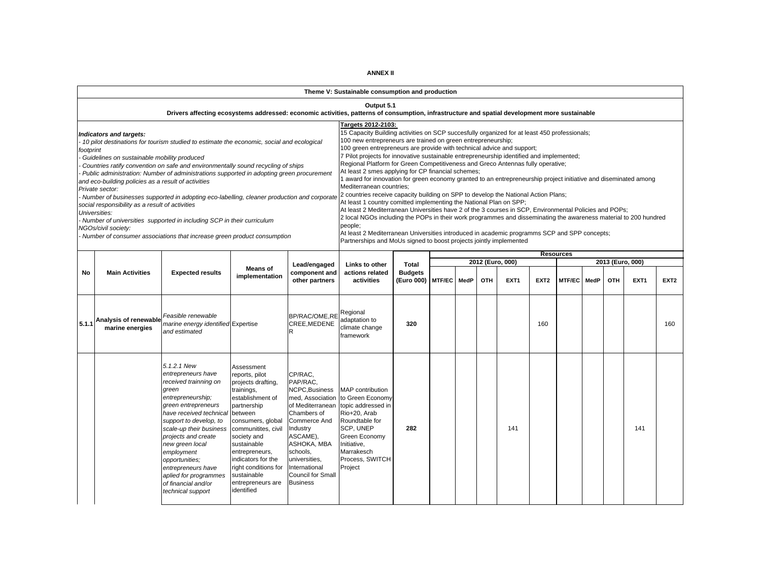**ANNEX II**

| Theme V: Sustainable consumption and production | | | | | | | | | | | | | | | | | |
|---|---|---|---|---|---|---|---|---|---|---|---|---|---|---|---|---|---|
| **Output 5.1** **Drivers affecting ecosystems addressed: economic activities, patterns of consumption, infrastructure and spatial development more sustainable** | | | | | | | | | | | | | | | | | |
| ***Indicators and targets:*** *- 10 pilot destinations for tourism studied to estimate the economic, social and ecological footprint* *- Guidelines on sustainable mobility produced* *- Countries ratify convention on safe and environmentally sound recycling of ships* *- Public administration: Number of administrations supported in adopting green procurement and eco-building policies as a result of activities* *Private sector:* *- Number of businesses supported in adopting eco-labelling, cleaner production and corporate social responsibility as a result of activities* *Universities:* *- Number of universities supported in including SCP in their curriculum* *NGOs/civil society:* *- Number of consumer associations that increase green product consumption* | | | | | **Targets 2012-2103:** 15 Capacity Building activities on SCP succesfully organized for at least 450 professionals; 100 new entrepreneurs are trained on green entrepreneurship; 100 green entrepreneurs are provide with technical advice and support; 7 Pilot projects for innovative sustainable entrepreneurship identified and implemented; Regional Platform for Green Competitiveness and Greco Antennas fully operative; At least 2 smes applying for CP financial schemes; 1 award for innovation for green economy granted to an entrepreneurship project initiative and diseminated among Mediterranean countries; 2 countries receive capacity building on SPP to develop the National Action Plans; At least 1 country comitted implementing the National Plan on SPP; At least 2 Mediterranean Universities have 2 of the 3 courses in SCP, Environmental Policies and POPs; 2 local NGOs including the POPs in their work programmes and disseminating the awareness material to 200 hundred people; At least 2 Mediterranean Universities introduced in academic programms SCP and SPP concepts; Partnerships and MoUs signed to boost projects jointly implemented | | | | | | | | | | | | |
| **No** | **Main Activities** | **Expected results** | **Means of implementation** | **Lead/engaged component and other partners** | **Links to other actions related activities** | **Total Budgets (Euro 000)** | **Resources** | | | | | | | | | | |
| | | | | | | | **2012 (Euro, 000)** | | | | | **2013 (Euro, 000)** | | | | | |
| | | | | | | | **MTF/EC** | **MedP** | **OTH** | **EXT1** | **EXT2** | **MTF/EC** | **MedP** | **OTH** | **EXT1** | **EXT2** | |
| **5.1.1** | **Analysis of renewable marine energies** | *Feasible renewable marine energy identified and estimated* | Expertise | BP/RAC/OME,RECREE,MEDENER | Regional adaptation to climate change framework | **320** | | | | | 160 | | | | | 160 | |
| | | *5.1.2.1 New entrepreneurs have received trainning on green entrepreneurship; green entrepreneurs have received technical support to develop, to scale-up their business projects and create new green local employment opportunities; entrepreneurs have aplied for programmes of financial and/or technical support* | Assessment reports, pilot projects drafting, trainings, establishment of partnership between consumers, global communitites, civil society and sustainable entrepreneurs, indicators for the right conditions for sustainable entrepreneurs are identified | CP/RAC, PAP/RAC, NCPC,Business med, Association of Mediterranean Chambers of Commerce And Industry ASCAME), ASHOKA, MBA schools, universities, International Council for Small Business | MAP contribution to Green Economy topic addressed in Rio+20, Arab Roundtable for SCP, UNEP Green Economy Initiative, Marrakesch Process, SWITCH Project | **282** | | | | 141 | | | | | 141 | | |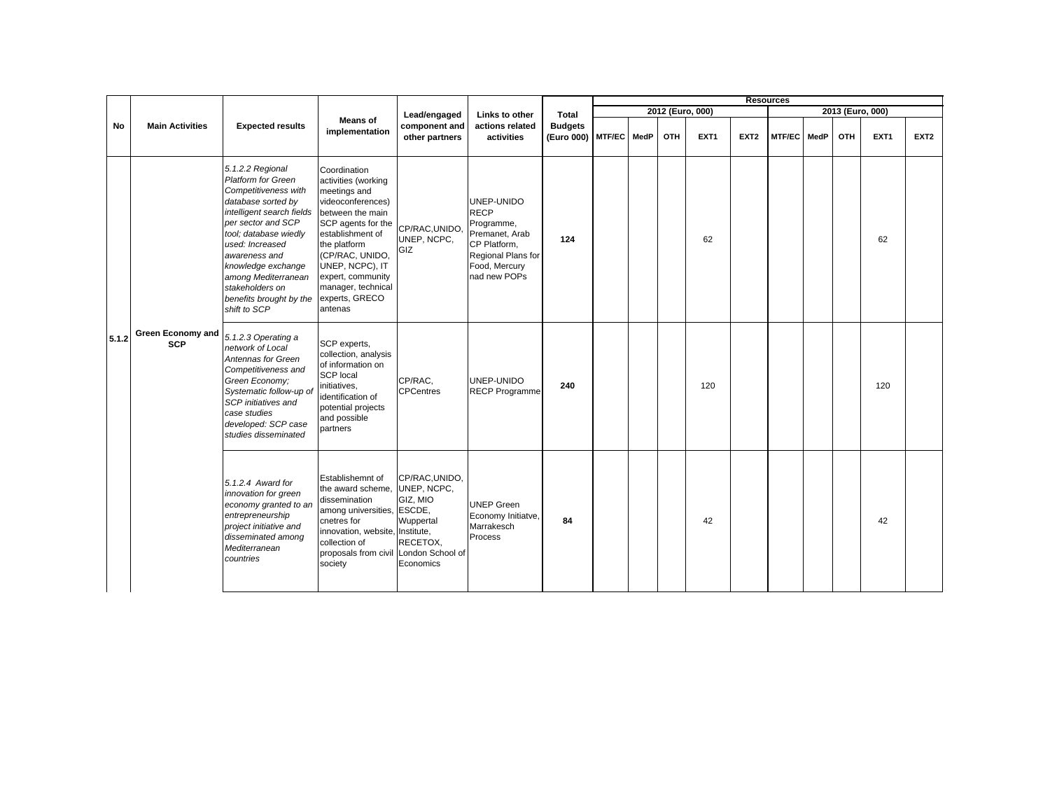| No | Main Activities | Expected results | Means of implementation | Lead/engaged component and other partners | Links to other actions related activities | Total Budgets (Euro 000) | Resources | | | | | | | | | |
|---|---|---|---|---|---|---|---|---|---|---|---|---|---|---|---|---|
| | | | | | | | 2012 (Euro, 000) | | | | | 2013 (Euro, 000) | | | | |
| | | | | | | | MTF/EC | MedP | OTH | EXT1 | EXT2 | MTF/EC | MedP | OTH | EXT1 | EXT2 |
| 5.1.2 | Green Economy and SCP | *5.1.2.2 Regional Platform for Green Competitiveness with database sorted by intelligent search fields per sector and SCP tool; database wiedly used: Increased awareness and knowledge exchange among Mediterranean stakeholders on benefits brought by the shift to SCP* | Coordination activities (working meetings and videoconferences) between the main SCP agents for the establishment of the platform (CP/RAC, UNIDO, UNEP, NCPC), IT expert, community manager, technical experts, GRECO antenas | CP/RAC,UNIDO, UNEP, NCPC, GIZ | UNEP-UNIDO RECP Programme, Premanet, Arab CP Platform, Regional Plans for Food, Mercury nad new POPs | **124** | | | | 62 | | | | | 62 | |
| | | *5.1.2.3 Operating a network of Local Antennas for Green Competitiveness and Green Economy; Systematic follow-up of SCP initiatives and case studies developed: SCP case studies disseminated* | SCP experts, collection, analysis of information on SCP local initiatives, identification of potential projects and possible partners | CP/RAC, CPCentres | UNEP-UNIDO RECP Programme | **240** | | | | 120 | | | | | 120 | |
| | | *5.1.2.4 Award for innovation for green economy granted to an entrepreneurship project initiative and disseminated among Mediterranean countries* | Establishemnt of the award scheme, dissemination among universities, cnetres for innovation, website, collection of proposals from civil society | CP/RAC,UNIDO, UNEP, NCPC, GIZ, MIO ESCDE, Wuppertal Institute, RECETOX, London School of Economics | UNEP Green Economy Initiatve, Marrakesch Process | **84** | | | | 42 | | | | | 42 | |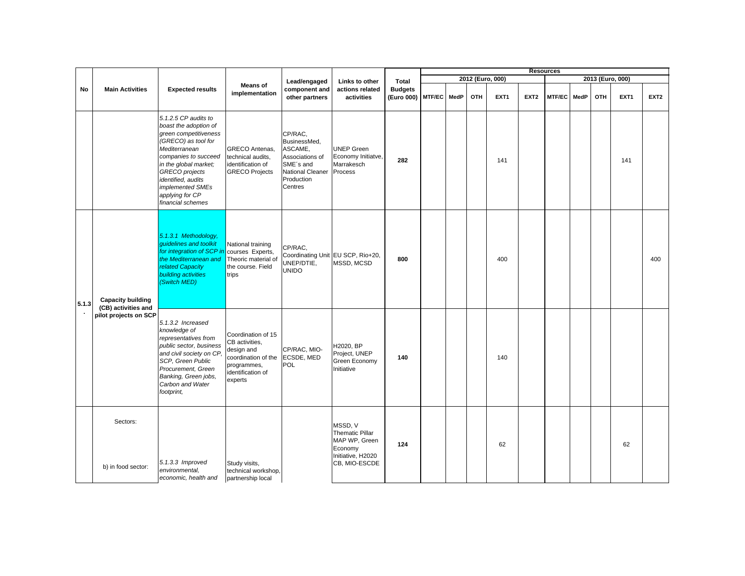| No | Main Activities | Expected results | Means of implementation | Lead/engaged component and other partners | Links to other actions related activities | Total Budgets (Euro 000) | Resources | | | | | | | | | |
|---|---|---|---|---|---|---|---|---|---|---|---|---|---|---|---|---|
| | | | | | | | 2012 (Euro, 000) | | | | | 2013 (Euro, 000) | | | | |
| | | | | | | | MTF/EC | MedP | OTH | EXT1 | EXT2 | MTF/EC | MedP | OTH | EXT1 | EXT2 |
| | | *5.1.2.5 CP audits to boast the adoption of green competitiveness (GRECO) as tool for Mediterranean companies to succeed in the global market; GRECO projects identified, audits implemented SMEs applying for CP financial schemes* | GRECO Antenas, technical audits, identification of GRECO Projects | CP/RAC, BusinessMed, ASCAME, Associations of SME´s and National Cleaner Production Centres | UNEP Green Economy Initiatve, Marrakesch Process | **282** | | | | 141 | | | | | 141 | |
| 5.1.3. | **Capacity building (CB) activities and pilot projects on SCP** | *5.1.3.1 Methodology, guidelines and toolkit for integration of SCP in the Mediterranean and related Capacity building activities (Switch MED)* | National training courses Experts, Theoric material of the course. Field trips | CP/RAC, Coordinating Unit UNEP/DTIE, UNIDO | EU SCP, Rio+20, MSSD, MCSD | **800** | | | | 400 | | | | | | 400 |
| | | *5.1.3.2 Increased knowledge of representatives from public sector, business and civil society on CP, SCP, Green Public Procurement, Green Banking, Green jobs, Carbon and Water footprint,* | Coordination of 15 CB activities, design and coordination of the programmes, identification of experts | CP/RAC, MIO-ECSDE, MED POL | H2020, BP Project, UNEP Green Economy Initiative | **140** | | | | 140 | | | | | | |
| | Sectors:<br><br>b) in food sector: | *5.1.3.3 Improved environmental, economic, health and* | Study visits, technical workshop, partnership local | | MSSD, V Thematic Pillar MAP WP, Green Economy Initiative, H2020 CB, MIO-ESCDE | **124** | | | | 62 | | | | | 62 | |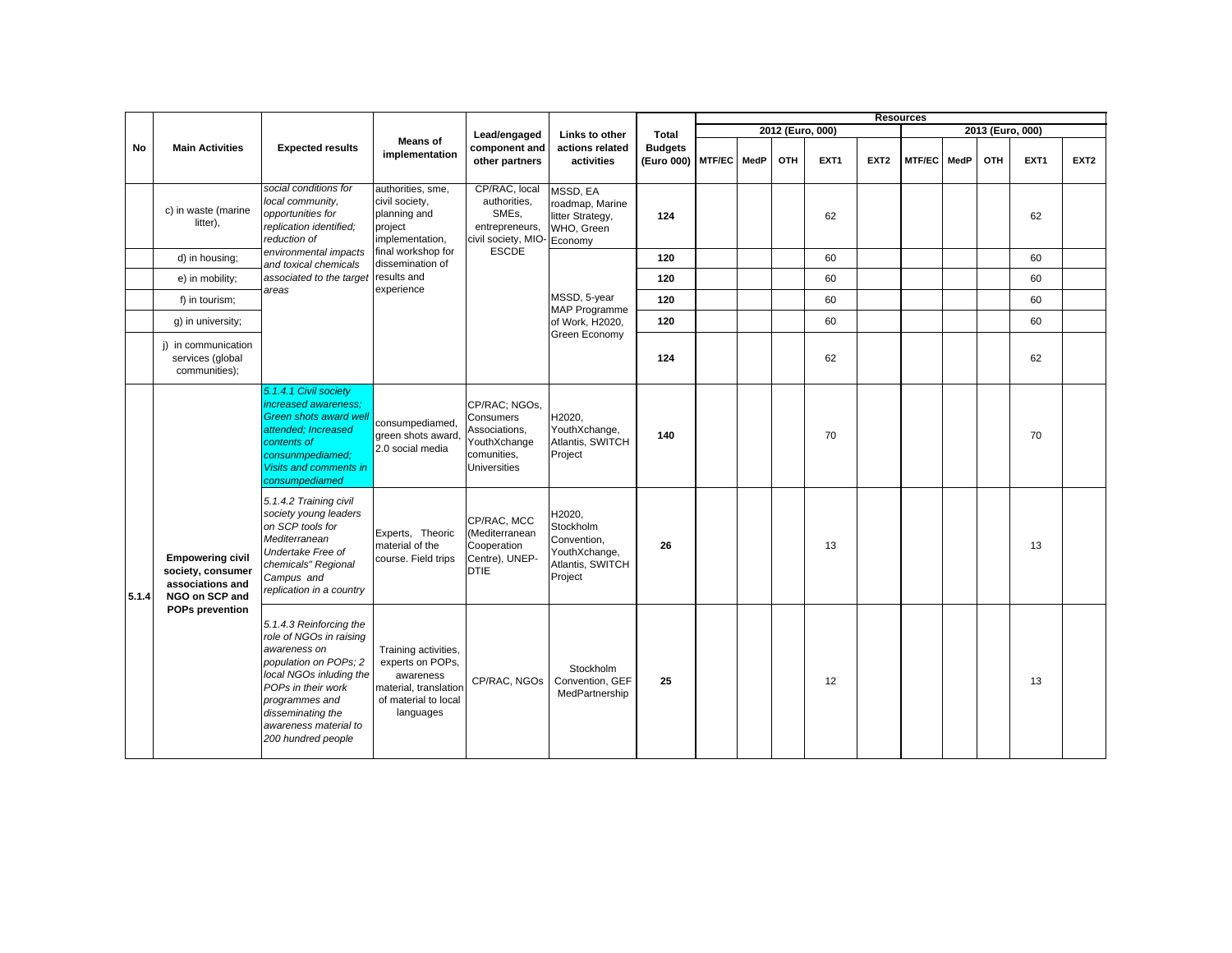| No | Main Activities | Expected results | Means of implementation | Lead/engaged component and other partners | Links to other actions related activities | Total Budgets (Euro 000) | Resources | | | | | | | | | |
|---|---|---|---|---|---|---|---|---|---|---|---|---|---|---|---|---|
| | | | | | | | 2012 (Euro, 000) | | | | | 2013 (Euro, 000) | | | | |
| | | | | | | | MTF/EC | MedP | OTH | EXT1 | EXT2 | MTF/EC | MedP | OTH | EXT1 | EXT2 |
| | c) in waste (marine litter), | *social conditions for local community, opportunities for replication identified; reduction of environmental impacts and toxical chemicals associated to the target areas* | authorities, sme, civil society, planning and project implementation, final workshop for dissemination of results and experience | CP/RAC, local authorities, SMEs, entrepreneurs, civil society, MIO-ESCDE | MSSD, EA roadmap, Marine litter Strategy, WHO, Green Economy | **124** | | | | 62 | | | | | 62 | |
| | d) in housing; | | | | MSSD, 5-year MAP Programme of Work, H2020, Green Economy | **120** | | | | 60 | | | | | 60 | |
| | e) in mobility; | | | | | **120** | | | | 60 | | | | | 60 | |
| | f) in tourism; | | | | | **120** | | | | 60 | | | | | 60 | |
| | g) in university; | | | | | **120** | | | | 60 | | | | | 60 | |
| | j) in communication services (global communities); | | | | | **124** | | | | 62 | | | | | 62 | |
| **5.1.4** | **Empowering civil society, consumer associations and NGO on SCP and POPs prevention** | *5.1.4.1 Civil society increased awareness; Green shots award well attended; Increased contents of consunmpediamed; Visits and comments in consumpediamed* | consumpediamed, green shots award, 2.0 social media | CP/RAC; NGOs, Consumers Associations, YouthXchange comunities, Universities | H2020, YouthXchange, Atlantis, SWITCH Project | **140** | | | | 70 | | | | | 70 | |
| | | *5.1.4.2 Training civil society young leaders on SCP tools for Mediterranean Undertake Free of chemicals" Regional Campus and replication in a country* | Experts, Theoric material of the course. Field trips | CP/RAC, MCC (Mediterranean Cooperation Centre), UNEP-DTIE | H2020, Stockholm Convention, YouthXchange, Atlantis, SWITCH Project | **26** | | | | 13 | | | | | 13 | |
| | | *5.1.4.3 Reinforcing the role of NGOs in raising awareness on population on POPs; 2 local NGOs inluding the POPs in their work programmes and disseminating the awareness material to 200 hundred people* | Training activities, experts on POPs, awareness material, translation of material to local languages | CP/RAC, NGOs | Stockholm Convention, GEF MedPartnership | **25** | | | | 12 | | | | | 13 | |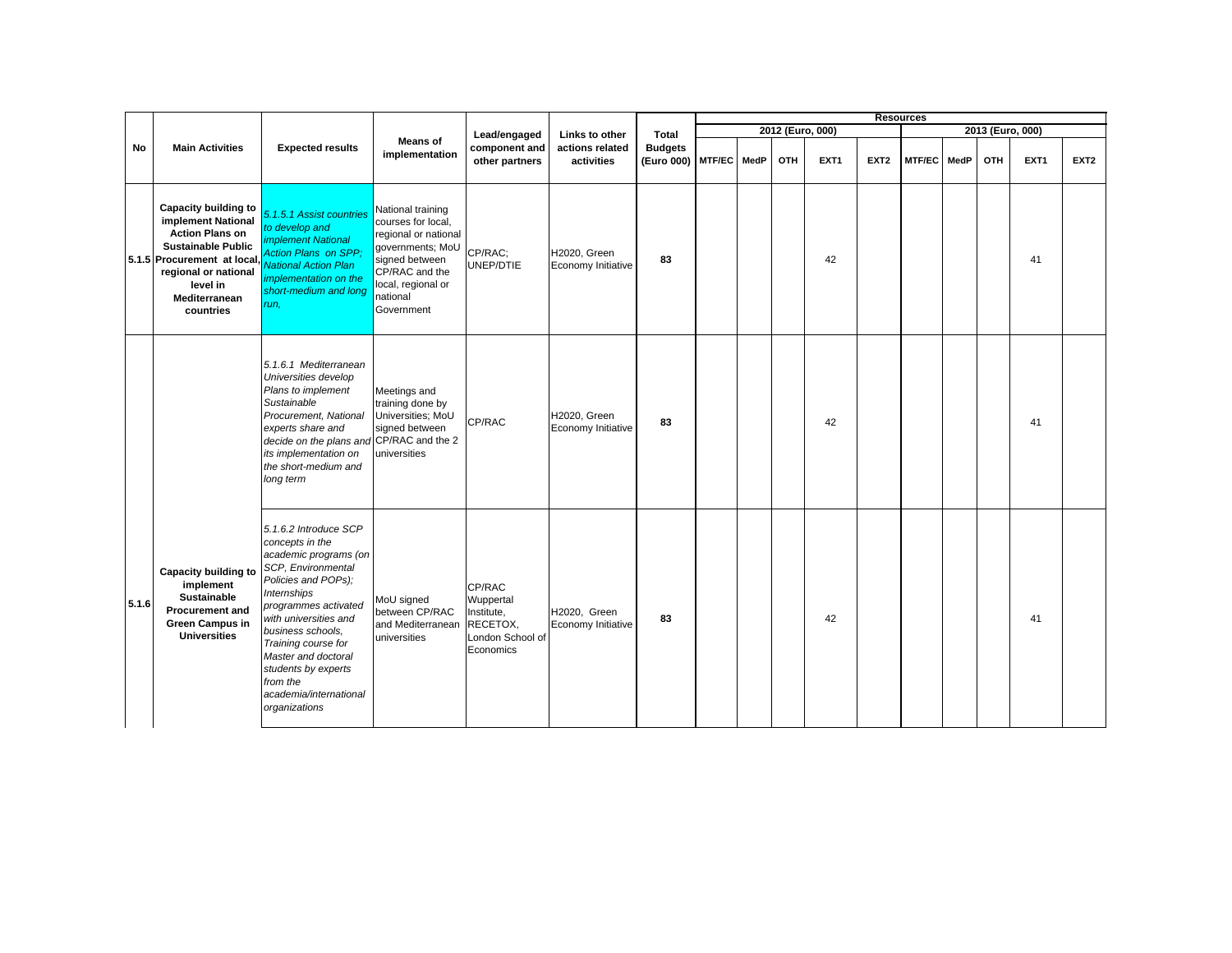| No | Main Activities | Expected results | Means of implementation | Lead/engaged component and other partners | Links to other actions related activities | Total Budgets (Euro 000) | Resources | | | | | | | | | |
|---|---|---|---|---|---|---|---|---|---|---|---|---|---|---|---|---|
| | | | | | | | 2012 (Euro, 000) | | | | | 2013 (Euro, 000) | | | | |
| | | | | | | | MTF/EC | MedP | OTH | EXT1 | EXT2 | MTF/EC | MedP | OTH | EXT1 | EXT2 |
| 5.1.5 | **Capacity building to implement National Action Plans on Sustainable Public Procurement at local, regional or national level in Mediterranean countries** | *5.1.5.1 Assist countries to develop and implement National Action Plans on SPP; National Action Plan implementation on the short-medium and long run,* | National training courses for local, regional or national governments; MoU signed between CP/RAC and the local, regional or national Government | CP/RAC; UNEP/DTIE | H2020, Green Economy Initiative | **83** | | | | 42 | | | | | 41 | |
| 5.1.6 | **Capacity building to implement Sustainable Procurement and Green Campus in Universities** | *5.1.6.1 Mediterranean Universities develop Plans to implement Sustainable Procurement, National experts share and decide on the plans and its implementation on the short-medium and long term* | Meetings and training done by Universities; MoU signed between CP/RAC and the 2 universities | CP/RAC | H2020, Green Economy Initiative | **83** | | | | 42 | | | | | 41 | |
| | | *5.1.6.2 Introduce SCP concepts in the academic programs (on SCP, Environmental Policies and POPs); Internships programmes activated with universities and business schools, Training course for Master and doctoral students by experts from the academia/international organizations* | MoU signed between CP/RAC and Mediterranean universities | CP/RAC Wuppertal Institute, RECETOX, London School of Economics | H2020, Green Economy Initiative | **83** | | | | 42 | | | | | 41 | |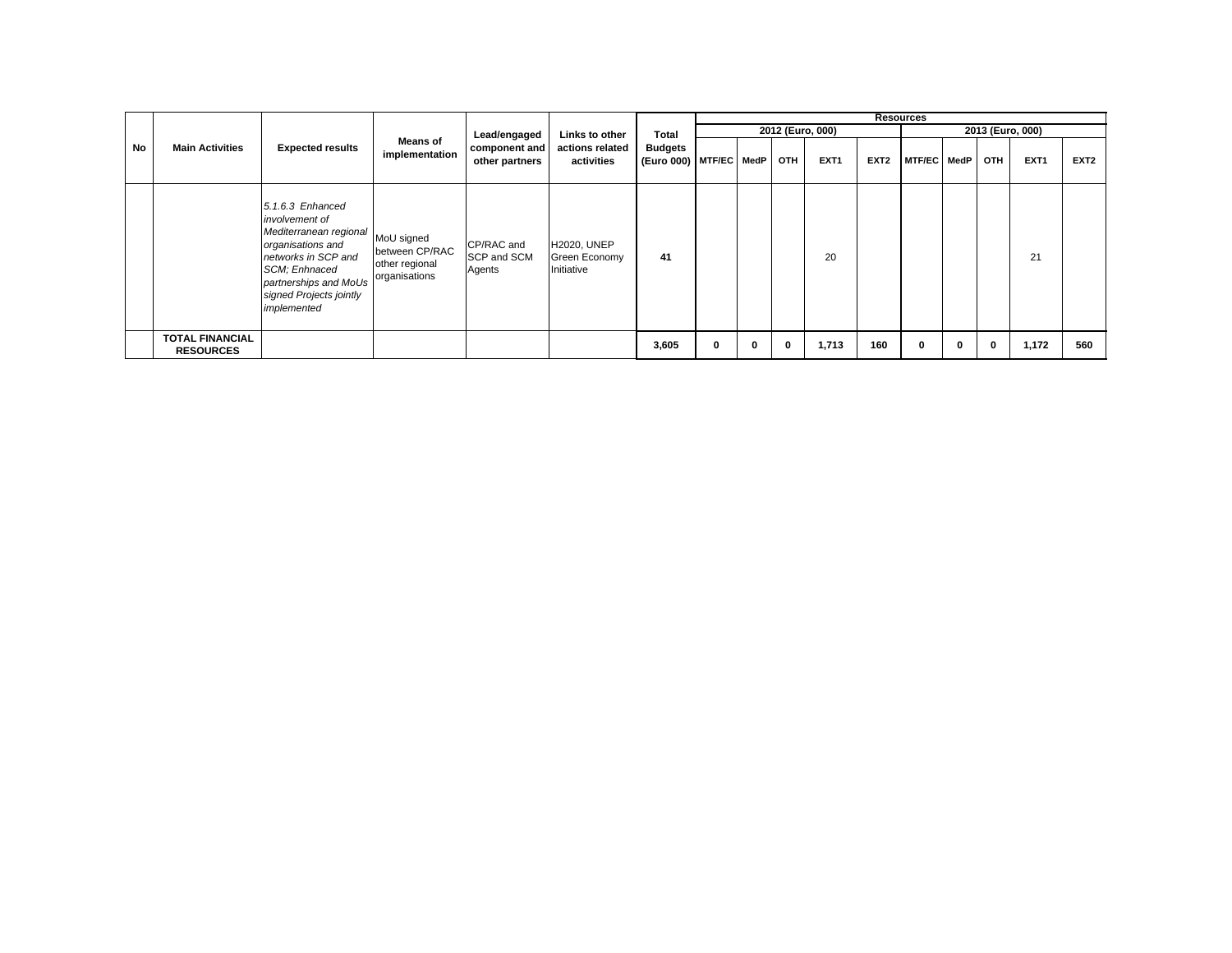| No | Main Activities | Expected results | Means of implementation | Lead/engaged component and other partners | Links to other actions related activities | Total Budgets (Euro 000) | Resources | | | | | | | | | |
|---|---|---|---|---|---|---|---|---|---|---|---|---|---|---|---|---|
| | | | | | | | 2012 (Euro, 000) | | | | | 2013 (Euro, 000) | | | | |
| | | | | | | | MTF/EC | MedP | OTH | EXT1 | EXT2 | MTF/EC | MedP | OTH | EXT1 | EXT2 |
| | | *5.1.6.3 Enhanced involvement of Mediterranean regional organisations and networks in SCP and SCM; Enhnaced partnerships and MoUs signed Projects jointly implemented* | MoU signed between CP/RAC other regional organisations | CP/RAC and SCP and SCM Agents | H2020, UNEP Green Economy Initiative | **41** | | | | 20 | | | | | 21 | |
| | **TOTAL FINANCIAL RESOURCES** | | | | | **3,605** | **0** | **0** | **0** | **1,713** | **160** | **0** | **0** | **0** | **1,172** | **560** |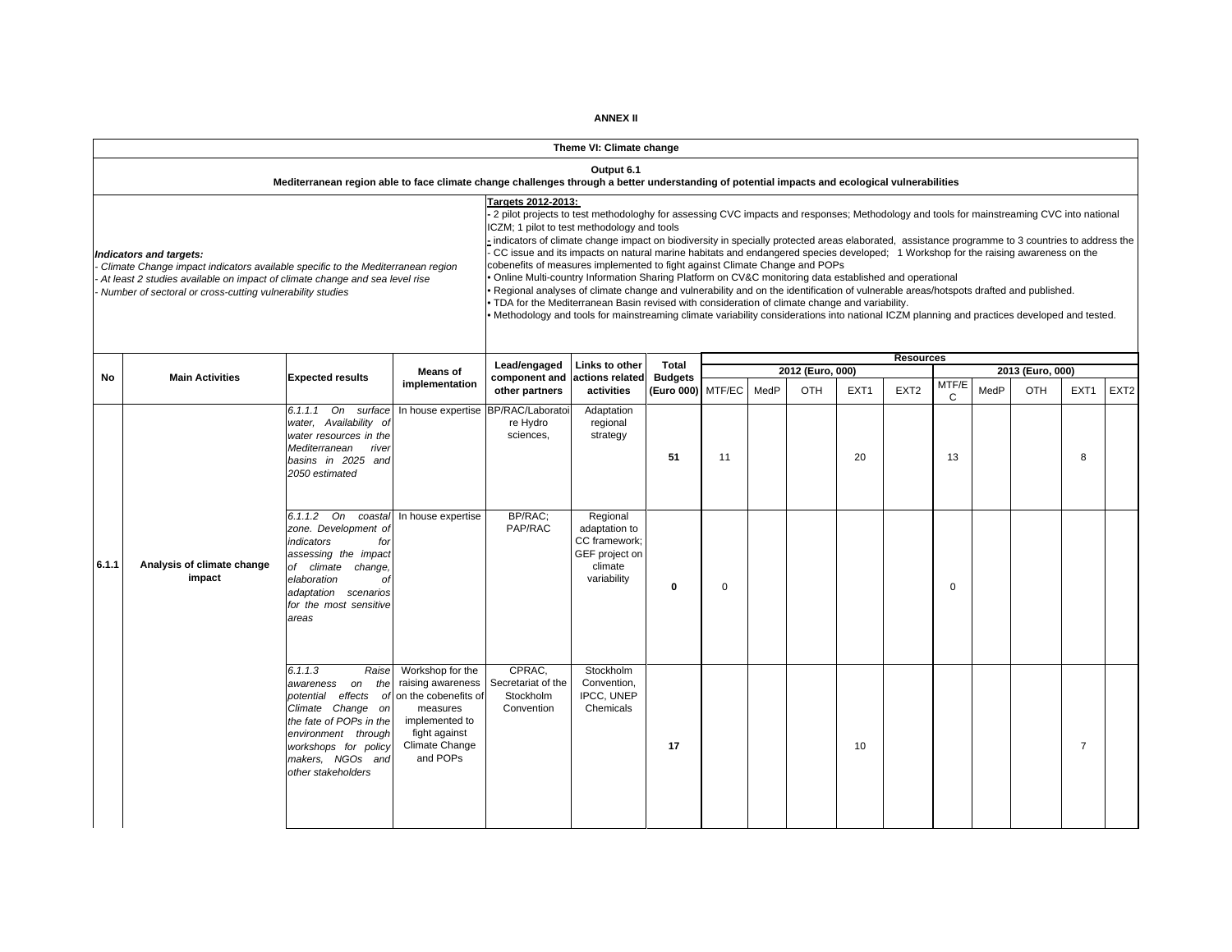**ANNEX II**

**Theme VI: Climate change**

**Output 6.1**
**Mediterranean region able to face climate change challenges through a better understanding of potential impacts and ecological vulnerabilities**

***Indicators and targets:***
*- Climate Change impact indicators available specific to the Mediterranean region*
*- At least 2 studies available on impact of climate change and sea level rise*
*- Number of sectoral or cross-cutting vulnerability studies*

**Targets 2012-2013:**
- 2 pilot projects to test methodologhy for assessing CVC impacts and responses; Methodology and tools for mainstreaming CVC into national ICZM; 1 pilot to test methodology and tools
- indicators of climate change impact on biodiversity in specially protected areas elaborated, assistance programme to 3 countries to address the
- CC issue and its impacts on natural marine habitats and endangered species developed; 1 Workshop for the raising awareness on the cobenefits of measures implemented to fight against Climate Change and POPs
• Online Multi-country Information Sharing Platform on CV&C monitoring data established and operational
• Regional analyses of climate change and vulnerability and on the identification of vulnerable areas/hotspots drafted and published.
• TDA for the Mediterranean Basin revised with consideration of climate change and variability.
• Methodology and tools for mainstreaming climate variability considerations into national ICZM planning and practices developed and tested.

| No | Main Activities | Expected results | Means of implementation | Lead/engaged component and other partners | Links to other actions related activities | Total Budgets (Euro 000) | Resources 2012 (Euro, 000) MTF/EC | MedP | OTH | EXT1 | EXT2 | 2013 (Euro, 000) MTF/EC | MedP | OTH | EXT1 | EXT2 |
|---|---|---|---|---|---|---|---|---|---|---|---|---|---|---|---|---|
| 6.1.1 | Analysis of climate change impact | *6.1.1.1 On surface water, Availability of water resources in the Mediterranean river basins in 2025 and 2050 estimated* | In house expertise | BP/RAC/Laboratoire Hydro sciences, | Adaptation regional strategy | **51** | 11 | | | 20 | | 13 | | | 8 | |
| | | *6.1.1.2 On coastal zone. Development of indicators for assessing the impact of climate change, elaboration of adaptation scenarios for the most sensitive areas* | In house expertise | BP/RAC; PAP/RAC | Regional adaptation to CC framework; GEF project on climate variability | **0** | 0 | | | | | 0 | | | | |
| | | *6.1.1.3 Raise awareness on the potential effects of Climate Change on the fate of POPs in the environment through workshops for policy makers, NGOs and other stakeholders* | Workshop for the raising awareness on the cobenefits of measures implemented to fight against Climate Change and POPs | CPRAC, Secretariat of the Stockholm Convention | Stockholm Convention, IPCC, UNEP Chemicals | **17** | | | | 10 | | | | | 7 | |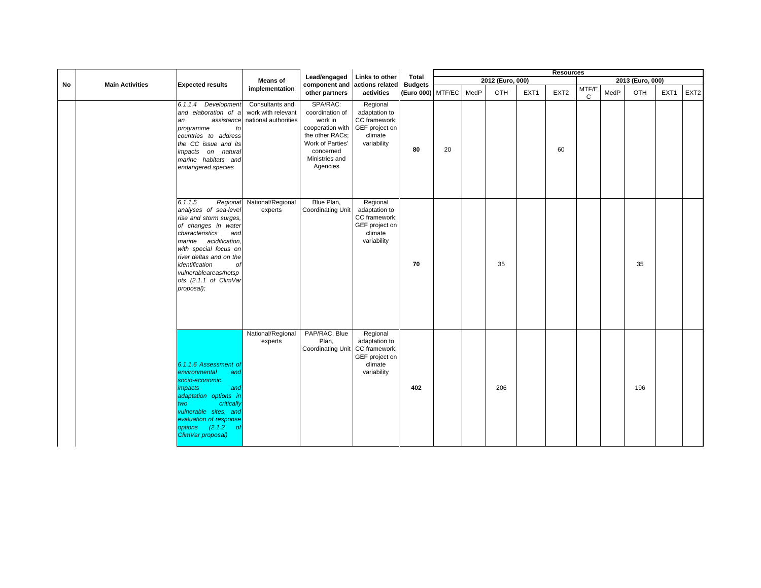| No | Main Activities | Expected results | Means of implementation | Lead/engaged component and other partners | Links to other actions related activities | Total Budgets (Euro 000) | Resources | | | | | | | | | |
|---|---|---|---|---|---|---|---|---|---|---|---|---|---|---|---|---|
| | | | | | | | 2012 (Euro, 000) | | | | | 2013 (Euro, 000) | | | | |
| | | | | | | | MTF/EC | MedP | OTH | EXT1 | EXT2 | MTF/EC | MedP | OTH | EXT1 | EXT2 |
| | | *6.1.1.4 Development and elaboration of a an assistance programme to countries to address the CC issue and its impacts on natural marine habitats and endangered species* | Consultants and work with relevant national authorities | SPA/RAC: coordination of work in cooperation with the other RACs; Work of Parties' concerned Ministries and Agencies | Regional adaptation to CC framework; GEF project on climate variability | **80** | 20 | | | | 60 | | | | | |
| | | *6.1.1.5 Regional analyses of sea-level rise and storm surges, of changes in water characteristics and marine acidification, with special focus on river deltas and on the identification of vulnerableareas/hotspots (2.1.1 of ClimVar proposal);* | National/Regional experts | Blue Plan, Coordinating Unit | Regional adaptation to CC framework; GEF project on climate variability | **70** | | | 35 | | | | | 35 | | |
| | | *6.1.1.6 Assessment of environmental and socio-economic impacts and adaptation options in two critically vulnerable sites, and evaluation of response options (2.1.2 of ClimVar proposal)* | National/Regional experts | PAP/RAC, Blue Plan, Coordinating Unit | Regional adaptation to CC framework; GEF project on climate variability | **402** | | | 206 | | | | | 196 | | |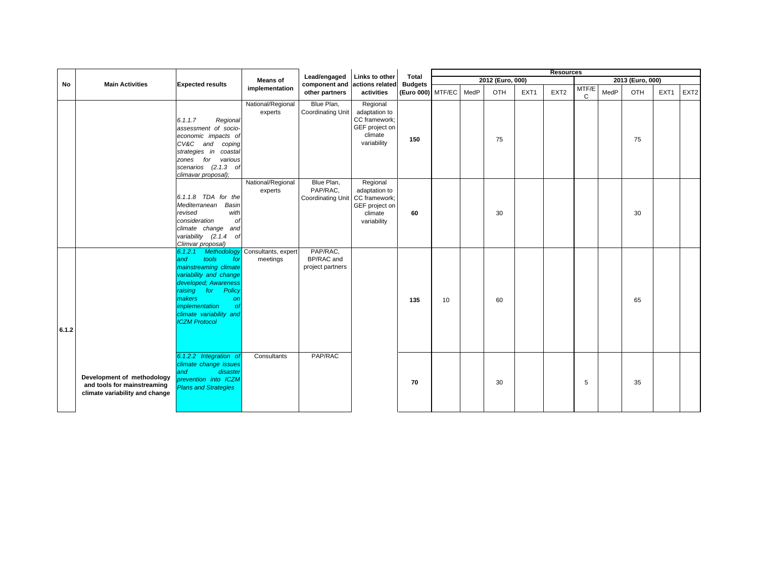| No | Main Activities | Expected results | Means of implementation | Lead/engaged component and other partners | Links to other actions related activities | Total Budgets (Euro 000) | Resources | | | | | | | | | |
|---|---|---|---|---|---|---|---|---|---|---|---|---|---|---|---|---|
| | | | | | | | 2012 (Euro, 000) | | | | | 2013 (Euro, 000) | | | | |
| | | | | | | | MTF/EC | MedP | OTH | EXT1 | EXT2 | MTF/EC | MedP | OTH | EXT1 | EXT2 |
| | | *6.1.1.7 Regional assessment of socio-economic impacts of CV&C and coping strategies in coastal zones for various scenarios (2.1.3 of climavar proposal);* | National/Regional experts | Blue Plan, Coordinating Unit | Regional adaptation to CC framework; GEF project on climate variability | **150** | | | 75 | | | | | 75 | | |
| | | *6.1.1.8 TDA for the Mediterranean Basin revised with consideration of climate change and variability (2.1.4 of Climvar proposal)* | National/Regional experts | Blue Plan, PAP/RAC, Coordinating Unit | Regional adaptation to CC framework; GEF project on climate variability | **60** | | | 30 | | | | | 30 | | |
| **6.1.2** | **Development of methodology and tools for mainstreaming climate variability and change** | *6.1.2.1 Methodology and tools for mainstreaming climate variability and change developed; Awareness raising for Policy makers on implementation of climate variability and ICZM Protocol* | Consultants, expert meetings | PAP/RAC, BP/RAC and project partners | | **135** | 10 | | 60 | | | | | 65 | | |
| | | *6.1.2.2 Integration of climate change issues and disaster prevention into ICZM Plans and Strategies* | Consultants | PAP/RAC | | **70** | | | 30 | | | 5 | | 35 | | |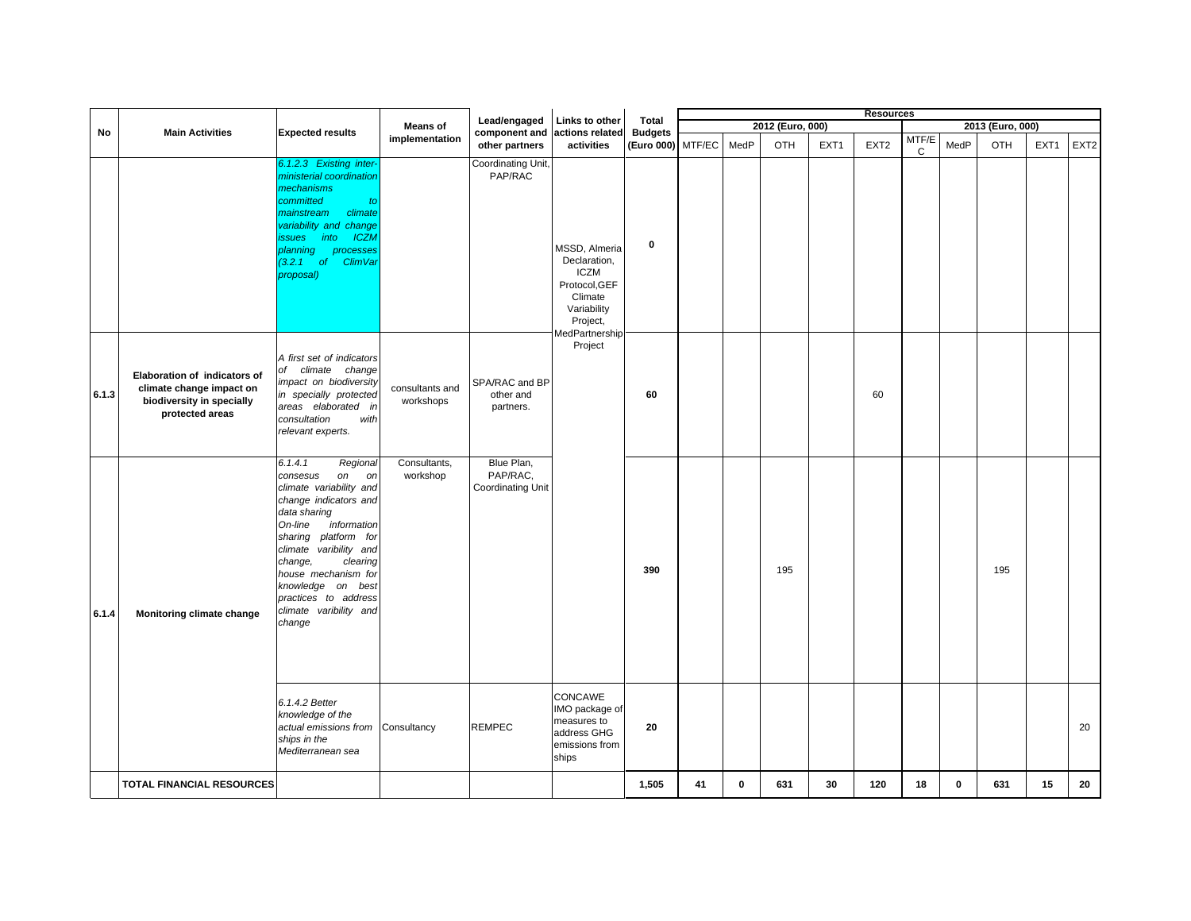| No | Main Activities | Expected results | Means of implementation | Lead/engaged component and other partners | Links to other actions related activities | Total Budgets (Euro 000) | Resources | | | | | | | | | |
|---|---|---|---|---|---|---|---|---|---|---|---|---|---|---|---|---|
| | | | | | | | 2012 (Euro, 000) | | | | | 2013 (Euro, 000) | | | | |
| | | | | | | | MTF/EC | MedP | OTH | EXT1 | EXT2 | MTF/EC | MedP | OTH | EXT1 | EXT2 |
| | | *6.1.2.3 Existing inter-ministerial coordination mechanisms committed to mainstream climate variability and change issues into ICZM planning processes (3.2.1 of ClimVar proposal)* | | Coordinating Unit, PAP/RAC | MSSD, Almeria Declaration, ICZM Protocol,GEF Climate Variability Project, MedPartnership Project | 0 | | | | | | | | | | |
| 6.1.3 | **Elaboration of indicators of climate change impact on biodiversity in specially protected areas** | *A first set of indicators of climate change impact on biodiversity in specially protected areas elaborated in consultation with relevant experts.* | consultants and workshops | SPA/RAC and BP other and partners. | | 60 | | | | | 60 | | | | | |
| 6.1.4 | **Monitoring climate change** | *6.1.4.1 Regional consesus on on climate variability and change indicators and data sharing On-line information sharing platform for climate varibility and change, clearing house mechanism for knowledge on best practices to address climate varibility and change* | Consultants, workshop | Blue Plan, PAP/RAC, Coordinating Unit | | 390 | | | 195 | | | | | 195 | | |
| | | *6.1.4.2 Better knowledge of the actual emissions from ships in the Mediterranean sea* | Consultancy | REMPEC | CONCAWE IMO package of measures to address GHG emissions from ships | 20 | | | | | | | | | | 20 |
| | **TOTAL FINANCIAL RESOURCES** | | | | | **1,505** | **41** | **0** | **631** | **30** | **120** | **18** | **0** | **631** | **15** | **20** |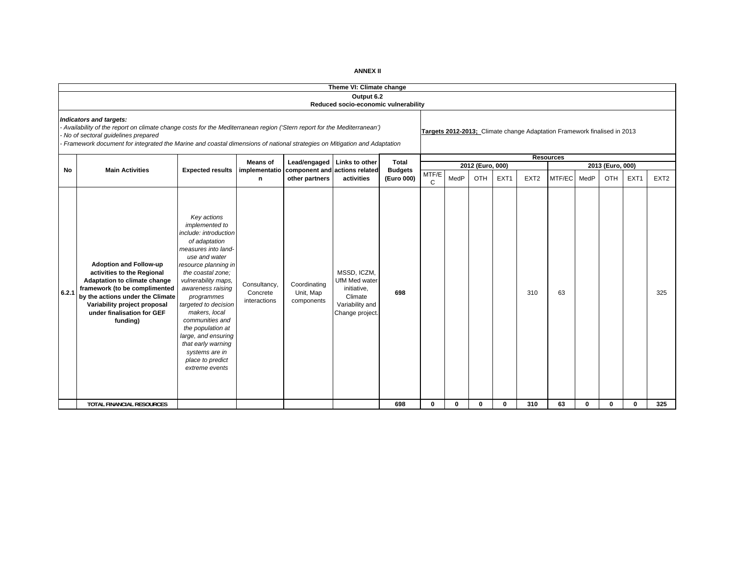**ANNEX II**

| Theme VI: Climate change | | | | | | | | | | | | | | | | |
|---|---|---|---|---|---|---|---|---|---|---|---|---|---|---|---|---|
| **Output 6.2**<br>**Reduced socio-economic vulnerability** | | | | | | | | | | | | | | | | |
| ***Indicators and targets:***<br>*- Availability of the report on climate change costs for the Mediterranean region ('Stern report for the Mediterranean')*<br>*- No of sectoral guidelines prepared*<br>*- Framework document for integrated the Marine and coastal dimensions of national strategies on Mitigation and Adaptation* | | | | | | | **Targets 2012-2013;** Climate change Adaptation Framework finalised in 2013 | | | | | | | | | |
| **No** | **Main Activities** | **Expected results** | **Means of implementation** | **Lead/engaged component and other partners** | **Links to other actions related activities** | **Total Budgets (Euro 000)** | **Resources** | | | | | | | | | |
| | | | | | | | **2012 (Euro, 000)** | | | | | **2013 (Euro, 000)** | | | | |
| | | | | | | | MTF/EC | MedP | OTH | EXT1 | EXT2 | MTF/EC | MedP | OTH | EXT1 | EXT2 |
| 6.2.1 | **Adoption and Follow-up activities to the Regional Adaptation to climate change framework (to be complimented by the actions under the Climate Variability project proposal under finalisation for GEF funding)** | *Key actions implemented to include: introduction of adaptation measures into land-use and water resource planning in the coastal zone; vulnerability maps, awareness raising programmes targeted to decision makers, local communities and the population at large, and ensuring that early warning systems are in place to predict extreme events* | Consultancy, Concrete interactions | Coordinating Unit, Map components | MSSD, ICZM, UfM Med water initiative, Climate Variability and Change project. | **698** | | | | | 310 | 63 | | | | 325 |
| | TOTAL FINANCIAL RESOURCES | | | | | **698** | **0** | **0** | **0** | **0** | **310** | **63** | **0** | **0** | **0** | **325** |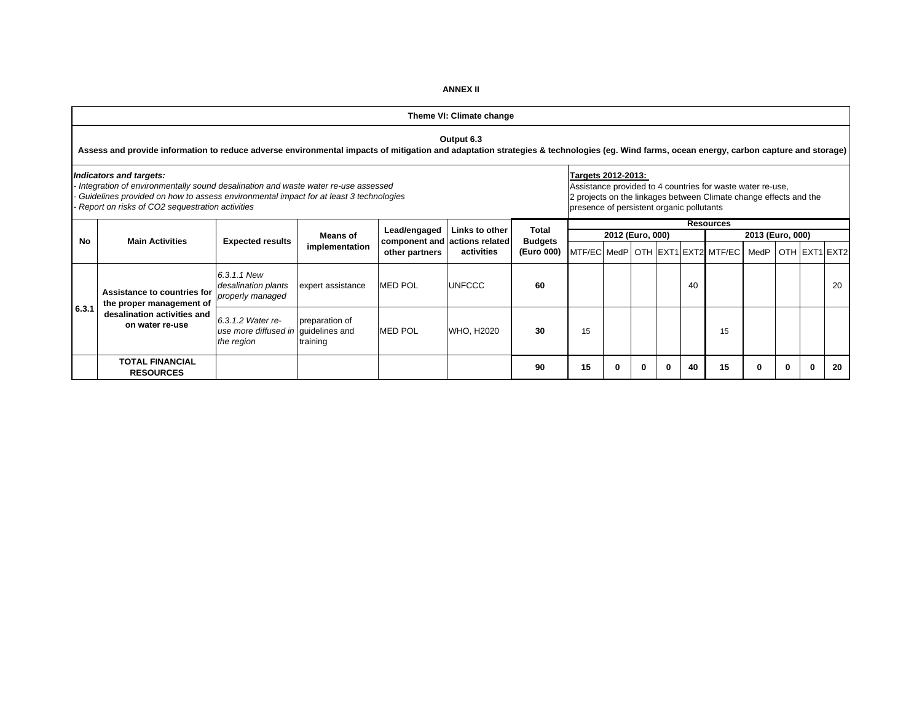**ANNEX II**

| Theme VI: Climate change | | | | | | | | | | | | | | | | |
|---|---|---|---|---|---|---|---|---|---|---|---|---|---|---|---|---|
| **Output 6.3** Assess and provide information to reduce adverse environmental impacts of mitigation and adaptation strategies & technologies (eg. Wind farms, ocean energy, carbon capture and storage) | | | | | | | | | | | | | | | | |
| ***Indicators and targets:*** *- Integration of environmentally sound desalination and waste water re-use assessed* *- Guidelines provided on how to assess environmental impact for at least 3 technologies* *- Report on risks of CO2 sequestration activities* | | | | | | | **Targets 2012-2013:** Assistance provided to 4 countries for waste water re-use, 2 projects on the linkages between Climate change effects and the presence of persistent organic pollutants | | | | | | | | | |
| **No** | **Main Activities** | **Expected results** | **Means of implementation** | **Lead/engaged component and other partners** | **Links to other actions related activities** | **Total Budgets (Euro 000)** | **Resources** | | | | | | | | | |
| | | | | | | | **2012 (Euro, 000)** | | | | | **2013 (Euro, 000)** | | | | |
| | | | | | | | MTF/EC | MedP | OTH | EXT1 | EXT2 | MTF/EC | MedP | OTH | EXT1 | EXT2 |
| **6.3.1** | **Assistance to countries for the proper management of desalination activities and on water re-use** | *6.3.1.1 New desalination plants properly managed* | expert assistance | MED POL | UNFCCC | **60** | | | | | 40 | | | | | 20 |
| | | *6.3.1.2 Water re-use more diffused in the region* | preparation of guidelines and training | MED POL | WHO, H2020 | **30** | 15 | | | | | 15 | | | | |
| | **TOTAL FINANCIAL RESOURCES** | | | | | **90** | **15** | **0** | **0** | **0** | **40** | **15** | **0** | **0** | **0** | **20** |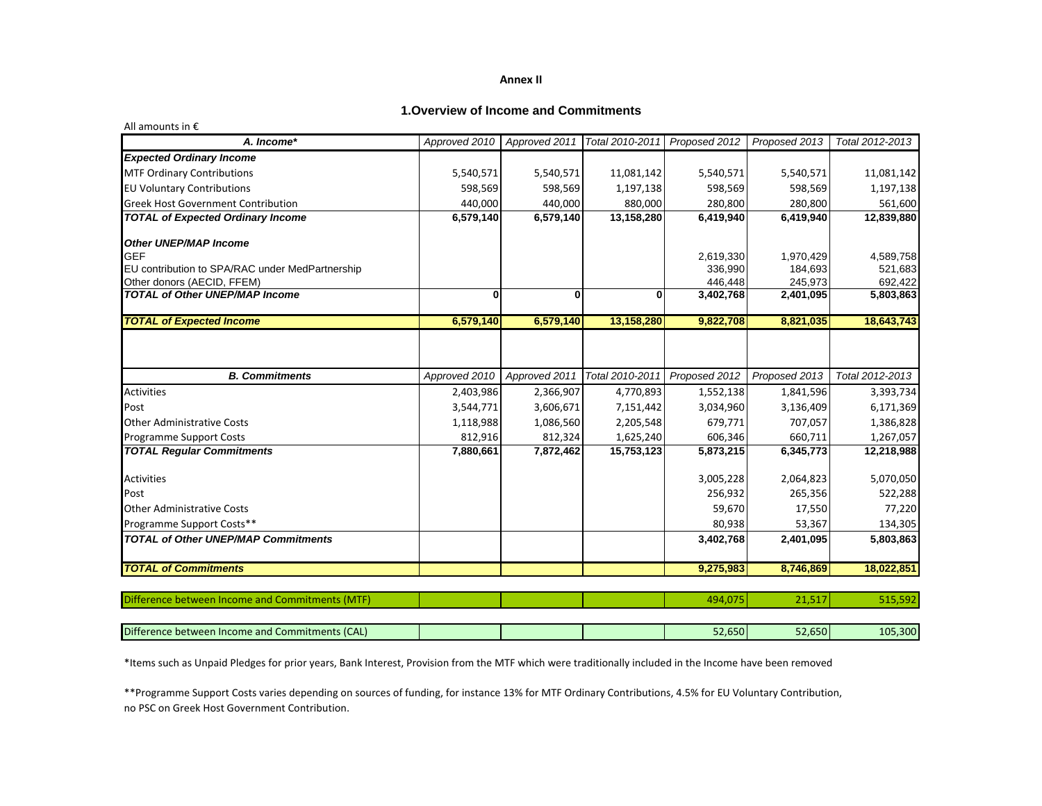**Annex II**

## 1.Overview of Income and Commitments

All amounts in €

| *A. Income** | *Approved 2010* | *Approved 2011* | *Total 2010-2011* | *Proposed 2012* | *Proposed 2013* | *Total 2012-2013* |
|---|---|---|---|---|---|---|
| ***Expected Ordinary Income*** | | | | | | |
| MTF Ordinary Contributions | 5,540,571 | 5,540,571 | 11,081,142 | 5,540,571 | 5,540,571 | 11,081,142 |
| EU Voluntary Contributions | 598,569 | 598,569 | 1,197,138 | 598,569 | 598,569 | 1,197,138 |
| Greek Host Government Contribution | 440,000 | 440,000 | 880,000 | 280,800 | 280,800 | 561,600 |
| ***TOTAL of Expected Ordinary Income*** | **6,579,140** | **6,579,140** | **13,158,280** | **6,419,940** | **6,419,940** | **12,839,880** |
| ***Other UNEP/MAP Income*** | | | | | | |
| GEF | | | | 2,619,330 | 1,970,429 | 4,589,758 |
| EU contribution to SPA/RAC under MedPartnership | | | | 336,990 | 184,693 | 521,683 |
| Other donors (AECID, FFEM) | | | | 446,448 | 245,973 | 692,422 |
| ***TOTAL of Other UNEP/MAP Income*** | **0** | **0** | **0** | **3,402,768** | **2,401,095** | **5,803,863** |
| ***TOTAL of Expected Income*** | **6,579,140** | **6,579,140** | **13,158,280** | **9,822,708** | **8,821,035** | **18,643,743** |

| *B. Commitments* | *Approved 2010* | *Approved 2011* | *Total 2010-2011* | *Proposed 2012* | *Proposed 2013* | *Total 2012-2013* |
|---|---|---|---|---|---|---|
| Activities | 2,403,986 | 2,366,907 | 4,770,893 | 1,552,138 | 1,841,596 | 3,393,734 |
| Post | 3,544,771 | 3,606,671 | 7,151,442 | 3,034,960 | 3,136,409 | 6,171,369 |
| Other Administrative Costs | 1,118,988 | 1,086,560 | 2,205,548 | 679,771 | 707,057 | 1,386,828 |
| Programme Support Costs | 812,916 | 812,324 | 1,625,240 | 606,346 | 660,711 | 1,267,057 |
| ***TOTAL Regular Commitments*** | **7,880,661** | **7,872,462** | **15,753,123** | **5,873,215** | **6,345,773** | **12,218,988** |
| Activities | | | | 3,005,228 | 2,064,823 | 5,070,050 |
| Post | | | | 256,932 | 265,356 | 522,288 |
| Other Administrative Costs | | | | 59,670 | 17,550 | 77,220 |
| Programme Support Costs** | | | | 80,938 | 53,367 | 134,305 |
| ***TOTAL of Other UNEP/MAP Commitments*** | | | | **3,402,768** | **2,401,095** | **5,803,863** |
| ***TOTAL of Commitments*** | | | | **9,275,983** | **8,746,869** | **18,022,851** |

| | | | | | | |
|---|---|---|---|---|---|---|
| Difference between Income and Commitments (MTF) | | | | 494,075 | 21,517 | 515,592 |
| Difference between Income and Commitments (CAL) | | | | 52,650 | 52,650 | 105,300 |

*Items such as Unpaid Pledges for prior years, Bank Interest, Provision from the MTF which were traditionally included in the Income have been removed

**Programme Support Costs varies depending on sources of funding, for instance 13% for MTF Ordinary Contributions, 4.5% for EU Voluntary Contribution, no PSC on Greek Host Government Contribution.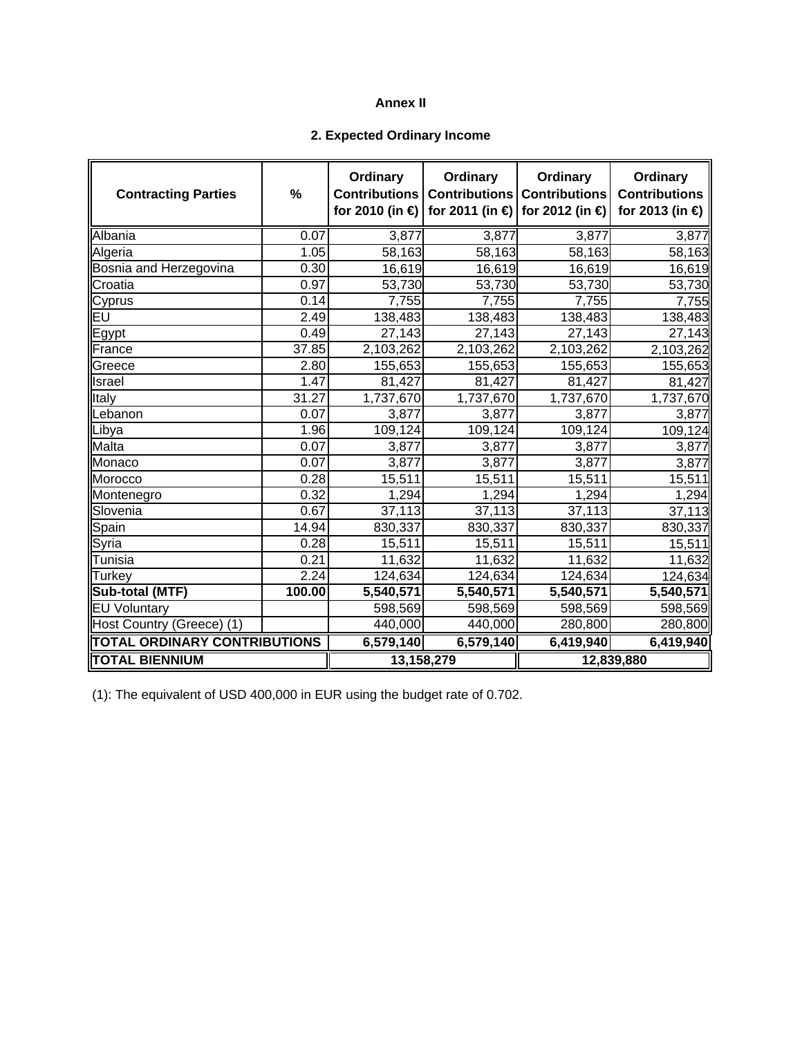**Annex II**

**2. Expected Ordinary Income**

| Contracting Parties | % | Ordinary Contributions for 2010 (in €) | Ordinary Contributions for 2011 (in €) | Ordinary Contributions for 2012 (in €) | Ordinary Contributions for 2013 (in €) |
|---|---|---|---|---|---|
| Albania | 0.07 | 3,877 | 3,877 | 3,877 | 3,877 |
| Algeria | 1.05 | 58,163 | 58,163 | 58,163 | 58,163 |
| Bosnia and Herzegovina | 0.30 | 16,619 | 16,619 | 16,619 | 16,619 |
| Croatia | 0.97 | 53,730 | 53,730 | 53,730 | 53,730 |
| Cyprus | 0.14 | 7,755 | 7,755 | 7,755 | 7,755 |
| EU | 2.49 | 138,483 | 138,483 | 138,483 | 138,483 |
| Egypt | 0.49 | 27,143 | 27,143 | 27,143 | 27,143 |
| France | 37.85 | 2,103,262 | 2,103,262 | 2,103,262 | 2,103,262 |
| Greece | 2.80 | 155,653 | 155,653 | 155,653 | 155,653 |
| Israel | 1.47 | 81,427 | 81,427 | 81,427 | 81,427 |
| Italy | 31.27 | 1,737,670 | 1,737,670 | 1,737,670 | 1,737,670 |
| Lebanon | 0.07 | 3,877 | 3,877 | 3,877 | 3,877 |
| Libya | 1.96 | 109,124 | 109,124 | 109,124 | 109,124 |
| Malta | 0.07 | 3,877 | 3,877 | 3,877 | 3,877 |
| Monaco | 0.07 | 3,877 | 3,877 | 3,877 | 3,877 |
| Morocco | 0.28 | 15,511 | 15,511 | 15,511 | 15,511 |
| Montenegro | 0.32 | 1,294 | 1,294 | 1,294 | 1,294 |
| Slovenia | 0.67 | 37,113 | 37,113 | 37,113 | 37,113 |
| Spain | 14.94 | 830,337 | 830,337 | 830,337 | 830,337 |
| Syria | 0.28 | 15,511 | 15,511 | 15,511 | 15,511 |
| Tunisia | 0.21 | 11,632 | 11,632 | 11,632 | 11,632 |
| Turkey | 2.24 | 124,634 | 124,634 | 124,634 | 124,634 |
| **Sub-total (MTF)** | **100.00** | **5,540,571** | **5,540,571** | **5,540,571** | **5,540,571** |
| EU Voluntary | | 598,569 | 598,569 | 598,569 | 598,569 |
| Host Country (Greece) (1) | | 440,000 | 440,000 | 280,800 | 280,800 |
| **TOTAL ORDINARY CONTRIBUTIONS** | | **6,579,140** | **6,579,140** | **6,419,940** | **6,419,940** |
| **TOTAL BIENNIUM** | | **13,158,279** | | **12,839,880** | |

(1): The equivalent of USD 400,000 in EUR using the budget rate of 0.702.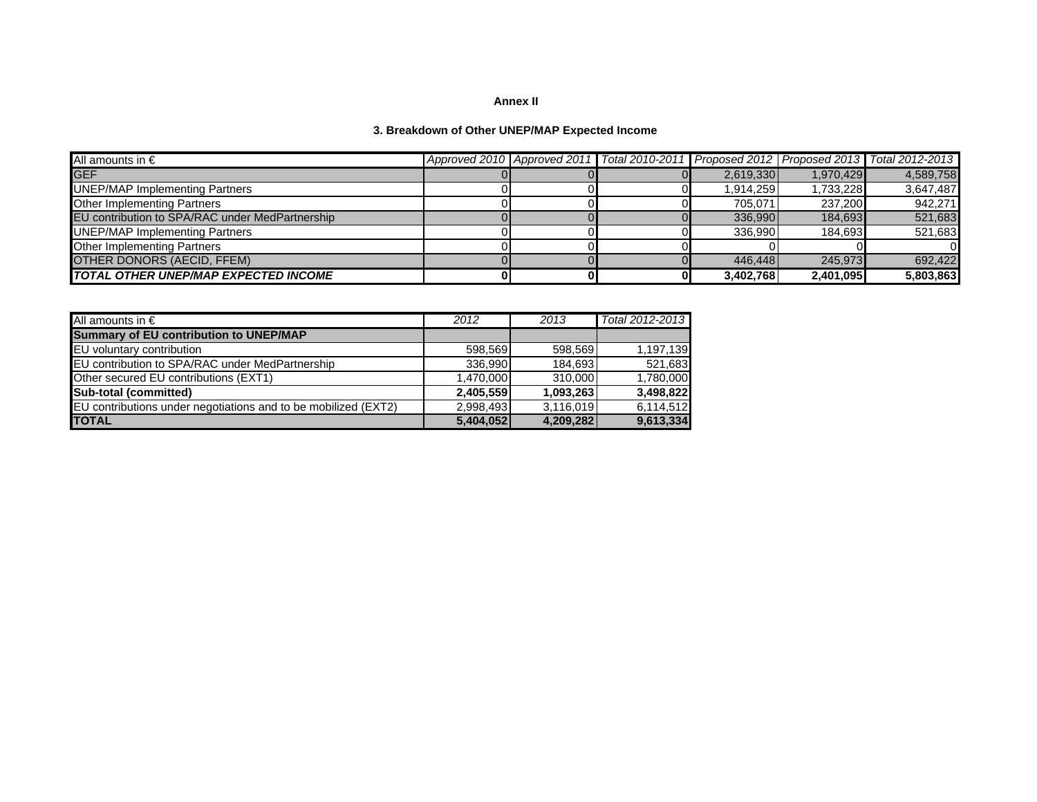**Annex II**

**3. Breakdown of Other UNEP/MAP Expected Income**

| All amounts in € | *Approved 2010* | *Approved 2011* | *Total 2010-2011* | *Proposed 2012* | *Proposed 2013* | *Total 2012-2013* |
|---|---|---|---|---|---|---|
| GEF | 0 | 0 | 0 | 2,619,330 | 1,970,429 | 4,589,758 |
| UNEP/MAP Implementing Partners | 0 | 0 | 0 | 1,914,259 | 1,733,228 | 3,647,487 |
| Other Implementing Partners | 0 | 0 | 0 | 705,071 | 237,200 | 942,271 |
| EU contribution to SPA/RAC under MedPartnership | 0 | 0 | 0 | 336,990 | 184,693 | 521,683 |
| UNEP/MAP Implementing Partners | 0 | 0 | 0 | 336,990 | 184,693 | 521,683 |
| Other Implementing Partners | 0 | 0 | 0 | 0 | 0 | 0 |
| OTHER DONORS (AECID, FFEM) | 0 | 0 | 0 | 446,448 | 245,973 | 692,422 |
| ***TOTAL OTHER UNEP/MAP EXPECTED INCOME*** | **0** | **0** | **0** | **3,402,768** | **2,401,095** | **5,803,863** |

| All amounts in € | *2012* | *2013* | *Total 2012-2013* |
|---|---|---|---|
| **Summary of EU contribution to UNEP/MAP** | | | |
| EU voluntary contribution | 598,569 | 598,569 | 1,197,139 |
| EU contribution to SPA/RAC under MedPartnership | 336,990 | 184,693 | 521,683 |
| Other secured EU contributions (EXT1) | 1,470,000 | 310,000 | 1,780,000 |
| **Sub-total (committed)** | **2,405,559** | **1,093,263** | **3,498,822** |
| EU contributions under negotiations and to be mobilized (EXT2) | 2,998,493 | 3,116,019 | 6,114,512 |
| **TOTAL** | **5,404,052** | **4,209,282** | **9,613,334** |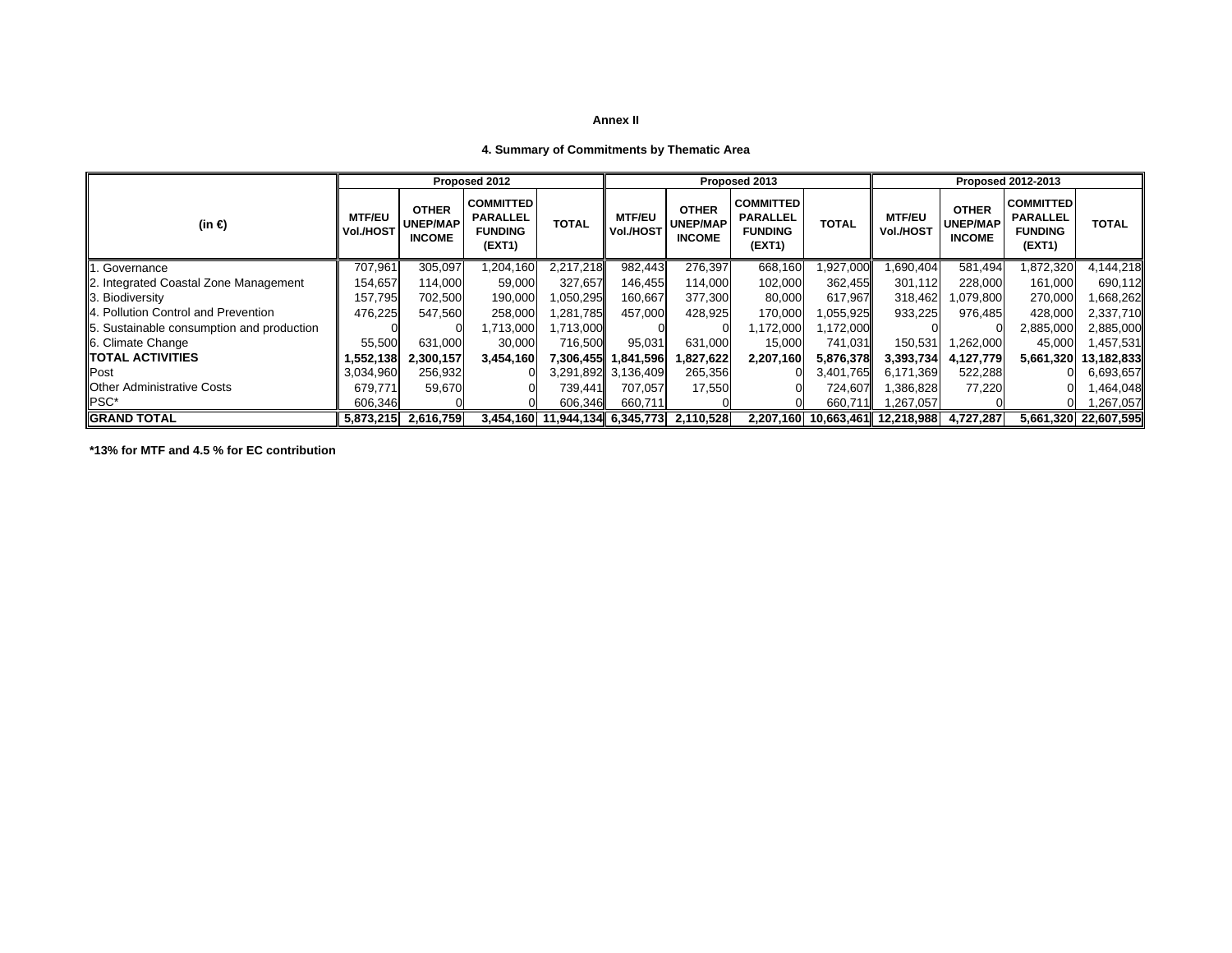**Annex II**

**4. Summary of Commitments by Thematic Area**

| (in €) | Proposed 2012 | | | | Proposed 2013 | | | | Proposed 2012-2013 | | | |
|---|---|---|---|---|---|---|---|---|---|---|---|---|
| | **MTF/EU Vol./HOST** | **OTHER UNEP/MAP INCOME** | **COMMITTED PARALLEL FUNDING (EXT1)** | **TOTAL** | **MTF/EU Vol./HOST** | **OTHER UNEP/MAP INCOME** | **COMMITTED PARALLEL FUNDING (EXT1)** | **TOTAL** | **MTF/EU Vol./HOST** | **OTHER UNEP/MAP INCOME** | **COMMITTED PARALLEL FUNDING (EXT1)** | **TOTAL** |
| 1. Governance | 707,961 | 305,097 | 1,204,160 | 2,217,218 | 982,443 | 276,397 | 668,160 | 1,927,000 | 1,690,404 | 581,494 | 1,872,320 | 4,144,218 |
| 2. Integrated Coastal Zone Management | 154,657 | 114,000 | 59,000 | 327,657 | 146,455 | 114,000 | 102,000 | 362,455 | 301,112 | 228,000 | 161,000 | 690,112 |
| 3. Biodiversity | 157,795 | 702,500 | 190,000 | 1,050,295 | 160,667 | 377,300 | 80,000 | 617,967 | 318,462 | 1,079,800 | 270,000 | 1,668,262 |
| 4. Pollution Control and Prevention | 476,225 | 547,560 | 258,000 | 1,281,785 | 457,000 | 428,925 | 170,000 | 1,055,925 | 933,225 | 976,485 | 428,000 | 2,337,710 |
| 5. Sustainable consumption and production | 0 | 0 | 1,713,000 | 1,713,000 | 0 | 0 | 1,172,000 | 1,172,000 | 0 | 0 | 2,885,000 | 2,885,000 |
| 6. Climate Change | 55,500 | 631,000 | 30,000 | 716,500 | 95,031 | 631,000 | 15,000 | 741,031 | 150,531 | 1,262,000 | 45,000 | 1,457,531 |
| **TOTAL ACTIVITIES** | **1,552,138** | **2,300,157** | **3,454,160** | **7,306,455** | **1,841,596** | **1,827,622** | **2,207,160** | **5,876,378** | **3,393,734** | **4,127,779** | **5,661,320** | **13,182,833** |
| Post | 3,034,960 | 256,932 | 0 | 3,291,892 | 3,136,409 | 265,356 | 0 | 3,401,765 | 6,171,369 | 522,288 | 0 | 6,693,657 |
| Other Administrative Costs | 679,771 | 59,670 | 0 | 739,441 | 707,057 | 17,550 | 0 | 724,607 | 1,386,828 | 77,220 | 0 | 1,464,048 |
| PSC* | 606,346 | 0 | 0 | 606,346 | 660,711 | 0 | 0 | 660,711 | 1,267,057 | 0 | 0 | 1,267,057 |
| **GRAND TOTAL** | **5,873,215** | **2,616,759** | **3,454,160** | **11,944,134** | **6,345,773** | **2,110,528** | **2,207,160** | **10,663,461** | **12,218,988** | **4,727,287** | **5,661,320** | **22,607,595** |

**\*13% for MTF and 4.5 % for EC contribution**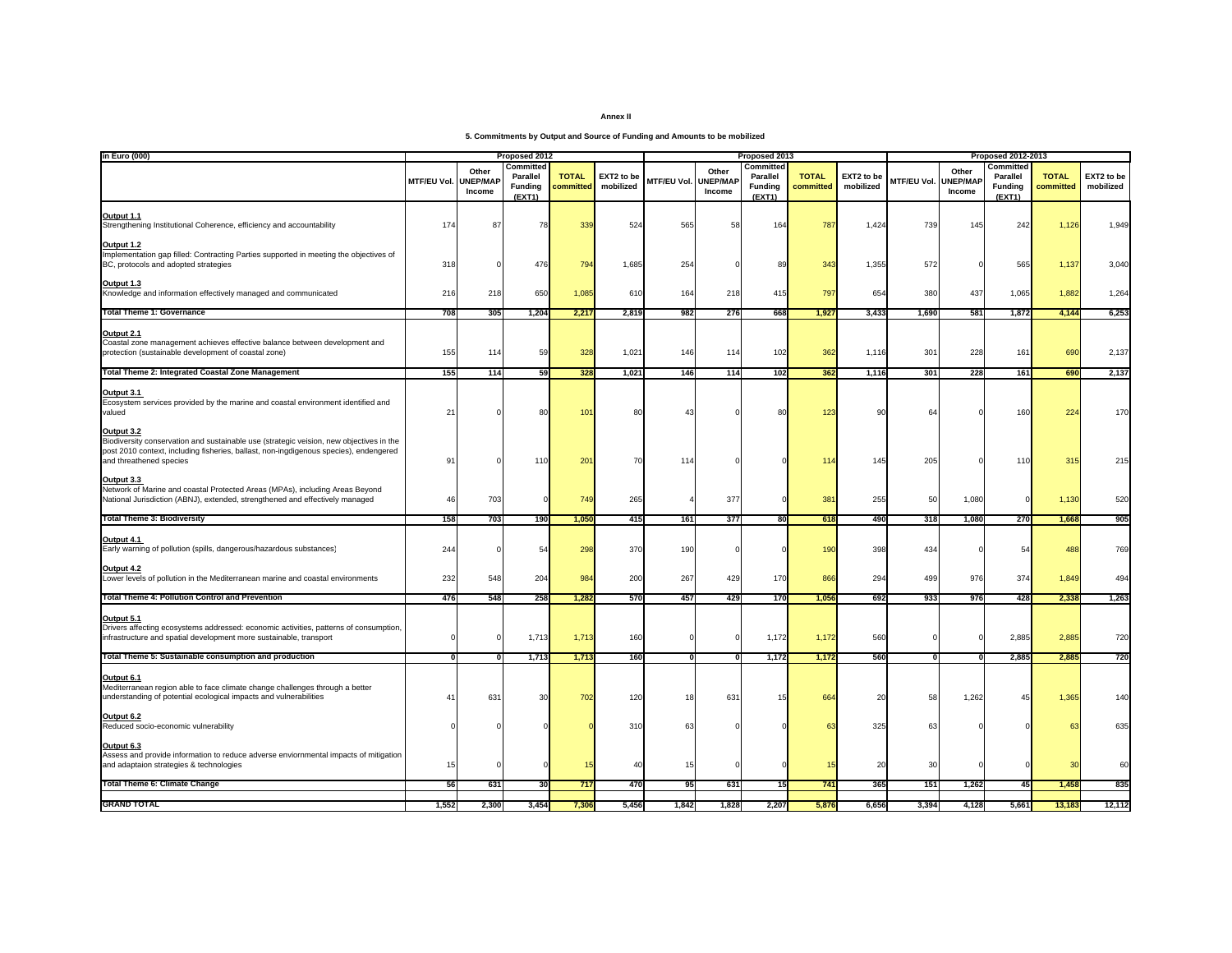**Annex II**

**5. Commitments by Output and Source of Funding and Amounts to be mobilized**

| in Euro (000) | Proposed 2012 | | | | | Proposed 2013 | | | | | Proposed 2012-2013 | | | | |
|---|---|---|---|---|---|---|---|---|---|---|---|---|---|---|---|
| | MTF/EU Vol. | Other UNEP/MAP Income | Committed Parallel Funding (EXT1) | TOTAL committed | EXT2 to be mobilized | MTF/EU Vol. | Other UNEP/MAP Income | Committed Parallel Funding (EXT1) | TOTAL committed | EXT2 to be mobilized | MTF/EU Vol. | Other UNEP/MAP Income | Committed Parallel Funding (EXT1) | TOTAL committed | EXT2 to be mobilized |
| **Output 1.1** Strengthening Institutional Coherence, efficiency and accountability | 174 | 87 | 78 | 339 | 524 | 565 | 58 | 164 | 787 | 1,424 | 739 | 145 | 242 | 1,126 | 1,949 |
| **Output 1.2** Implementation gap filled: Contracting Parties supported in meeting the objectives of BC, protocols and adopted strategies | 318 | 0 | 476 | 794 | 1,685 | 254 | 0 | 89 | 343 | 1,355 | 572 | 0 | 565 | 1,137 | 3,040 |
| **Output 1.3** Knowledge and information effectively managed and communicated | 216 | 218 | 650 | 1,085 | 610 | 164 | 218 | 415 | 797 | 654 | 380 | 437 | 1,065 | 1,882 | 1,264 |
| **Total Theme 1: Governance** | **708** | **305** | **1,204** | **2,217** | **2,819** | **982** | **276** | **668** | **1,927** | **3,433** | **1,690** | **581** | **1,872** | **4,144** | **6,253** |
| **Output 2.1** Coastal zone management achieves effective balance between development and protection (sustainable development of coastal zone) | 155 | 114 | 59 | 328 | 1,021 | 146 | 114 | 102 | 362 | 1,116 | 301 | 228 | 161 | 690 | 2,137 |
| **Total Theme 2: Integrated Coastal Zone Management** | **155** | **114** | **59** | **328** | **1,021** | **146** | **114** | **102** | **362** | **1,116** | **301** | **228** | **161** | **690** | **2,137** |
| **Output 3.1** Ecosystem services provided by the marine and coastal environment identified and valued | 21 | 0 | 80 | 101 | 80 | 43 | 0 | 80 | 123 | 90 | 64 | 0 | 160 | 224 | 170 |
| **Output 3.2** Biodiversity conservation and sustainable use (strategic veision, new objectives in the post 2010 context, including fisheries, ballast, non-ingdigenous species), endengered and threathened species | 91 | 0 | 110 | 201 | 70 | 114 | 0 | 0 | 114 | 145 | 205 | 0 | 110 | 315 | 215 |
| **Output 3.3** Network of Marine and coastal Protected Areas (MPAs), including Areas Beyond National Jurisdiction (ABNJ), extended, strengthened and effectively managed | 46 | 703 | 0 | 749 | 265 | 4 | 377 | 0 | 381 | 255 | 50 | 1,080 | 0 | 1,130 | 520 |
| **Total Theme 3: Biodiversity** | **158** | **703** | **190** | **1,050** | **415** | **161** | **377** | **80** | **618** | **490** | **318** | **1,080** | **270** | **1,668** | **905** |
| **Output 4.1** Early warning of pollution (spills, dangerous/hazardous substances) | 244 | 0 | 54 | 298 | 370 | 190 | 0 | 0 | 190 | 398 | 434 | 0 | 54 | 488 | 769 |
| **Output 4.2** Lower levels of pollution in the Mediterranean marine and coastal environments | 232 | 548 | 204 | 984 | 200 | 267 | 429 | 170 | 866 | 294 | 499 | 976 | 374 | 1,849 | 494 |
| **Total Theme 4: Pollution Control and Prevention** | **476** | **548** | **258** | **1,282** | **570** | **457** | **429** | **170** | **1,056** | **692** | **933** | **976** | **428** | **2,338** | **1,263** |
| **Output 5.1** Drivers affecting ecosystems addressed: economic activities, patterns of consumption, infrastructure and spatial development more sustainable, transport | 0 | 0 | 1,713 | 1,713 | 160 | 0 | 0 | 1,172 | 1,172 | 560 | 0 | 0 | 2,885 | 2,885 | 720 |
| **Total Theme 5: Sustainable consumption and production** | **0** | **0** | **1,713** | **1,713** | **160** | **0** | **0** | **1,172** | **1,172** | **560** | **0** | **0** | **2,885** | **2,885** | **720** |
| **Output 6.1** Mediterranean region able to face climate change challenges through a better understanding of potential ecological impacts and vulnerabilities | 41 | 631 | 30 | 702 | 120 | 18 | 631 | 15 | 664 | 20 | 58 | 1,262 | 45 | 1,365 | 140 |
| **Output 6.2** Reduced socio-economic vulnerability | 0 | 0 | 0 | 0 | 310 | 63 | 0 | 0 | 63 | 325 | 63 | 0 | 0 | 63 | 635 |
| **Output 6.3** Assess and provide information to reduce adverse enviornmental impacts of mitigation and adaptaion strategies & technologies | 15 | 0 | 0 | 15 | 40 | 15 | 0 | 0 | 15 | 20 | 30 | 0 | 0 | 30 | 60 |
| **Total Theme 6: Climate Change** | **56** | **631** | **30** | **717** | **470** | **95** | **631** | **15** | **741** | **365** | **151** | **1,262** | **45** | **1,458** | **835** |
| **GRAND TOTAL** | **1,552** | **2,300** | **3,454** | **7,306** | **5,456** | **1,842** | **1,828** | **2,207** | **5,876** | **6,656** | **3,394** | **4,128** | **5,661** | **13,183** | **12,112** |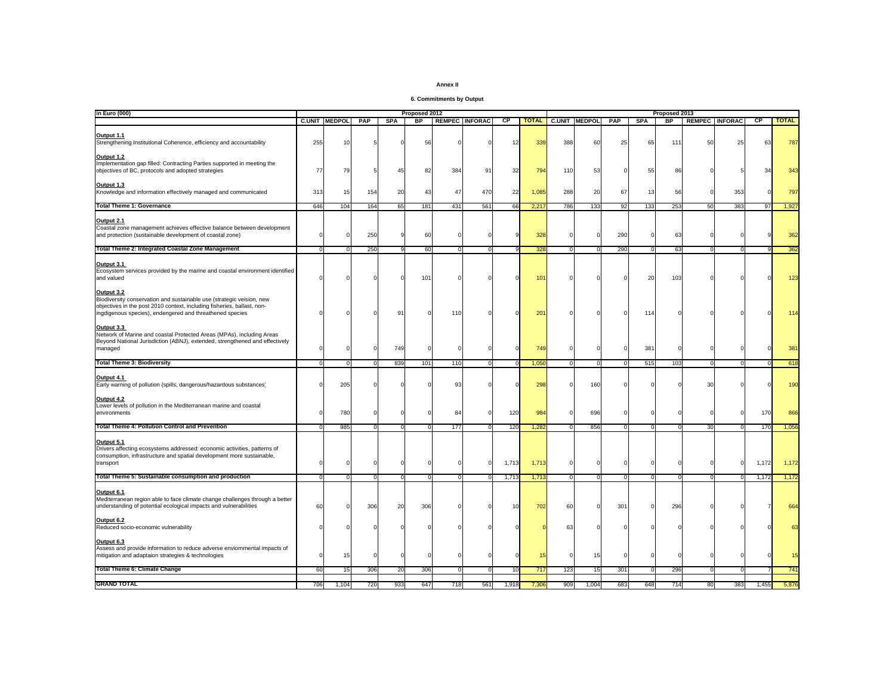**Annex II**

**6. Commitments by Output**

| in Euro (000) | Proposed 2012 | | | | | | | | | Proposed 2013 | | | | | | | | |
|---|---|---|---|---|---|---|---|---|---|---|---|---|---|---|---|---|---|---|
| | C.UNIT | MEDPOL | PAP | SPA | BP | REMPEC | INFORAC | CP | TOTAL | C.UNIT | MEDPOL | PAP | SPA | BP | REMPEC | INFORAC | CP | TOTAL |
| **Output 1.1** Strengthening Institutional Coherence, efficiency and accountability | 255 | 10 | 5 | 0 | 56 | 0 | 0 | 12 | 339 | 388 | 60 | 25 | 65 | 111 | 50 | 25 | 63 | 787 |
| **Output 1.2** Implementation gap filled: Contracting Parties supported in meeting the objectives of BC, protocols and adopted strategies | 77 | 79 | 5 | 45 | 82 | 384 | 91 | 32 | 794 | 110 | 53 | 0 | 55 | 86 | 0 | 5 | 34 | 343 |
| **Output 1.3** Knowledge and information effectively managed and communicated | 313 | 15 | 154 | 20 | 43 | 47 | 470 | 22 | 1,085 | 288 | 20 | 67 | 13 | 56 | 0 | 353 | 0 | 797 |
| **Total Theme 1: Governance** | 646 | 104 | 164 | 65 | 181 | 431 | 561 | 66 | 2,217 | 786 | 133 | 92 | 133 | 253 | 50 | 383 | 97 | 1,927 |
| **Output 2.1** Coastal zone management achieves effective balance between development and protection (sustainable development of coastal zone) | 0 | 0 | 250 | 9 | 60 | 0 | 0 | 9 | 328 | 0 | 0 | 290 | 0 | 63 | 0 | 0 | 9 | 362 |
| **Total Theme 2: Integrated Coastal Zone Management** | 0 | 0 | 250 | 9 | 60 | 0 | 0 | 9 | 328 | 0 | 0 | 290 | 0 | 63 | 0 | 0 | 9 | 362 |
| **Output 3.1** Ecosystem services provided by the marine and coastal environment identified and valued | 0 | 0 | 0 | 0 | 101 | 0 | 0 | 0 | 101 | 0 | 0 | 0 | 20 | 103 | 0 | 0 | 0 | 123 |
| **Output 3.2** Biodiversity conservation and sustainable use (strategic veision, new objectives in the post 2010 context, including fisheries, ballast, non-ingdigenous species), endengered and threathened species | 0 | 0 | 0 | 91 | 0 | 110 | 0 | 0 | 201 | 0 | 0 | 0 | 114 | 0 | 0 | 0 | 0 | 114 |
| **Output 3.3** Network of Marine and coastal Protected Areas (MPAs), including Areas Beyond National Jurisdiction (ABNJ), extended, strengthened and effectively managed | 0 | 0 | 0 | 749 | 0 | 0 | 0 | 0 | 749 | 0 | 0 | 0 | 381 | 0 | 0 | 0 | 0 | 381 |
| **Total Theme 3: Biodiversity** | 0 | 0 | 0 | 839 | 101 | 110 | 0 | 0 | 1,050 | 0 | 0 | 0 | 515 | 103 | 0 | 0 | 0 | 618 |
| **Output 4.1** Early warning of pollution (spills, dangerous/hazardous substances) | 0 | 205 | 0 | 0 | 0 | 93 | 0 | 0 | 298 | 0 | 160 | 0 | 0 | 0 | 30 | 0 | 0 | 190 |
| **Output 4.2** Lower levels of pollution in the Mediterranean marine and coastal environments | 0 | 780 | 0 | 0 | 0 | 84 | 0 | 120 | 984 | 0 | 696 | 0 | 0 | 0 | 0 | 0 | 170 | 866 |
| **Total Theme 4: Pollution Control and Prevention** | 0 | 985 | 0 | 0 | 0 | 177 | 0 | 120 | 1,282 | 0 | 856 | 0 | 0 | 0 | 30 | 0 | 170 | 1,056 |
| **Output 5.1** Drivers affecting ecosystems addressed: economic activities, patterns of consumption, infrastructure and spatial development more sustainable, transport | 0 | 0 | 0 | 0 | 0 | 0 | 0 | 1,713 | 1,713 | 0 | 0 | 0 | 0 | 0 | 0 | 0 | 1,172 | 1,172 |
| **Total Theme 5: Sustainable consumption and production** | 0 | 0 | 0 | 0 | 0 | 0 | 0 | 1,713 | 1,713 | 0 | 0 | 0 | 0 | 0 | 0 | 0 | 1,172 | 1,172 |
| **Output 6.1** Mediterranean region able to face climate change challenges through a better understanding of potential ecological impacts and vulnerabilities | 60 | 0 | 306 | 20 | 306 | 0 | 0 | 10 | 702 | 60 | 0 | 301 | 0 | 296 | 0 | 0 | 7 | 664 |
| **Output 6.2** Reduced socio-economic vulnerability | 0 | 0 | 0 | 0 | 0 | 0 | 0 | 0 | 0 | 63 | 0 | 0 | 0 | 0 | 0 | 0 | 0 | 63 |
| **Output 6.3** Assess and provide information to reduce adverse enviornmental impacts of mitigation and adaptaion strategies & technologies | 0 | 15 | 0 | 0 | 0 | 0 | 0 | 0 | 15 | 0 | 15 | 0 | 0 | 0 | 0 | 0 | 0 | 15 |
| **Total Theme 6: Climate Change** | 60 | 15 | 306 | 20 | 306 | 0 | 0 | 10 | 717 | 123 | 15 | 301 | 0 | 296 | 0 | 0 | 7 | 741 |
| **GRAND TOTAL** | 706 | 1,104 | 720 | 933 | 647 | 718 | 561 | 1,918 | 7,306 | 909 | 1,004 | 683 | 648 | 714 | 80 | 383 | 1,455 | 5,876 |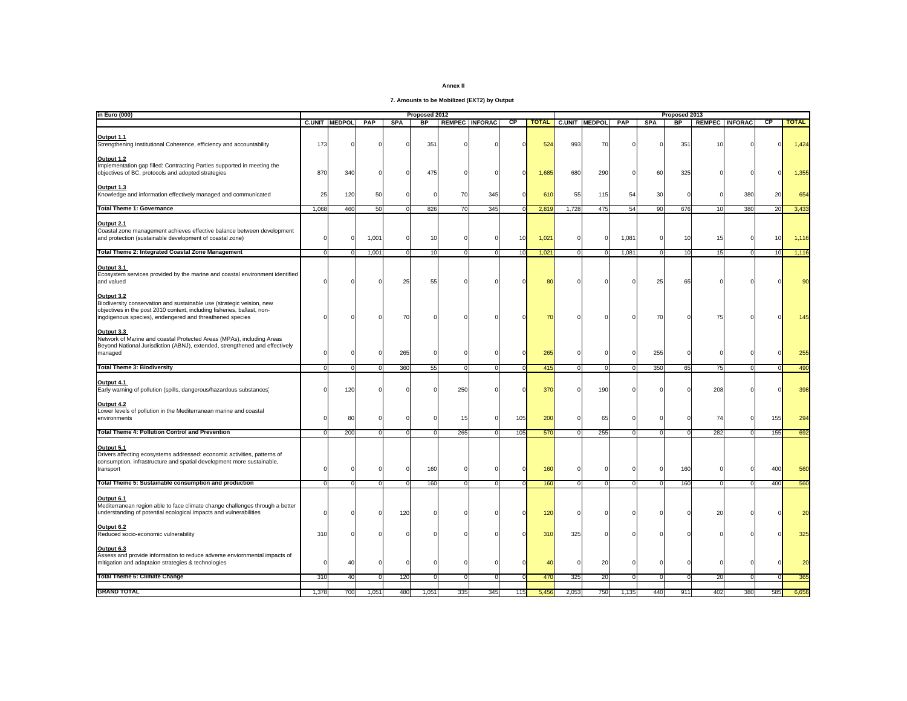**Annex II**

**7. Amounts to be Mobilized (EXT2) by Output**

| in Euro (000) | Proposed 2012 | | | | | | | | | Proposed 2013 | | | | | | | | |
|---|---|---|---|---|---|---|---|---|---|---|---|---|---|---|---|---|---|---|
| | C.UNIT | MEDPOL | PAP | SPA | BP | REMPEC | INFORAC | CP | TOTAL | C.UNIT | MEDPOL | PAP | SPA | BP | REMPEC | INFORAC | CP | TOTAL |
| **Output 1.1** Strengthening Institutional Coherence, efficiency and accountability | 173 | 0 | 0 | 0 | 351 | 0 | 0 | 0 | 524 | 993 | 70 | 0 | 0 | 351 | 10 | 0 | 0 | 1,424 |
| **Output 1.2** Implementation gap filled: Contracting Parties supported in meeting the objectives of BC, protocols and adopted strategies | 870 | 340 | 0 | 0 | 475 | 0 | 0 | 0 | 1,685 | 680 | 290 | 0 | 60 | 325 | 0 | 0 | 0 | 1,355 |
| **Output 1.3** Knowledge and information effectively managed and communicated | 25 | 120 | 50 | 0 | 0 | 70 | 345 | 0 | 610 | 55 | 115 | 54 | 30 | 0 | 0 | 380 | 20 | 654 |
| **Total Theme 1: Governance** | 1,068 | 460 | 50 | 0 | 826 | 70 | 345 | 0 | 2,819 | 1,728 | 475 | 54 | 90 | 676 | 10 | 380 | 20 | 3,433 |
| **Output 2.1** Coastal zone management achieves effective balance between development and protection (sustainable development of coastal zone) | 0 | 0 | 1,001 | 0 | 10 | 0 | 0 | 10 | 1,021 | 0 | 0 | 1,081 | 0 | 10 | 15 | 0 | 10 | 1,116 |
| **Total Theme 2: Integrated Coastal Zone Management** | 0 | 0 | 1,001 | 0 | 10 | 0 | 0 | 10 | 1,021 | 0 | 0 | 1,081 | 0 | 10 | 15 | 0 | 10 | 1,116 |
| **Output 3.1** Ecosystem services provided by the marine and coastal environment identified and valued | 0 | 0 | 0 | 25 | 55 | 0 | 0 | 0 | 80 | 0 | 0 | 0 | 25 | 65 | 0 | 0 | 0 | 90 |
| **Output 3.2** Biodiversity conservation and sustainable use (strategic veision, new objectives in the post 2010 context, including fisheries, ballast, non-ingdigenous species), endengered and threathened species | 0 | 0 | 0 | 70 | 0 | 0 | 0 | 0 | 70 | 0 | 0 | 0 | 70 | 0 | 75 | 0 | 0 | 145 |
| **Output 3.3** Network of Marine and coastal Protected Areas (MPAs), including Areas Beyond National Jurisdiction (ABNJ), extended, strengthened and effectively managed | 0 | 0 | 0 | 265 | 0 | 0 | 0 | 0 | 265 | 0 | 0 | 0 | 255 | 0 | 0 | 0 | 0 | 255 |
| **Total Theme 3: Biodiversity** | 0 | 0 | 0 | 360 | 55 | 0 | 0 | 0 | 415 | 0 | 0 | 0 | 350 | 65 | 75 | 0 | 0 | 490 |
| **Output 4.1** Early warning of pollution (spills, dangerous/hazardous substances) | 0 | 120 | 0 | 0 | 0 | 250 | 0 | 0 | 370 | 0 | 190 | 0 | 0 | 0 | 208 | 0 | 0 | 398 |
| **Output 4.2** Lower levels of pollution in the Mediterranean marine and coastal environments | 0 | 80 | 0 | 0 | 0 | 15 | 0 | 105 | 200 | 0 | 65 | 0 | 0 | 0 | 74 | 0 | 155 | 294 |
| **Total Theme 4: Pollution Control and Prevention** | 0 | 200 | 0 | 0 | 0 | 265 | 0 | 105 | 570 | 0 | 255 | 0 | 0 | 0 | 282 | 0 | 155 | 692 |
| **Output 5.1** Drivers affecting ecosystems addressed: economic activities, patterns of consumption, infrastructure and spatial development more sustainable, transport | 0 | 0 | 0 | 0 | 160 | 0 | 0 | 0 | 160 | 0 | 0 | 0 | 0 | 160 | 0 | 0 | 400 | 560 |
| **Total Theme 5: Sustainable consumption and production** | 0 | 0 | 0 | 0 | 160 | 0 | 0 | 0 | 160 | 0 | 0 | 0 | 0 | 160 | 0 | 0 | 400 | 560 |
| **Output 6.1** Mediterranean region able to face climate change challenges through a better understanding of potential ecological impacts and vulnerabilities | 0 | 0 | 0 | 120 | 0 | 0 | 0 | 0 | 120 | 0 | 0 | 0 | 0 | 0 | 20 | 0 | 0 | 20 |
| **Output 6.2** Reduced socio-economic vulnerability | 310 | 0 | 0 | 0 | 0 | 0 | 0 | 0 | 310 | 325 | 0 | 0 | 0 | 0 | 0 | 0 | 0 | 325 |
| **Output 6.3** Assess and provide information to reduce adverse enviornmental impacts of mitigation and adaptaion strategies & technologies | 0 | 40 | 0 | 0 | 0 | 0 | 0 | 0 | 40 | 0 | 20 | 0 | 0 | 0 | 0 | 0 | 0 | 20 |
| **Total Theme 6: Climate Change** | 310 | 40 | 0 | 120 | 0 | 0 | 0 | 0 | 470 | 325 | 20 | 0 | 0 | 0 | 20 | 0 | 0 | 365 |
| **GRAND TOTAL** | 1,378 | 700 | 1,051 | 480 | 1,051 | 335 | 345 | 115 | 5,456 | 2,053 | 750 | 1,135 | 440 | 911 | 402 | 380 | 585 | 6,656 |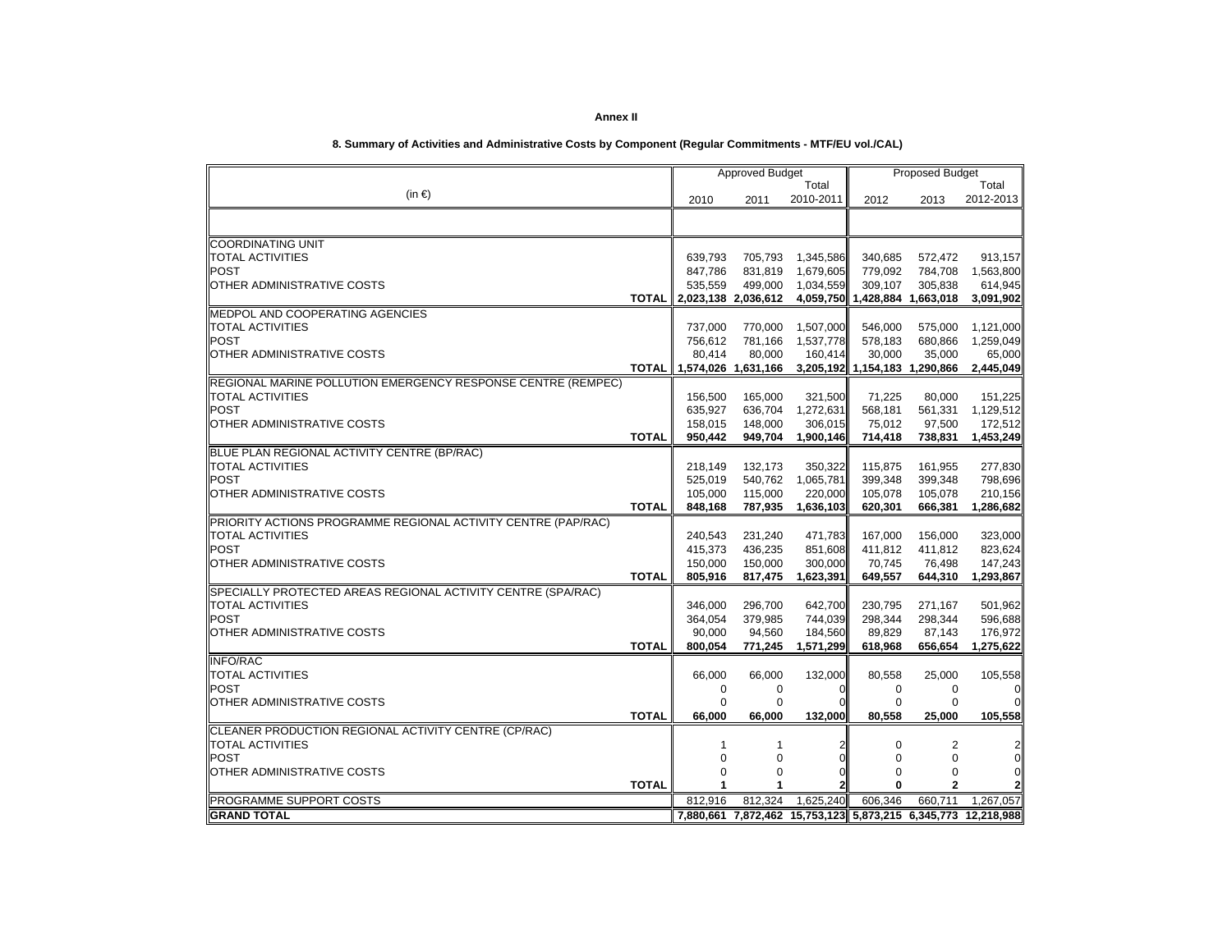**Annex II**

**8. Summary of Activities and Administrative Costs by Component (Regular Commitments - MTF/EU vol./CAL)**

| (in €) | Approved Budget | | | Proposed Budget | | |
|---|---|---|---|---|---|---|
| | 2010 | 2011 | Total 2010-2011 | 2012 | 2013 | Total 2012-2013 |
| | | | | | | |
| COORDINATING UNIT | | | | | | |
| TOTAL ACTIVITIES | 639,793 | 705,793 | 1,345,586 | 340,685 | 572,472 | 913,157 |
| POST | 847,786 | 831,819 | 1,679,605 | 779,092 | 784,708 | 1,563,800 |
| OTHER ADMINISTRATIVE COSTS | 535,559 | 499,000 | 1,034,559 | 309,107 | 305,838 | 614,945 |
| **TOTAL** | **2,023,138** | **2,036,612** | **4,059,750** | **1,428,884** | **1,663,018** | **3,091,902** |
| MEDPOL AND COOPERATING AGENCIES | | | | | | |
| TOTAL ACTIVITIES | 737,000 | 770,000 | 1,507,000 | 546,000 | 575,000 | 1,121,000 |
| POST | 756,612 | 781,166 | 1,537,778 | 578,183 | 680,866 | 1,259,049 |
| OTHER ADMINISTRATIVE COSTS | 80,414 | 80,000 | 160,414 | 30,000 | 35,000 | 65,000 |
| **TOTAL** | **1,574,026** | **1,631,166** | **3,205,192** | **1,154,183** | **1,290,866** | **2,445,049** |
| REGIONAL MARINE POLLUTION EMERGENCY RESPONSE CENTRE (REMPEC) | | | | | | |
| TOTAL ACTIVITIES | 156,500 | 165,000 | 321,500 | 71,225 | 80,000 | 151,225 |
| POST | 635,927 | 636,704 | 1,272,631 | 568,181 | 561,331 | 1,129,512 |
| OTHER ADMINISTRATIVE COSTS | 158,015 | 148,000 | 306,015 | 75,012 | 97,500 | 172,512 |
| **TOTAL** | **950,442** | **949,704** | **1,900,146** | **714,418** | **738,831** | **1,453,249** |
| BLUE PLAN REGIONAL ACTIVITY CENTRE (BP/RAC) | | | | | | |
| TOTAL ACTIVITIES | 218,149 | 132,173 | 350,322 | 115,875 | 161,955 | 277,830 |
| POST | 525,019 | 540,762 | 1,065,781 | 399,348 | 399,348 | 798,696 |
| OTHER ADMINISTRATIVE COSTS | 105,000 | 115,000 | 220,000 | 105,078 | 105,078 | 210,156 |
| **TOTAL** | **848,168** | **787,935** | **1,636,103** | **620,301** | **666,381** | **1,286,682** |
| PRIORITY ACTIONS PROGRAMME REGIONAL ACTIVITY CENTRE (PAP/RAC) | | | | | | |
| TOTAL ACTIVITIES | 240,543 | 231,240 | 471,783 | 167,000 | 156,000 | 323,000 |
| POST | 415,373 | 436,235 | 851,608 | 411,812 | 411,812 | 823,624 |
| OTHER ADMINISTRATIVE COSTS | 150,000 | 150,000 | 300,000 | 70,745 | 76,498 | 147,243 |
| **TOTAL** | **805,916** | **817,475** | **1,623,391** | **649,557** | **644,310** | **1,293,867** |
| SPECIALLY PROTECTED AREAS REGIONAL ACTIVITY CENTRE (SPA/RAC) | | | | | | |
| TOTAL ACTIVITIES | 346,000 | 296,700 | 642,700 | 230,795 | 271,167 | 501,962 |
| POST | 364,054 | 379,985 | 744,039 | 298,344 | 298,344 | 596,688 |
| OTHER ADMINISTRATIVE COSTS | 90,000 | 94,560 | 184,560 | 89,829 | 87,143 | 176,972 |
| **TOTAL** | **800,054** | **771,245** | **1,571,299** | **618,968** | **656,654** | **1,275,622** |
| INFO/RAC | | | | | | |
| TOTAL ACTIVITIES | 66,000 | 66,000 | 132,000 | 80,558 | 25,000 | 105,558 |
| POST | 0 | 0 | 0 | 0 | 0 | 0 |
| OTHER ADMINISTRATIVE COSTS | 0 | 0 | 0 | 0 | 0 | 0 |
| **TOTAL** | **66,000** | **66,000** | **132,000** | **80,558** | **25,000** | **105,558** |
| CLEANER PRODUCTION REGIONAL ACTIVITY CENTRE (CP/RAC) | | | | | | |
| TOTAL ACTIVITIES | 1 | 1 | 2 | 0 | 2 | 2 |
| POST | 0 | 0 | 0 | 0 | 0 | 0 |
| OTHER ADMINISTRATIVE COSTS | 0 | 0 | 0 | 0 | 0 | 0 |
| **TOTAL** | **1** | **1** | **2** | **0** | **2** | **2** |
| PROGRAMME SUPPORT COSTS | 812,916 | 812,324 | 1,625,240 | 606,346 | 660,711 | 1,267,057 |
| **GRAND TOTAL** | **7,880,661** | **7,872,462** | **15,753,123** | **5,873,215** | **6,345,773** | **12,218,988** |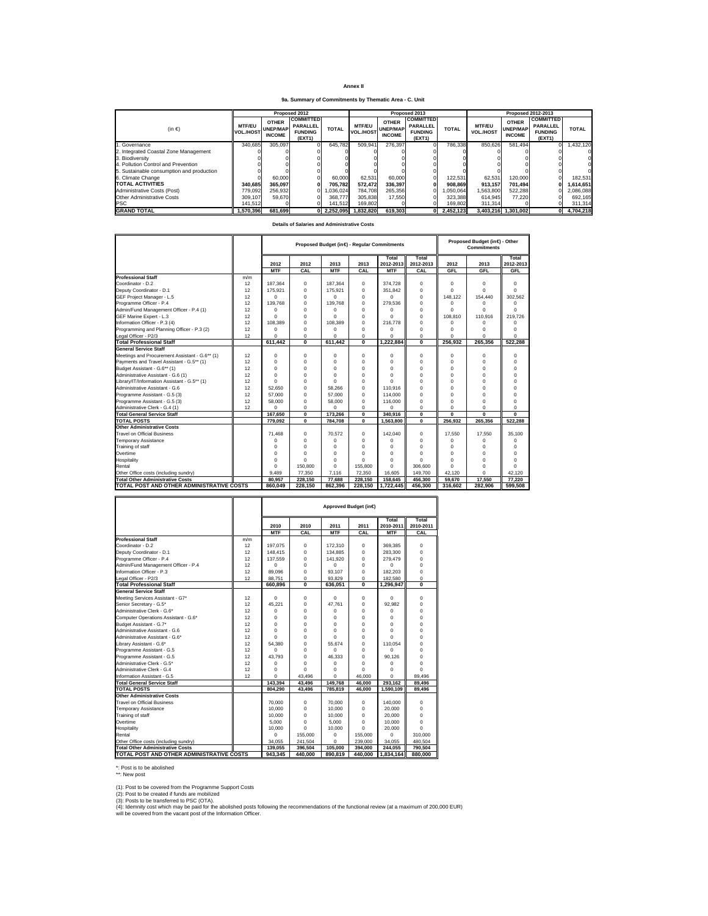**Annex II**

**9a. Summary of Commitments by Thematic Area - C. Unit**

| (in €) | Proposed 2012 | | | | Proposed 2013 | | | | Proposed 2012-2013 | | | |
|---|---|---|---|---|---|---|---|---|---|---|---|---|
| | MTF/EU VOL./HOST | OTHER UNEP/MAP INCOME | COMMITTED PARALLEL FUNDING (EXT1) | TOTAL | MTF/EU VOL./HOST | OTHER UNEP/MAP INCOME | COMMITTED PARALLEL FUNDING (EXT1) | TOTAL | MTF/EU VOL./HOST | OTHER UNEP/MAP INCOME | COMMITTED PARALLEL FUNDING (EXT1) | TOTAL |
| 1. Governance | 340,685 | 305,097 | 0 | 645,782 | 509,941 | 276,397 | 0 | 786,338 | 850,626 | 581,494 | 0 | 1,432,120 |
| 2. Integrated Coastal Zone Management | 0 | 0 | 0 | 0 | 0 | 0 | 0 | 0 | 0 | 0 | 0 | 0 |
| 3. Biodiversity | 0 | 0 | 0 | 0 | 0 | 0 | 0 | 0 | 0 | 0 | 0 | 0 |
| 4. Pollution Control and Prevention | 0 | 0 | 0 | 0 | 0 | 0 | 0 | 0 | 0 | 0 | 0 | 0 |
| 5. Sustainable consumption and production | 0 | 0 | 0 | 0 | 0 | 0 | 0 | 0 | 0 | 0 | 0 | 0 |
| 6. Climate Change | 0 | 60,000 | 0 | 60,000 | 62,531 | 60,000 | 0 | 122,531 | 62,531 | 120,000 | 0 | 182,531 |
| **TOTAL ACTIVITIES** | **340,685** | **365,097** | **0** | **705,782** | **572,472** | **336,397** | **0** | **908,869** | **913,157** | **701,494** | **0** | **1,614,651** |
| Administrative Costs (Post) | 779,092 | 256,932 | 0 | 1,036,024 | 784,708 | 265,356 | 0 | 1,050,064 | 1,563,800 | 522,288 | 0 | 2,086,088 |
| Other Administrative Costs | 309,107 | 59,670 | 0 | 368,777 | 305,838 | 17,550 | 0 | 323,388 | 614,945 | 77,220 | 0 | 692,165 |
| PSC | 141,512 | 0 | 0 | 141,512 | 169,802 | 0 | 0 | 169,802 | 311,314 | 0 | 0 | 311,314 |
| **GRAND TOTAL** | **1,570,396** | **681,699** | **0** | **2,252,095** | **1,832,820** | **619,303** | **0** | **2,452,123** | **3,403,216** | **1,301,002** | **0** | **4,704,218** |

**Details of Salaries and Administrative Costs**

| | | Proposed Budget (in€) - Regular Commitments | | | | | | Proposed Budget (in€) - Other Commitments | | |
|---|---|---|---|---|---|---|---|---|---|---|
| | | 2012 | 2012 | 2013 | 2013 | Total 2012-2013 | Total 2012-2013 | 2012 | 2013 | Total 2012-2013 |
| | | MTF | CAL | MTF | CAL | MTF | CAL | GFL | GFL | GFL |
| **Professional Staff** | m/m | | | | | | | | | |
| Coordinator - D.2 | 12 | 187,364 | 0 | 187,364 | 0 | 374,728 | 0 | 0 | 0 | 0 |
| Deputy Coordinator - D.1 | 12 | 175,921 | 0 | 175,921 | 0 | 351,842 | 0 | 0 | 0 | 0 |
| GEF Project Manager - L.5 | 12 | 0 | 0 | 0 | 0 | 0 | 0 | 148,122 | 154,440 | 302,562 |
| Programme Officer - P.4 | 12 | 139,768 | 0 | 139,768 | 0 | 279,536 | 0 | 0 | 0 | 0 |
| Admin/Fund Management Officer - P.4 (1) | 12 | 0 | 0 | 0 | 0 | 0 | 0 | 0 | 0 | 0 |
| GEF Marine Expert - L.3 | 12 | 0 | 0 | 0 | 0 | 0 | 0 | 108,810 | 110,916 | 219,726 |
| Information Officer - P.3 (4) | 12 | 108,389 | 0 | 108,389 | 0 | 216,778 | 0 | 0 | 0 | 0 |
| Programming and Planning Officer - P.3 (2) | 12 | 0 | 0 | 0 | 0 | 0 | 0 | 0 | 0 | 0 |
| Legal Officer - P2/3 | 12 | 0 | 0 | 0 | 0 | 0 | 0 | 0 | 0 | 0 |
| **Total Professional Staff** | | **611,442** | **0** | **611,442** | **0** | **1,222,884** | **0** | **256,932** | **265,356** | **522,288** |
| **General Service Staff** | | | | | | | | | | |
| Meetings and Procurement Assistant - G.6** (1) | 12 | 0 | 0 | 0 | 0 | 0 | 0 | 0 | 0 | 0 |
| Payments and Travel Assistant - G.5** (1) | 12 | 0 | 0 | 0 | 0 | 0 | 0 | 0 | 0 | 0 |
| Budget Assistant - G.6** (1) | 12 | 0 | 0 | 0 | 0 | 0 | 0 | 0 | 0 | 0 |
| Administrative Assistant - G.6 (1) | 12 | 0 | 0 | 0 | 0 | 0 | 0 | 0 | 0 | 0 |
| Library/IT/Information Assistant - G.5** (1) | 12 | 0 | 0 | 0 | 0 | 0 | 0 | 0 | 0 | 0 |
| Administrative Assistant - G.6 | 12 | 52,650 | 0 | 58,266 | 0 | 110,916 | 0 | 0 | 0 | 0 |
| Programme Assistant - G.5 (3) | 12 | 57,000 | 0 | 57,000 | 0 | 114,000 | 0 | 0 | 0 | 0 |
| Programme Assistant - G.5 (3) | 12 | 58,000 | 0 | 58,000 | 0 | 116,000 | 0 | 0 | 0 | 0 |
| Administrative Clerk - G.4 (1) | 12 | 0 | 0 | 0 | 0 | 0 | 0 | 0 | 0 | 0 |
| **Total General Service Staff** | | **167,650** | **0** | **173,266** | **0** | **340,916** | **0** | **0** | **0** | **0** |
| **TOTAL POSTS** | | **779,092** | **0** | **784,708** | **0** | **1,563,800** | **0** | **256,932** | **265,356** | **522,288** |
| **Other Administrative Costs** | | | | | | | | | | |
| Travel on Official Business | | 71,468 | 0 | 70,572 | 0 | 142,040 | 0 | 17,550 | 17,550 | 35,100 |
| Temporary Assistance | | 0 | 0 | 0 | 0 | 0 | 0 | 0 | 0 | 0 |
| Training of staff | | 0 | 0 | 0 | 0 | 0 | 0 | 0 | 0 | 0 |
| Overtime | | 0 | 0 | 0 | 0 | 0 | 0 | 0 | 0 | 0 |
| Hospitality | | 0 | 0 | 0 | 0 | 0 | 0 | 0 | 0 | 0 |
| Rental | | 0 | 150,800 | 0 | 155,800 | 0 | 306,600 | 0 | 0 | 0 |
| Other office costs (including sundry) | | 9,489 | 77,350 | 7,116 | 72,350 | 16,605 | 149,700 | 42,120 | 0 | 42,120 |
| **Total Other Administrative Costs** | | **80,957** | **228,150** | **77,688** | **228,150** | **158,645** | **456,300** | **59,670** | **17,550** | **77,220** |
| **TOTAL POST AND OTHER ADMINISTRATIVE COSTS** | | **860,049** | **228,150** | **862,396** | **228,150** | **1,722,445** | **456,300** | **316,602** | **282,906** | **599,508** |

| | | Approved Budget (in€) | | | | | |
|---|---|---|---|---|---|---|---|
| | | 2010 | 2010 | 2011 | 2011 | Total 2010-2011 | Total 2010-2011 |
| | | MTF | CAL | MTF | CAL | MTF | CAL |
| **Professional Staff** | m/m | | | | | | |
| Coordinator - D.2 | 12 | 197,075 | 0 | 172,310 | 0 | 369,385 | 0 |
| Deputy Coordinator - D.1 | 12 | 148,415 | 0 | 134,885 | 0 | 283,300 | 0 |
| Programme Officer - P.4 | 12 | 137,559 | 0 | 141,920 | 0 | 279,479 | 0 |
| Admin/Fund Management Officer - P.4 | 12 | 0 | 0 | 0 | 0 | 0 | 0 |
| Information Officer - P.3 | 12 | 89,096 | 0 | 93,107 | 0 | 182,203 | 0 |
| Legal Officer - P2/3 | 12 | 88,751 | 0 | 93,829 | 0 | 182,580 | 0 |
| **Total Professional Staff** | | **660,896** | **0** | **636,051** | **0** | **1,296,947** | **0** |
| **General Service Staff** | | | | | | | |
| Meeting Services Assistant - G7* | 12 | 0 | 0 | 0 | 0 | 0 | 0 |
| Senior Secretary - G.5* | 12 | 45,221 | 0 | 47,761 | 0 | 92,982 | 0 |
| Administrative Clerk - G.6* | 12 | 0 | 0 | 0 | 0 | 0 | 0 |
| Computer Operations Assistant - G.6* | 12 | 0 | 0 | 0 | 0 | 0 | 0 |
| Budget Assistant - G.7* | 12 | 0 | 0 | 0 | 0 | 0 | 0 |
| Administrative Assistant - G.6 | 12 | 0 | 0 | 0 | 0 | 0 | 0 |
| Administrative Assistant - G.6* | 12 | 0 | 0 | 0 | 0 | 0 | 0 |
| Library Assistant - G.6* | 12 | 54,380 | 0 | 55,674 | 0 | 110,054 | 0 |
| Programme Assistant - G.5 | 12 | 0 | 0 | 0 | 0 | 0 | 0 |
| Programme Assistant - G.5 | 12 | 43,793 | 0 | 46,333 | 0 | 90,126 | 0 |
| Administrative Clerk - G.5* | 12 | 0 | 0 | 0 | 0 | 0 | 0 |
| Administrative Clerk - G.4 | 12 | 0 | 0 | 0 | 0 | 0 | 0 |
| Information Assistant - G.5 | 12 | 0 | 43,496 | 0 | 46,000 | 0 | 89,496 |
| **Total General Service Staff** | | **143,394** | **43,496** | **149,768** | **46,000** | **293,162** | **89,496** |
| **TOTAL POSTS** | | **804,290** | **43,496** | **785,819** | **46,000** | **1,590,109** | **89,496** |
| **Other Administrative Costs** | | | | | | | |
| Travel on Official Business | | 70,000 | 0 | 70,000 | 0 | 140,000 | 0 |
| Temporary Assistance | | 10,000 | 0 | 10,000 | 0 | 20,000 | 0 |
| Training of staff | | 10,000 | 0 | 10,000 | 0 | 20,000 | 0 |
| Overtime | | 5,000 | 0 | 5,000 | 0 | 10,000 | 0 |
| Hospitality | | 10,000 | 0 | 10,000 | 0 | 20,000 | 0 |
| Rental | | 0 | 155,000 | 0 | 155,000 | 0 | 310,000 |
| Other office costs (including sundry) | | 34,055 | 241,504 | 0 | 239,000 | 34,055 | 480,504 |
| **Total Other Administrative Costs** | | **139,055** | **396,504** | **105,000** | **394,000** | **244,055** | **790,504** |
| **TOTAL POST AND OTHER ADMINISTRATIVE COSTS** | | **943,345** | **440,000** | **890,819** | **440,000** | **1,834,164** | **880,000** |

*: Post is to be abolished
**: New post

(1): Post to be covered from the Programme Support Costs
(2): Post to be created if funds are mobilized
(3): Posts to be transferred to PSC (OTA).
(4): Idemnity cost which may be paid for the abolished posts following the recommendations of the functional review (at a maximum of 200,000 EUR) will be covered from the vacant post of the Information Officer.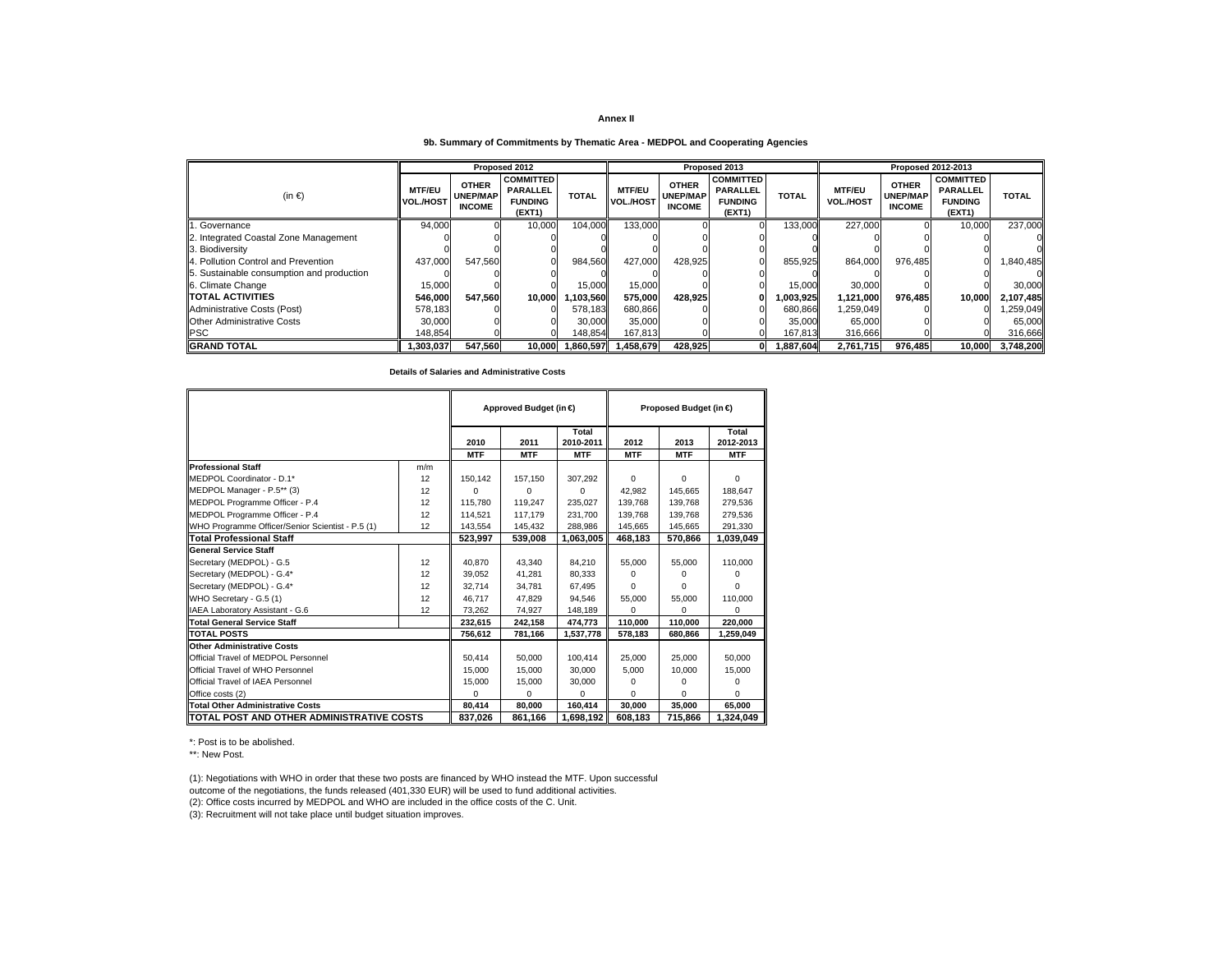**Annex II**

**9b. Summary of Commitments by Thematic Area - MEDPOL and Cooperating Agencies**

| (in €) | Proposed 2012 | | | | Proposed 2013 | | | | Proposed 2012-2013 | | | |
|---|---|---|---|---|---|---|---|---|---|---|---|---|
| | MTF/EU VOL./HOST | OTHER UNEP/MAP INCOME | COMMITTED PARALLEL FUNDING (EXT1) | TOTAL | MTF/EU VOL./HOST | OTHER UNEP/MAP INCOME | COMMITTED PARALLEL FUNDING (EXT1) | TOTAL | MTF/EU VOL./HOST | OTHER UNEP/MAP INCOME | COMMITTED PARALLEL FUNDING (EXT1) | TOTAL |
| 1. Governance | 94,000 | 0 | 10,000 | 104,000 | 133,000 | 0 | 0 | 133,000 | 227,000 | 0 | 10,000 | 237,000 |
| 2. Integrated Coastal Zone Management | 0 | 0 | 0 | 0 | 0 | 0 | 0 | 0 | 0 | 0 | 0 | 0 |
| 3. Biodiversity | 0 | 0 | 0 | 0 | 0 | 0 | 0 | 0 | 0 | 0 | 0 | 0 |
| 4. Pollution Control and Prevention | 437,000 | 547,560 | 0 | 984,560 | 427,000 | 428,925 | 0 | 855,925 | 864,000 | 976,485 | 0 | 1,840,485 |
| 5. Sustainable consumption and production | 0 | 0 | 0 | 0 | 0 | 0 | 0 | 0 | 0 | 0 | 0 | 0 |
| 6. Climate Change | 15,000 | 0 | 0 | 15,000 | 15,000 | 0 | 0 | 15,000 | 30,000 | 0 | 0 | 30,000 |
| **TOTAL ACTIVITIES** | **546,000** | **547,560** | **10,000** | **1,103,560** | **575,000** | **428,925** | **0** | **1,003,925** | **1,121,000** | **976,485** | **10,000** | **2,107,485** |
| Administrative Costs (Post) | 578,183 | 0 | 0 | 578,183 | 680,866 | 0 | 0 | 680,866 | 1,259,049 | 0 | 0 | 1,259,049 |
| Other Administrative Costs | 30,000 | 0 | 0 | 30,000 | 35,000 | 0 | 0 | 35,000 | 65,000 | 0 | 0 | 65,000 |
| PSC | 148,854 | 0 | 0 | 148,854 | 167,813 | 0 | 0 | 167,813 | 316,666 | 0 | 0 | 316,666 |
| **GRAND TOTAL** | **1,303,037** | **547,560** | **10,000** | **1,860,597** | **1,458,679** | **428,925** | **0** | **1,887,604** | **2,761,715** | **976,485** | **10,000** | **3,748,200** |

**Details of Salaries and Administrative Costs**

| | | Approved Budget (in €) | | | Proposed Budget (in €) | | |
|---|---|---|---|---|---|---|---|
| | | 2010 | 2011 | Total 2010-2011 | 2012 | 2013 | Total 2012-2013 |
| | | MTF | MTF | MTF | MTF | MTF | MTF |
| **Professional Staff** | m/m | | | | | | |
| MEDPOL Coordinator - D.1* | 12 | 150,142 | 157,150 | 307,292 | 0 | 0 | 0 |
| MEDPOL Manager - P.5** (3) | 12 | 0 | 0 | 0 | 42,982 | 145,665 | 188,647 |
| MEDPOL Programme Officer - P.4 | 12 | 115,780 | 119,247 | 235,027 | 139,768 | 139,768 | 279,536 |
| MEDPOL Programme Officer - P.4 | 12 | 114,521 | 117,179 | 231,700 | 139,768 | 139,768 | 279,536 |
| WHO Programme Officer/Senior Scientist - P.5 (1) | 12 | 143,554 | 145,432 | 288,986 | 145,665 | 145,665 | 291,330 |
| **Total Professional Staff** | | **523,997** | **539,008** | **1,063,005** | **468,183** | **570,866** | **1,039,049** |
| **General Service Staff** | | | | | | | |
| Secretary (MEDPOL) - G.5 | 12 | 40,870 | 43,340 | 84,210 | 55,000 | 55,000 | 110,000 |
| Secretary (MEDPOL) - G.4* | 12 | 39,052 | 41,281 | 80,333 | 0 | 0 | 0 |
| Secretary (MEDPOL) - G.4* | 12 | 32,714 | 34,781 | 67,495 | 0 | 0 | 0 |
| WHO Secretary - G.5 (1) | 12 | 46,717 | 47,829 | 94,546 | 55,000 | 55,000 | 110,000 |
| IAEA Laboratory Assistant - G.6 | 12 | 73,262 | 74,927 | 148,189 | 0 | 0 | 0 |
| **Total General Service Staff** | | **232,615** | **242,158** | **474,773** | **110,000** | **110,000** | **220,000** |
| **TOTAL POSTS** | | **756,612** | **781,166** | **1,537,778** | **578,183** | **680,866** | **1,259,049** |
| **Other Administrative Costs** | | | | | | | |
| Official Travel of MEDPOL Personnel | | 50,414 | 50,000 | 100,414 | 25,000 | 25,000 | 50,000 |
| Official Travel of WHO Personnel | | 15,000 | 15,000 | 30,000 | 5,000 | 10,000 | 15,000 |
| Official Travel of IAEA Personnel | | 15,000 | 15,000 | 30,000 | 0 | 0 | 0 |
| Office costs (2) | | 0 | 0 | 0 | 0 | 0 | 0 |
| **Total Other Administrative Costs** | | **80,414** | **80,000** | **160,414** | **30,000** | **35,000** | **65,000** |
| **TOTAL POST AND OTHER ADMINISTRATIVE COSTS** | | **837,026** | **861,166** | **1,698,192** | **608,183** | **715,866** | **1,324,049** |

*: Post is to be abolished.

**: New Post.

(1): Negotiations with WHO in order that these two posts are financed by WHO instead the MTF. Upon successful outcome of the negotiations, the funds released (401,330 EUR) will be used to fund additional activities.

(2): Office costs incurred by MEDPOL and WHO are included in the office costs of the C. Unit.

(3): Recruitment will not take place until budget situation improves.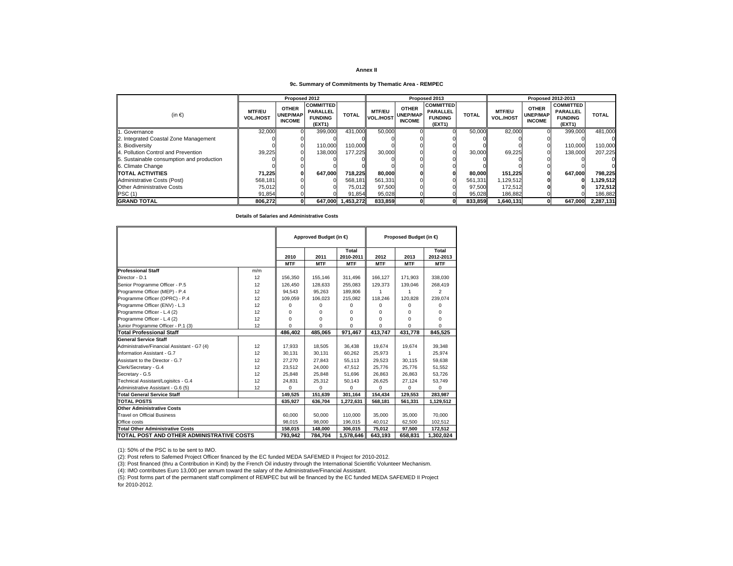**Annex II**

**9c. Summary of Commitments by Thematic Area - REMPEC**

| (in €) | Proposed 2012 | | | | Proposed 2013 | | | | Proposed 2012-2013 | | | |
|---|---|---|---|---|---|---|---|---|---|---|---|---|
| | MTF/EU VOL./HOST | OTHER UNEP/MAP INCOME | COMMITTED PARALLEL FUNDING (EXT1) | TOTAL | MTF/EU VOL./HOST | OTHER UNEP/MAP INCOME | COMMITTED PARALLEL FUNDING (EXT1) | TOTAL | MTF/EU VOL./HOST | OTHER UNEP/MAP INCOME | COMMITTED PARALLEL FUNDING (EXT1) | TOTAL |
| 1. Governance | 32,000 | 0 | 399,000 | 431,000 | 50,000 | 0 | 0 | 50,000 | 82,000 | 0 | 399,000 | 481,000 |
| 2. Integrated Coastal Zone Management | 0 | 0 | 0 | 0 | 0 | 0 | 0 | 0 | 0 | 0 | 0 | 0 |
| 3. Biodiversity | 0 | 0 | 110,000 | 110,000 | 0 | 0 | 0 | 0 | 0 | 0 | 110,000 | 110,000 |
| 4. Pollution Control and Prevention | 39,225 | 0 | 138,000 | 177,225 | 30,000 | 0 | 0 | 30,000 | 69,225 | 0 | 138,000 | 207,225 |
| 5. Sustainable consumption and production | 0 | 0 | 0 | 0 | 0 | 0 | 0 | 0 | 0 | 0 | 0 | 0 |
| 6. Climate Change | 0 | 0 | 0 | 0 | 0 | 0 | 0 | 0 | 0 | 0 | 0 | 0 |
| **TOTAL ACTIVITIES** | **71,225** | **0** | **647,000** | **718,225** | **80,000** | **0** | **0** | **80,000** | **151,225** | **0** | **647,000** | **798,225** |
| Administrative Costs (Post) | 568,181 | 0 | 0 | 568,181 | 561,331 | 0 | 0 | 561,331 | 1,129,512 | **0** | **0** | **1,129,512** |
| Other Administrative Costs | 75,012 | 0 | 0 | 75,012 | 97,500 | 0 | 0 | 97,500 | 172,512 | **0** | **0** | **172,512** |
| PSC (1) | 91,854 | 0 | 0 | 91,854 | 95,028 | 0 | 0 | 95,028 | 186,882 | 0 | 0 | 186,882 |
| **GRAND TOTAL** | **806,272** | **0** | **647,000** | **1,453,272** | **833,859** | **0** | **0** | **833,859** | **1,640,131** | **0** | **647,000** | **2,287,131** |

**Details of Salaries and Administrative Costs**

| | | Approved Budget (in €) | | | Proposed Budget (in €) | | |
|---|---|---|---|---|---|---|---|
| | | 2010 | 2011 | Total 2010-2011 | 2012 | 2013 | Total 2012-2013 |
| | | MTF | MTF | MTF | MTF | MTF | MTF |
| **Professional Staff** | m/m | | | | | | |
| Director - D.1 | 12 | 156,350 | 155,146 | 311,496 | 166,127 | 171,903 | 338,030 |
| Senior Programme Officer - P.5 | 12 | 126,450 | 128,633 | 255,083 | 129,373 | 139,046 | 268,419 |
| Programme Officer (MEP) - P.4 | 12 | 94,543 | 95,263 | 189,806 | 1 | 1 | 2 |
| Programme Officer (OPRC) - P.4 | 12 | 109,059 | 106,023 | 215,082 | 118,246 | 120,828 | 239,074 |
| Programme Officer (ENV) - L.3 | 12 | 0 | 0 | 0 | 0 | 0 | 0 |
| Programme Officer - L.4 (2) | 12 | 0 | 0 | 0 | 0 | 0 | 0 |
| Programme Officer - L.4 (2) | 12 | 0 | 0 | 0 | 0 | 0 | 0 |
| Junior Programme Officer - P.1 (3) | 12 | 0 | 0 | 0 | 0 | 0 | 0 |
| **Total Professional Staff** | | **486,402** | **485,065** | **971,467** | **413,747** | **431,778** | **845,525** |
| **General Service Staff** | | | | | | | |
| Administrative/Financial Assistant - G7 (4) | 12 | 17,933 | 18,505 | 36,438 | 19,674 | 19,674 | 39,348 |
| Information Assistant - G.7 | 12 | 30,131 | 30,131 | 60,262 | 25,973 | 1 | 25,974 |
| Assistant to the Director - G.7 | 12 | 27,270 | 27,843 | 55,113 | 29,523 | 30,115 | 59,638 |
| Clerk/Secretary - G.4 | 12 | 23,512 | 24,000 | 47,512 | 25,776 | 25,776 | 51,552 |
| Secretary - G.5 | 12 | 25,848 | 25,848 | 51,696 | 26,863 | 26,863 | 53,726 |
| Technical Assistant/Logisitcs - G.4 | 12 | 24,831 | 25,312 | 50,143 | 26,625 | 27,124 | 53,749 |
| Administrative Assistant - G.6 (5) | 12 | 0 | 0 | 0 | 0 | 0 | 0 |
| **Total General Service Staff** | | **149,525** | **151,639** | **301,164** | **154,434** | **129,553** | **283,987** |
| **TOTAL POSTS** | | **635,927** | **636,704** | **1,272,631** | **568,181** | **561,331** | **1,129,512** |
| **Other Administrative Costs** | | | | | | | |
| Travel on Official Business | | 60,000 | 50,000 | 110,000 | 35,000 | 35,000 | 70,000 |
| Office costs | | 98,015 | 98,000 | 196,015 | 40,012 | 62,500 | 102,512 |
| **Total Other Administrative Costs** | | **158,015** | **148,000** | **306,015** | **75,012** | **97,500** | **172,512** |
| **TOTAL POST AND OTHER ADMINISTRATIVE COSTS** | | **793,942** | **784,704** | **1,578,646** | **643,193** | **658,831** | **1,302,024** |

(1): 50% of the PSC is to be sent to IMO.
(2): Post refers to Safemed Project Officer financed by the EC funded MEDA SAFEMED II Project for 2010-2012.
(3): Post financed (thru a Contribution in Kind) by the French Oil industry through the International Scientific Volunteer Mechanism.
(4): IMO contributes Euro 13,000 per annum toward the salary of the Administrative/Financial Assistant.
(5): Post forms part of the permanent staff compliment of REMPEC but will be financed by the EC funded MEDA SAFEMED II Project for 2010-2012.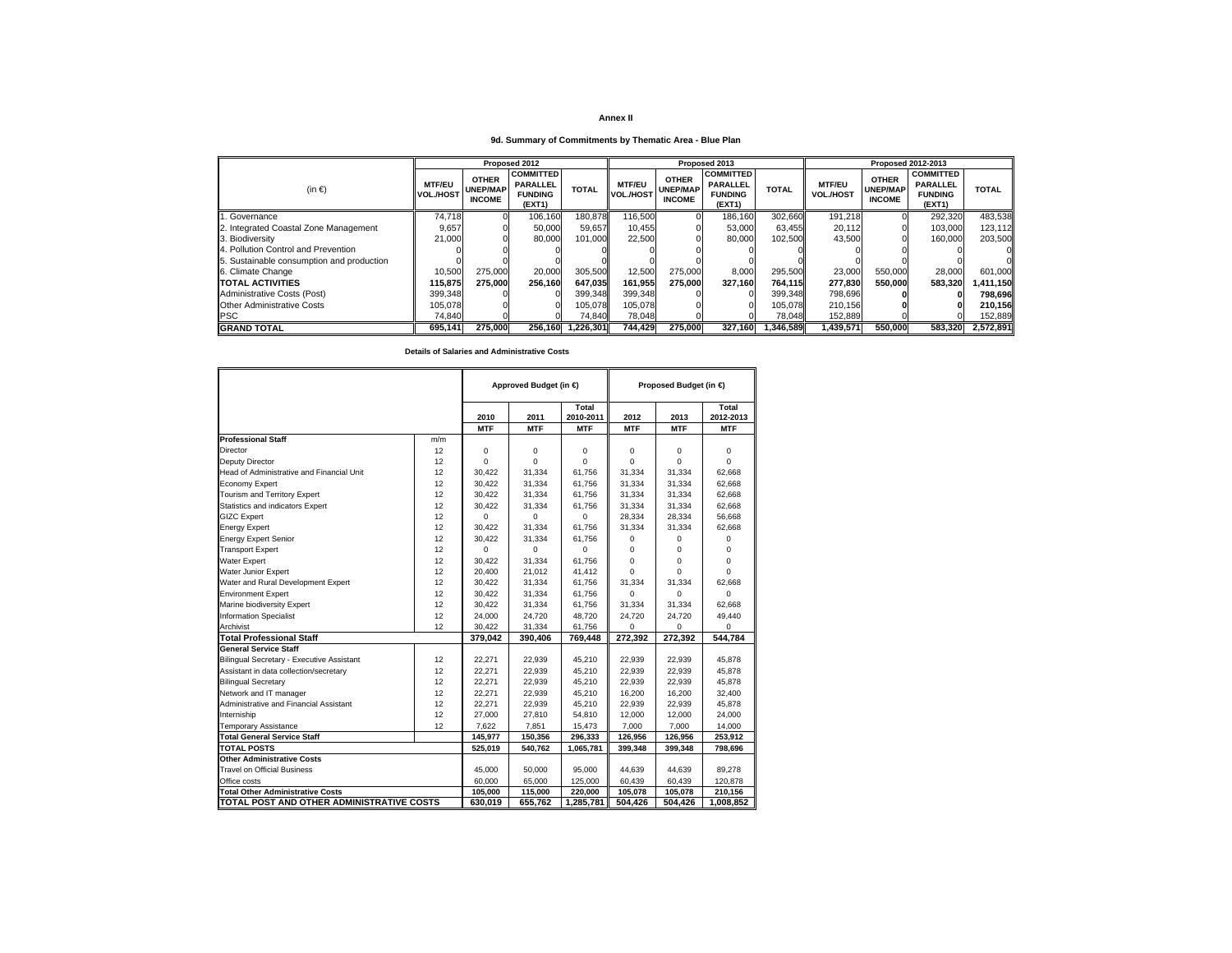**Annex II**

**9d. Summary of Commitments by Thematic Area - Blue Plan**

| (in €) | Proposed 2012 | | | | Proposed 2013 | | | | Proposed 2012-2013 | | | |
|---|---|---|---|---|---|---|---|---|---|---|---|---|
| | MTF/EU VOL./HOST | OTHER UNEP/MAP INCOME | COMMITTED PARALLEL FUNDING (EXT1) | TOTAL | MTF/EU VOL./HOST | OTHER UNEP/MAP INCOME | COMMITTED PARALLEL FUNDING (EXT1) | TOTAL | MTF/EU VOL./HOST | OTHER UNEP/MAP INCOME | COMMITTED PARALLEL FUNDING (EXT1) | TOTAL |
| 1. Governance | 74,718 | 0 | 106,160 | 180,878 | 116,500 | 0 | 186,160 | 302,660 | 191,218 | 0 | 292,320 | 483,538 |
| 2. Integrated Coastal Zone Management | 9,657 | 0 | 50,000 | 59,657 | 10,455 | 0 | 53,000 | 63,455 | 20,112 | 0 | 103,000 | 123,112 |
| 3. Biodiversity | 21,000 | 0 | 80,000 | 101,000 | 22,500 | 0 | 80,000 | 102,500 | 43,500 | 0 | 160,000 | 203,500 |
| 4. Pollution Control and Prevention | 0 | 0 | 0 | 0 | 0 | 0 | 0 | 0 | 0 | 0 | 0 | 0 |
| 5. Sustainable consumption and production | 0 | 0 | 0 | 0 | 0 | 0 | 0 | 0 | 0 | 0 | 0 | 0 |
| 6. Climate Change | 10,500 | 275,000 | 20,000 | 305,500 | 12,500 | 275,000 | 8,000 | 295,500 | 23,000 | 550,000 | 28,000 | 601,000 |
| **TOTAL ACTIVITIES** | **115,875** | **275,000** | **256,160** | **647,035** | **161,955** | **275,000** | **327,160** | **764,115** | **277,830** | **550,000** | **583,320** | **1,411,150** |
| Administrative Costs (Post) | 399,348 | 0 | 0 | 399,348 | 399,348 | 0 | 0 | 399,348 | 798,696 | **0** | **0** | **798,696** |
| Other Administrative Costs | 105,078 | 0 | 0 | 105,078 | 105,078 | 0 | 0 | 105,078 | 210,156 | **0** | **0** | **210,156** |
| PSC | 74,840 | 0 | 0 | 74,840 | 78,048 | 0 | 0 | 78,048 | 152,889 | 0 | 0 | 152,889 |
| **GRAND TOTAL** | **695,141** | **275,000** | **256,160** | **1,226,301** | **744,429** | **275,000** | **327,160** | **1,346,589** | **1,439,571** | **550,000** | **583,320** | **2,572,891** |

**Details of Salaries and Administrative Costs**

| | | Approved Budget (in €) | | | Proposed Budget (in €) | | |
|---|---|---|---|---|---|---|---|
| | | 2010 | 2011 | Total 2010-2011 | 2012 | 2013 | Total 2012-2013 |
| | | MTF | MTF | MTF | MTF | MTF | MTF |
| **Professional Staff** | m/m | | | | | | |
| Director | 12 | 0 | 0 | 0 | 0 | 0 | 0 |
| Deputy Director | 12 | 0 | 0 | 0 | 0 | 0 | 0 |
| Head of Administrative and Financial Unit | 12 | 30,422 | 31,334 | 61,756 | 31,334 | 31,334 | 62,668 |
| Economy Expert | 12 | 30,422 | 31,334 | 61,756 | 31,334 | 31,334 | 62,668 |
| Tourism and Territory Expert | 12 | 30,422 | 31,334 | 61,756 | 31,334 | 31,334 | 62,668 |
| Statistics and indicators Expert | 12 | 30,422 | 31,334 | 61,756 | 31,334 | 31,334 | 62,668 |
| GIZC Expert | 12 | 0 | 0 | 0 | 28,334 | 28,334 | 56,668 |
| Energy Expert | 12 | 30,422 | 31,334 | 61,756 | 31,334 | 31,334 | 62,668 |
| Energy Expert Senior | 12 | 30,422 | 31,334 | 61,756 | 0 | 0 | 0 |
| Transport Expert | 12 | 0 | 0 | 0 | 0 | 0 | 0 |
| Water Expert | 12 | 30,422 | 31,334 | 61,756 | 0 | 0 | 0 |
| Water Junior Expert | 12 | 20,400 | 21,012 | 41,412 | 0 | 0 | 0 |
| Water and Rural Development Expert | 12 | 30,422 | 31,334 | 61,756 | 31,334 | 31,334 | 62,668 |
| Environment Expert | 12 | 30,422 | 31,334 | 61,756 | 0 | 0 | 0 |
| Marine biodiversity Expert | 12 | 30,422 | 31,334 | 61,756 | 31,334 | 31,334 | 62,668 |
| Information Specialist | 12 | 24,000 | 24,720 | 48,720 | 24,720 | 24,720 | 49,440 |
| Archivist | 12 | 30,422 | 31,334 | 61,756 | 0 | 0 | 0 |
| **Total Professional Staff** | | **379,042** | **390,406** | **769,448** | **272,392** | **272,392** | **544,784** |
| **General Service Staff** | | | | | | | |
| Bilingual Secretary - Executive Assistant | 12 | 22,271 | 22,939 | 45,210 | 22,939 | 22,939 | 45,878 |
| Assistant in data collection/secretary | 12 | 22,271 | 22,939 | 45,210 | 22,939 | 22,939 | 45,878 |
| Bilingual Secretary | 12 | 22,271 | 22,939 | 45,210 | 22,939 | 22,939 | 45,878 |
| Network and IT manager | 12 | 22,271 | 22,939 | 45,210 | 16,200 | 16,200 | 32,400 |
| Administrative and Financial Assistant | 12 | 22,271 | 22,939 | 45,210 | 22,939 | 22,939 | 45,878 |
| Interniship | 12 | 27,000 | 27,810 | 54,810 | 12,000 | 12,000 | 24,000 |
| Temporary Assistance | 12 | 7,622 | 7,851 | 15,473 | 7,000 | 7,000 | 14,000 |
| **Total General Service Staff** | | **145,977** | **150,356** | **296,333** | **126,956** | **126,956** | **253,912** |
| **TOTAL POSTS** | | **525,019** | **540,762** | **1,065,781** | **399,348** | **399,348** | **798,696** |
| **Other Administrative Costs** | | | | | | | |
| Travel on Official Business | | 45,000 | 50,000 | 95,000 | 44,639 | 44,639 | 89,278 |
| Office costs | | 60,000 | 65,000 | 125,000 | 60,439 | 60,439 | 120,878 |
| **Total Other Administrative Costs** | | **105,000** | **115,000** | **220,000** | **105,078** | **105,078** | **210,156** |
| **TOTAL POST AND OTHER ADMINISTRATIVE COSTS** | | **630,019** | **655,762** | **1,285,781** | **504,426** | **504,426** | **1,008,852** |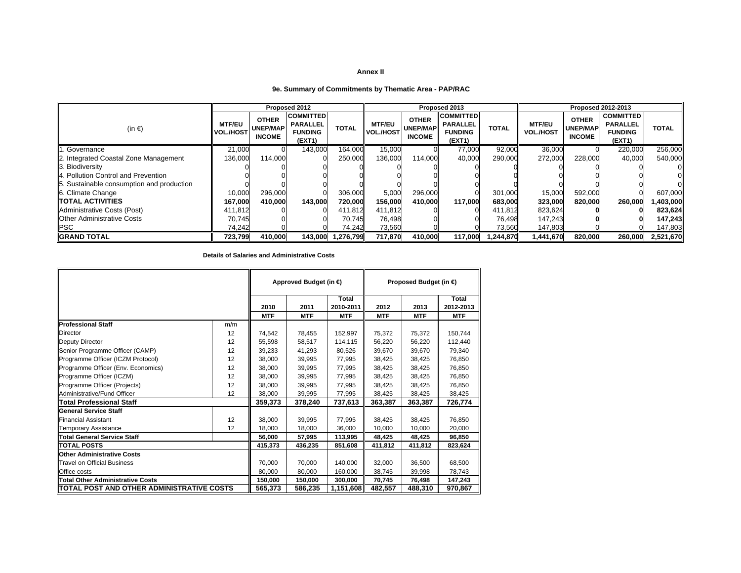**Annex II**

**9e. Summary of Commitments by Thematic Area - PAP/RAC**

| (in €) | Proposed 2012 | | | | Proposed 2013 | | | | Proposed 2012-2013 | | | |
|---|---|---|---|---|---|---|---|---|---|---|---|---|
| | MTF/EU VOL./HOST | OTHER UNEP/MAP INCOME | COMMITTED PARALLEL FUNDING (EXT1) | TOTAL | MTF/EU VOL./HOST | OTHER UNEP/MAP INCOME | COMMITTED PARALLEL FUNDING (EXT1) | TOTAL | MTF/EU VOL./HOST | OTHER UNEP/MAP INCOME | COMMITTED PARALLEL FUNDING (EXT1) | TOTAL |
| 1. Governance | 21,000 | 0 | 143,000 | 164,000 | 15,000 | 0 | 77,000 | 92,000 | 36,000 | 0 | 220,000 | 256,000 |
| 2. Integrated Coastal Zone Management | 136,000 | 114,000 | 0 | 250,000 | 136,000 | 114,000 | 40,000 | 290,000 | 272,000 | 228,000 | 40,000 | 540,000 |
| 3. Biodiversity | 0 | 0 | 0 | 0 | 0 | 0 | 0 | 0 | 0 | 0 | 0 | 0 |
| 4. Pollution Control and Prevention | 0 | 0 | 0 | 0 | 0 | 0 | 0 | 0 | 0 | 0 | 0 | 0 |
| 5. Sustainable consumption and production | 0 | 0 | 0 | 0 | 0 | 0 | 0 | 0 | 0 | 0 | 0 | 0 |
| 6. Climate Change | 10,000 | 296,000 | 0 | 306,000 | 5,000 | 296,000 | 0 | 301,000 | 15,000 | 592,000 | 0 | 607,000 |
| **TOTAL ACTIVITIES** | **167,000** | **410,000** | **143,000** | **720,000** | **156,000** | **410,000** | **117,000** | **683,000** | **323,000** | **820,000** | **260,000** | **1,403,000** |
| Administrative Costs (Post) | 411,812 | 0 | 0 | 411,812 | 411,812 | 0 | 0 | 411,812 | 823,624 | **0** | **0** | **823,624** |
| Other Administrative Costs | 70,745 | 0 | 0 | 70,745 | 76,498 | 0 | 0 | 76,498 | 147,243 | **0** | **0** | **147,243** |
| PSC | 74,242 | 0 | 0 | 74,242 | 73,560 | 0 | 0 | 73,560 | 147,803 | 0 | 0 | 147,803 |
| **GRAND TOTAL** | **723,799** | **410,000** | **143,000** | **1,276,799** | **717,870** | **410,000** | **117,000** | **1,244,870** | **1,441,670** | **820,000** | **260,000** | **2,521,670** |

**Details of Salaries and Administrative Costs**

| | | Approved Budget (in €) | | | Proposed Budget (in €) | | |
|---|---|---|---|---|---|---|---|
| | | 2010 | 2011 | Total 2010-2011 | 2012 | 2013 | Total 2012-2013 |
| | | MTF | MTF | MTF | MTF | MTF | MTF |
| **Professional Staff** | m/m | | | | | | |
| Director | 12 | 74,542 | 78,455 | 152,997 | 75,372 | 75,372 | 150,744 |
| Deputy Director | 12 | 55,598 | 58,517 | 114,115 | 56,220 | 56,220 | 112,440 |
| Senior Programme Officer (CAMP) | 12 | 39,233 | 41,293 | 80,526 | 39,670 | 39,670 | 79,340 |
| Programme Officer (ICZM Protocol) | 12 | 38,000 | 39,995 | 77,995 | 38,425 | 38,425 | 76,850 |
| Programme Officer (Env. Economics) | 12 | 38,000 | 39,995 | 77,995 | 38,425 | 38,425 | 76,850 |
| Programme Officer (ICZM) | 12 | 38,000 | 39,995 | 77,995 | 38,425 | 38,425 | 76,850 |
| Programme Officer (Projects) | 12 | 38,000 | 39,995 | 77,995 | 38,425 | 38,425 | 76,850 |
| Administrative/Fund Officer | 12 | 38,000 | 39,995 | 77,995 | 38,425 | 38,425 | 38,425 |
| **Total Professional Staff** | | **359,373** | **378,240** | **737,613** | **363,387** | **363,387** | **726,774** |
| **General Service Staff** | | | | | | | |
| Financial Assistant | 12 | 38,000 | 39,995 | 77,995 | 38,425 | 38,425 | 76,850 |
| Temporary Assistance | 12 | 18,000 | 18,000 | 36,000 | 10,000 | 10,000 | 20,000 |
| **Total General Service Staff** | | **56,000** | **57,995** | **113,995** | **48,425** | **48,425** | **96,850** |
| **TOTAL POSTS** | | **415,373** | **436,235** | **851,608** | **411,812** | **411,812** | **823,624** |
| **Other Administrative Costs** | | | | | | | |
| Travel on Official Business | | 70,000 | 70,000 | 140,000 | 32,000 | 36,500 | 68,500 |
| Office costs | | 80,000 | 80,000 | 160,000 | 38,745 | 39,998 | 78,743 |
| **Total Other Administrative Costs** | | **150,000** | **150,000** | **300,000** | **70,745** | **76,498** | **147,243** |
| **TOTAL POST AND OTHER ADMINISTRATIVE COSTS** | | **565,373** | **586,235** | **1,151,608** | **482,557** | **488,310** | **970,867** |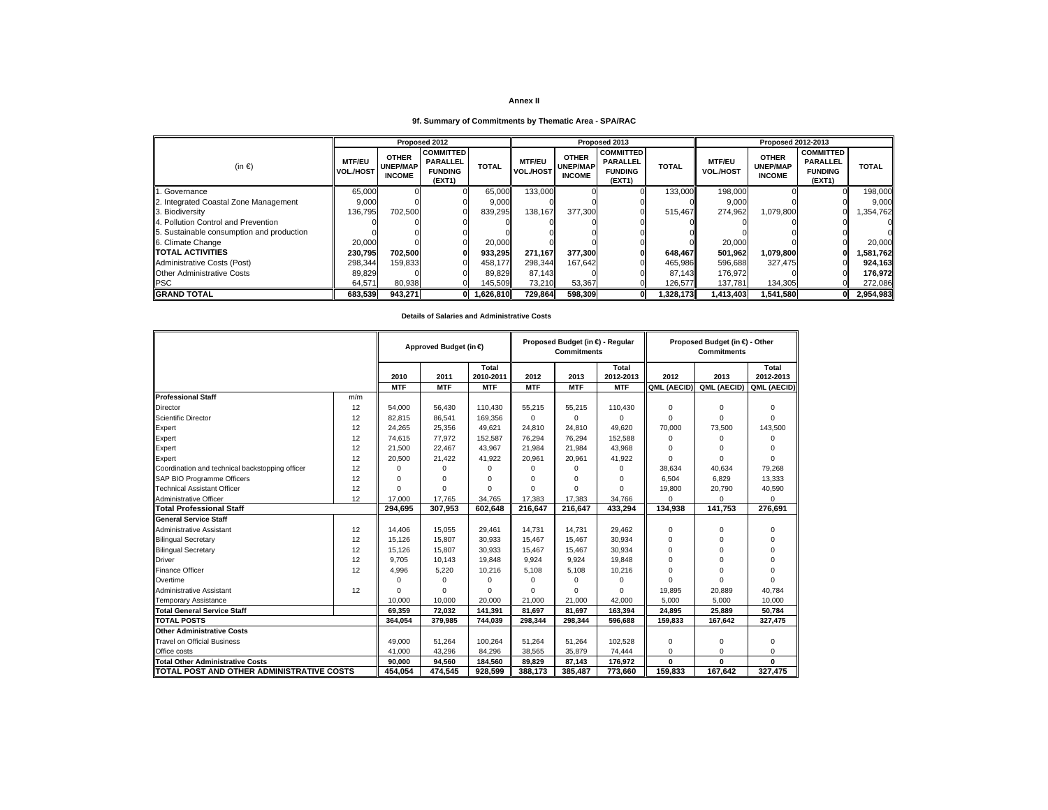**Annex II**

**9f. Summary of Commitments by Thematic Area - SPA/RAC**

| (in €) | Proposed 2012 | | | | Proposed 2013 | | | | Proposed 2012-2013 | | | |
|---|---|---|---|---|---|---|---|---|---|---|---|---|
| | MTF/EU VOL./HOST | OTHER UNEP/MAP INCOME | COMMITTED PARALLEL FUNDING (EXT1) | TOTAL | MTF/EU VOL./HOST | OTHER UNEP/MAP INCOME | COMMITTED PARALLEL FUNDING (EXT1) | TOTAL | MTF/EU VOL./HOST | OTHER UNEP/MAP INCOME | COMMITTED PARALLEL FUNDING (EXT1) | TOTAL |
| 1. Governance | 65,000 | 0 | 0 | 65,000 | 133,000 | 0 | 0 | 133,000 | 198,000 | 0 | 0 | 198,000 |
| 2. Integrated Coastal Zone Management | 9,000 | 0 | 0 | 9,000 | 0 | 0 | 0 | 0 | 9,000 | 0 | 0 | 9,000 |
| 3. Biodiversity | 136,795 | 702,500 | 0 | 839,295 | 138,167 | 377,300 | 0 | 515,467 | 274,962 | 1,079,800 | 0 | 1,354,762 |
| 4. Pollution Control and Prevention | 0 | 0 | 0 | 0 | 0 | 0 | 0 | 0 | 0 | 0 | 0 | 0 |
| 5. Sustainable consumption and production | 0 | 0 | 0 | 0 | 0 | 0 | 0 | 0 | 0 | 0 | 0 | 0 |
| 6. Climate Change | 20,000 | 0 | 0 | 20,000 | 0 | 0 | 0 | 0 | 20,000 | 0 | 0 | 20,000 |
| **TOTAL ACTIVITIES** | **230,795** | **702,500** | **0** | **933,295** | **271,167** | **377,300** | **0** | **648,467** | **501,962** | **1,079,800** | **0** | **1,581,762** |
| Administrative Costs (Post) | 298,344 | 159,833 | 0 | 458,177 | 298,344 | 167,642 | 0 | 465,986 | 596,688 | 327,475 | 0 | **924,163** |
| Other Administrative Costs | 89,829 | 0 | 0 | 89,829 | 87,143 | 0 | 0 | 87,143 | 176,972 | 0 | 0 | **176,972** |
| PSC | 64,571 | 80,938 | 0 | 145,509 | 73,210 | 53,367 | 0 | 126,577 | 137,781 | 134,305 | 0 | 272,086 |
| **GRAND TOTAL** | **683,539** | **943,271** | **0** | **1,626,810** | **729,864** | **598,309** | **0** | **1,328,173** | **1,413,403** | **1,541,580** | **0** | **2,954,983** |

**Details of Salaries and Administrative Costs**

| | | Approved Budget (in €) | | | Proposed Budget (in €) - Regular Commitments | | | Proposed Budget (in €) - Other Commitments | | |
|---|---|---|---|---|---|---|---|---|---|---|
| | | 2010 | 2011 | Total 2010-2011 | 2012 | 2013 | Total 2012-2013 | 2012 | 2013 | Total 2012-2013 |
| | | MTF | MTF | MTF | MTF | MTF | MTF | QML (AECID) | QML (AECID) | QML (AECID) |
| **Professional Staff** | m/m | | | | | | | | | |
| Director | 12 | 54,000 | 56,430 | 110,430 | 55,215 | 55,215 | 110,430 | 0 | 0 | 0 |
| Scientific Director | 12 | 82,815 | 86,541 | 169,356 | 0 | 0 | 0 | 0 | 0 | 0 |
| Expert | 12 | 24,265 | 25,356 | 49,621 | 24,810 | 24,810 | 49,620 | 70,000 | 73,500 | 143,500 |
| Expert | 12 | 74,615 | 77,972 | 152,587 | 76,294 | 76,294 | 152,588 | 0 | 0 | 0 |
| Expert | 12 | 21,500 | 22,467 | 43,967 | 21,984 | 21,984 | 43,968 | 0 | 0 | 0 |
| Expert | 12 | 20,500 | 21,422 | 41,922 | 20,961 | 20,961 | 41,922 | 0 | 0 | 0 |
| Coordination and technical backstopping officer | 12 | 0 | 0 | 0 | 0 | 0 | 0 | 38,634 | 40,634 | 79,268 |
| SAP BIO Programme Officers | 12 | 0 | 0 | 0 | 0 | 0 | 0 | 6,504 | 6,829 | 13,333 |
| Technical Assistant Officer | 12 | 0 | 0 | 0 | 0 | 0 | 0 | 19,800 | 20,790 | 40,590 |
| Administrative Officer | 12 | 17,000 | 17,765 | 34,765 | 17,383 | 17,383 | 34,766 | 0 | 0 | 0 |
| **Total Professional Staff** | | **294,695** | **307,953** | **602,648** | **216,647** | **216,647** | **433,294** | **134,938** | **141,753** | **276,691** |
| **General Service Staff** | | | | | | | | | | |
| Administrative Assistant | 12 | 14,406 | 15,055 | 29,461 | 14,731 | 14,731 | 29,462 | 0 | 0 | 0 |
| Bilingual Secretary | 12 | 15,126 | 15,807 | 30,933 | 15,467 | 15,467 | 30,934 | 0 | 0 | 0 |
| Bilingual Secretary | 12 | 15,126 | 15,807 | 30,933 | 15,467 | 15,467 | 30,934 | 0 | 0 | 0 |
| Driver | 12 | 9,705 | 10,143 | 19,848 | 9,924 | 9,924 | 19,848 | 0 | 0 | 0 |
| Finance Officer | 12 | 4,996 | 5,220 | 10,216 | 5,108 | 5,108 | 10,216 | 0 | 0 | 0 |
| Overtime | | 0 | 0 | 0 | 0 | 0 | 0 | 0 | 0 | 0 |
| Administrative Assistant | 12 | 0 | 0 | 0 | 0 | 0 | 0 | 19,895 | 20,889 | 40,784 |
| Temporary Assistance | | 10,000 | 10,000 | 20,000 | 21,000 | 21,000 | 42,000 | 5,000 | 5,000 | 10,000 |
| **Total General Service Staff** | | **69,359** | **72,032** | **141,391** | **81,697** | **81,697** | **163,394** | **24,895** | **25,889** | **50,784** |
| **TOTAL POSTS** | | **364,054** | **379,985** | **744,039** | **298,344** | **298,344** | **596,688** | **159,833** | **167,642** | **327,475** |
| **Other Administrative Costs** | | | | | | | | | | |
| Travel on Official Business | | 49,000 | 51,264 | 100,264 | 51,264 | 51,264 | 102,528 | 0 | 0 | 0 |
| Office costs | | 41,000 | 43,296 | 84,296 | 38,565 | 35,879 | 74,444 | 0 | 0 | 0 |
| **Total Other Administrative Costs** | | **90,000** | **94,560** | **184,560** | **89,829** | **87,143** | **176,972** | **0** | **0** | **0** |
| **TOTAL POST AND OTHER ADMINISTRATIVE COSTS** | | **454,054** | **474,545** | **928,599** | **388,173** | **385,487** | **773,660** | **159,833** | **167,642** | **327,475** |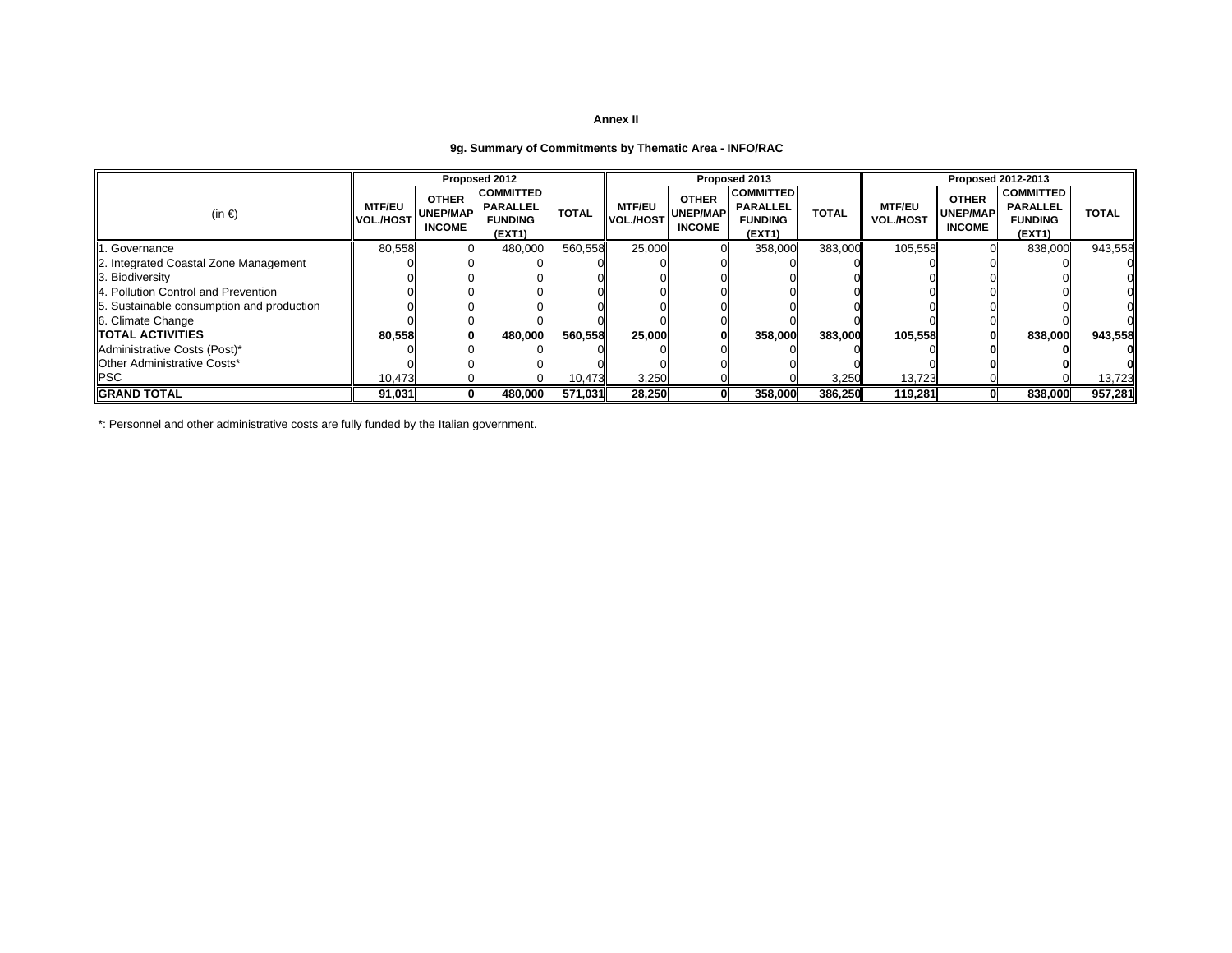**Annex II**

**9g. Summary of Commitments by Thematic Area - INFO/RAC**

| (in €) | Proposed 2012 | | | | Proposed 2013 | | | | Proposed 2012-2013 | | | |
|---|---|---|---|---|---|---|---|---|---|---|---|---|
| | **MTF/EU VOL./HOST** | **OTHER UNEP/MAP INCOME** | **COMMITTED PARALLEL FUNDING (EXT1)** | **TOTAL** | **MTF/EU VOL./HOST** | **OTHER UNEP/MAP INCOME** | **COMMITTED PARALLEL FUNDING (EXT1)** | **TOTAL** | **MTF/EU VOL./HOST** | **OTHER UNEP/MAP INCOME** | **COMMITTED PARALLEL FUNDING (EXT1)** | **TOTAL** |
| 1. Governance | 80,558 | 0 | 480,000 | 560,558 | 25,000 | 0 | 358,000 | 383,000 | 105,558 | 0 | 838,000 | 943,558 |
| 2. Integrated Coastal Zone Management | 0 | 0 | 0 | 0 | 0 | 0 | 0 | 0 | 0 | 0 | 0 | 0 |
| 3. Biodiversity | 0 | 0 | 0 | 0 | 0 | 0 | 0 | 0 | 0 | 0 | 0 | 0 |
| 4. Pollution Control and Prevention | 0 | 0 | 0 | 0 | 0 | 0 | 0 | 0 | 0 | 0 | 0 | 0 |
| 5. Sustainable consumption and production | 0 | 0 | 0 | 0 | 0 | 0 | 0 | 0 | 0 | 0 | 0 | 0 |
| 6. Climate Change | 0 | 0 | 0 | 0 | 0 | 0 | 0 | 0 | 0 | 0 | 0 | 0 |
| **TOTAL ACTIVITIES** | **80,558** | **0** | **480,000** | **560,558** | **25,000** | **0** | **358,000** | **383,000** | **105,558** | **0** | **838,000** | **943,558** |
| Administrative Costs (Post)* | 0 | 0 | 0 | 0 | 0 | 0 | 0 | 0 | 0 | **0** | **0** | **0** |
| Other Administrative Costs* | 0 | 0 | 0 | 0 | 0 | 0 | 0 | 0 | 0 | **0** | **0** | **0** |
| PSC | 10,473 | 0 | 0 | 10,473 | 3,250 | 0 | 0 | 3,250 | 13,723 | 0 | 0 | 13,723 |
| **GRAND TOTAL** | **91,031** | **0** | **480,000** | **571,031** | **28,250** | **0** | **358,000** | **386,250** | **119,281** | **0** | **838,000** | **957,281** |

*: Personnel and other administrative costs are fully funded by the Italian government.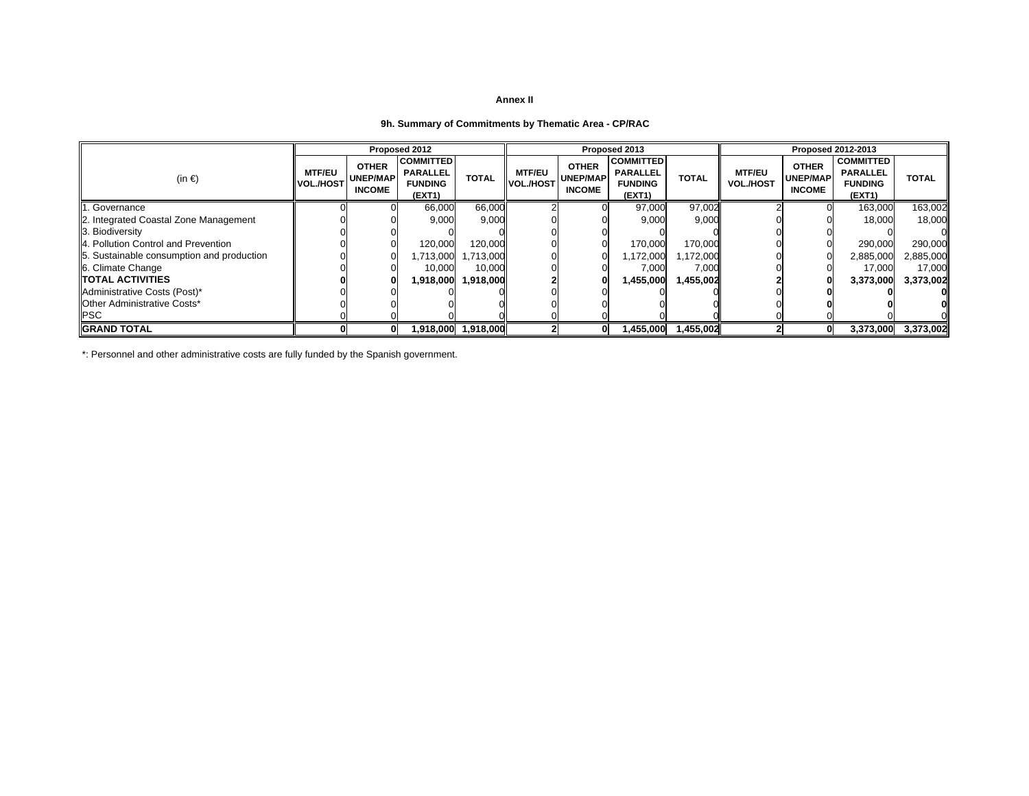**Annex II**

**9h. Summary of Commitments by Thematic Area - CP/RAC**

| (in €) | Proposed 2012 | | | | Proposed 2013 | | | | Proposed 2012-2013 | | | |
|---|---|---|---|---|---|---|---|---|---|---|---|---|
| | MTF/EU VOL./HOST | OTHER UNEP/MAP INCOME | COMMITTED PARALLEL FUNDING (EXT1) | TOTAL | MTF/EU VOL./HOST | OTHER UNEP/MAP INCOME | COMMITTED PARALLEL FUNDING (EXT1) | TOTAL | MTF/EU VOL./HOST | OTHER UNEP/MAP INCOME | COMMITTED PARALLEL FUNDING (EXT1) | TOTAL |
| 1. Governance | 0 | 0 | 66,000 | 66,000 | 2 | 0 | 97,000 | 97,002 | 2 | 0 | 163,000 | 163,002 |
| 2. Integrated Coastal Zone Management | 0 | 0 | 9,000 | 9,000 | 0 | 0 | 9,000 | 9,000 | 0 | 0 | 18,000 | 18,000 |
| 3. Biodiversity | 0 | 0 | 0 | 0 | 0 | 0 | 0 | 0 | 0 | 0 | 0 | 0 |
| 4. Pollution Control and Prevention | 0 | 0 | 120,000 | 120,000 | 0 | 0 | 170,000 | 170,000 | 0 | 0 | 290,000 | 290,000 |
| 5. Sustainable consumption and production | 0 | 0 | 1,713,000 | 1,713,000 | 0 | 0 | 1,172,000 | 1,172,000 | 0 | 0 | 2,885,000 | 2,885,000 |
| 6. Climate Change | 0 | 0 | 10,000 | 10,000 | 0 | 0 | 7,000 | 7,000 | 0 | 0 | 17,000 | 17,000 |
| **TOTAL ACTIVITIES** | **0** | **0** | **1,918,000** | **1,918,000** | **2** | **0** | **1,455,000** | **1,455,002** | **2** | **0** | **3,373,000** | **3,373,002** |
| Administrative Costs (Post)* | 0 | 0 | 0 | 0 | 0 | 0 | 0 | 0 | 0 | **0** | **0** | **0** |
| Other Administrative Costs* | 0 | 0 | 0 | 0 | 0 | 0 | 0 | 0 | 0 | **0** | **0** | **0** |
| PSC | 0 | 0 | 0 | 0 | 0 | 0 | 0 | 0 | 0 | 0 | 0 | 0 |
| **GRAND TOTAL** | **0** | **0** | **1,918,000** | **1,918,000** | **2** | **0** | **1,455,000** | **1,455,002** | **2** | **0** | **3,373,000** | **3,373,002** |

*: Personnel and other administrative costs are fully funded by the Spanish government.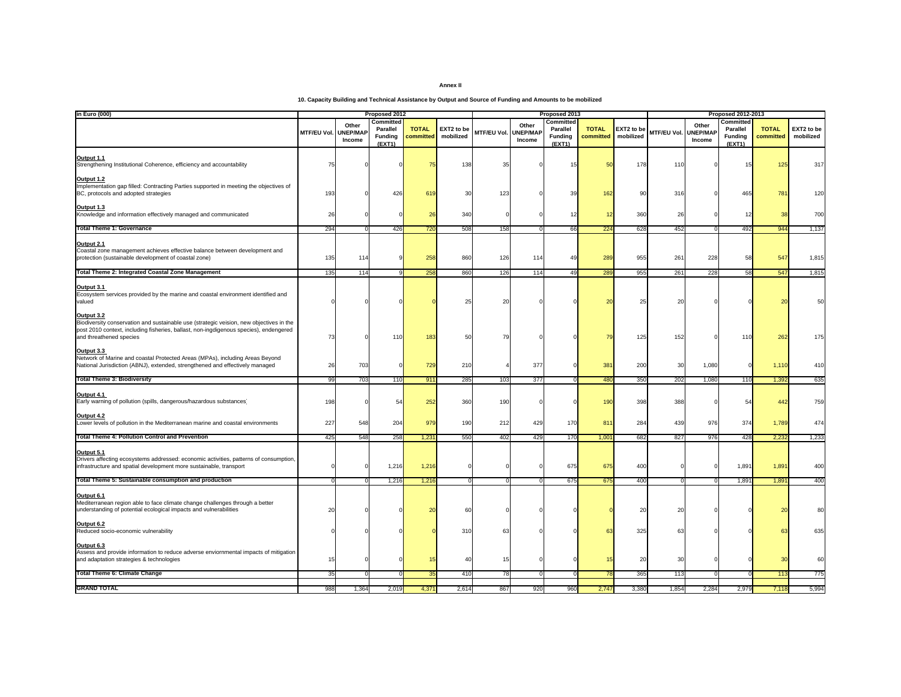**Annex II**

**10. Capacity Building and Technical Assistance by Output and Source of Funding and Amounts to be mobilized**

| in Euro (000) | Proposed 2012 | | | | | Proposed 2013 | | | | | Proposed 2012-2013 | | | | |
|---|---|---|---|---|---|---|---|---|---|---|---|---|---|---|---|
| | MTF/EU Vol. | Other UNEP/MAP Income | Committed Parallel Funding (EXT1) | TOTAL committed | EXT2 to be mobilized | MTF/EU Vol. | Other UNEP/MAP Income | Committed Parallel Funding (EXT1) | TOTAL committed | EXT2 to be mobilized | MTF/EU Vol. | Other UNEP/MAP Income | Committed Parallel Funding (EXT1) | TOTAL committed | EXT2 to be mobilized |
| **Output 1.1** Strengthening Institutional Coherence, efficiency and accountability | 75 | 0 | 0 | 75 | 138 | 35 | 0 | 15 | 50 | 178 | 110 | 0 | 15 | 125 | 317 |
| **Output 1.2** Implementation gap filled: Contracting Parties supported in meeting the objectives of BC, protocols and adopted strategies | 193 | 0 | 426 | 619 | 30 | 123 | 0 | 39 | 162 | 90 | 316 | 0 | 465 | 781 | 120 |
| **Output 1.3** Knowledge and information effectively managed and communicated | 26 | 0 | 0 | 26 | 340 | 0 | 0 | 12 | 12 | 360 | 26 | 0 | 12 | 38 | 700 |
| **Total Theme 1: Governance** | 294 | 0 | 426 | 720 | 508 | 158 | 0 | 66 | 224 | 628 | 452 | 0 | 492 | 944 | 1,137 |
| **Output 2.1** Coastal zone management achieves effective balance between development and protection (sustainable development of coastal zone) | 135 | 114 | 9 | 258 | 860 | 126 | 114 | 49 | 289 | 955 | 261 | 228 | 58 | 547 | 1,815 |
| **Total Theme 2: Integrated Coastal Zone Management** | 135 | 114 | 9 | 258 | 860 | 126 | 114 | 49 | 289 | 955 | 261 | 228 | 58 | 547 | 1,815 |
| **Output 3.1** Ecosystem services provided by the marine and coastal environment identified and valued | 0 | 0 | 0 | 0 | 25 | 20 | 0 | 0 | 20 | 25 | 20 | 0 | 0 | 20 | 50 |
| **Output 3.2** Biodiversity conservation and sustainable use (strategic veision, new objectives in the post 2010 context, including fisheries, ballast, non-ingdigenous species), endengered and threathened species | 73 | 0 | 110 | 183 | 50 | 79 | 0 | 0 | 79 | 125 | 152 | 0 | 110 | 262 | 175 |
| **Output 3.3** Network of Marine and coastal Protected Areas (MPAs), including Areas Beyond National Jurisdiction (ABNJ), extended, strengthened and effectively managed | 26 | 703 | 0 | 729 | 210 | 4 | 377 | 0 | 381 | 200 | 30 | 1,080 | 0 | 1,110 | 410 |
| **Total Theme 3: Biodiversity** | 99 | 703 | 110 | 911 | 285 | 103 | 377 | 0 | 480 | 350 | 202 | 1,080 | 110 | 1,392 | 635 |
| **Output 4.1** Early warning of pollution (spills, dangerous/hazardous substances) | 198 | 0 | 54 | 252 | 360 | 190 | 0 | 0 | 190 | 398 | 388 | 0 | 54 | 442 | 759 |
| **Output 4.2** Lower levels of pollution in the Mediterranean marine and coastal environments | 227 | 548 | 204 | 979 | 190 | 212 | 429 | 170 | 811 | 284 | 439 | 976 | 374 | 1,789 | 474 |
| **Total Theme 4: Pollution Control and Prevention** | 425 | 548 | 258 | 1,231 | 550 | 402 | 429 | 170 | 1,001 | 682 | 827 | 976 | 428 | 2,232 | 1,233 |
| **Output 5.1** Drivers affecting ecosystems addressed: economic activities, patterns of consumption, infrastructure and spatial development more sustainable, transport | 0 | 0 | 1,216 | 1,216 | 0 | 0 | 0 | 675 | 675 | 400 | 0 | 0 | 1,891 | 1,891 | 400 |
| **Total Theme 5: Sustainable consumption and production** | 0 | 0 | 1,216 | 1,216 | 0 | 0 | 0 | 675 | 675 | 400 | 0 | 0 | 1,891 | 1,891 | 400 |
| **Output 6.1** Mediterranean region able to face climate change challenges through a better understanding of potential ecological impacts and vulnerabilities | 20 | 0 | 0 | 20 | 60 | 0 | 0 | 0 | 0 | 20 | 20 | 0 | 0 | 20 | 80 |
| **Output 6.2** Reduced socio-economic vulnerability | 0 | 0 | 0 | 0 | 310 | 63 | 0 | 0 | 63 | 325 | 63 | 0 | 0 | 63 | 635 |
| **Output 6.3** Assess and provide information to reduce adverse enviornmental impacts of mitigation and adaptation strategies & technologies | 15 | 0 | 0 | 15 | 40 | 15 | 0 | 0 | 15 | 20 | 30 | 0 | 0 | 30 | 60 |
| **Total Theme 6: Climate Change** | 35 | 0 | 0 | 35 | 410 | 78 | 0 | 0 | 78 | 365 | 113 | 0 | 0 | 113 | 775 |
| **GRAND TOTAL** | 988 | 1,364 | 2,019 | 4,371 | 2,614 | 867 | 920 | 960 | 2,747 | 3,380 | 1,854 | 2,284 | 2,979 | 7,118 | 5,994 |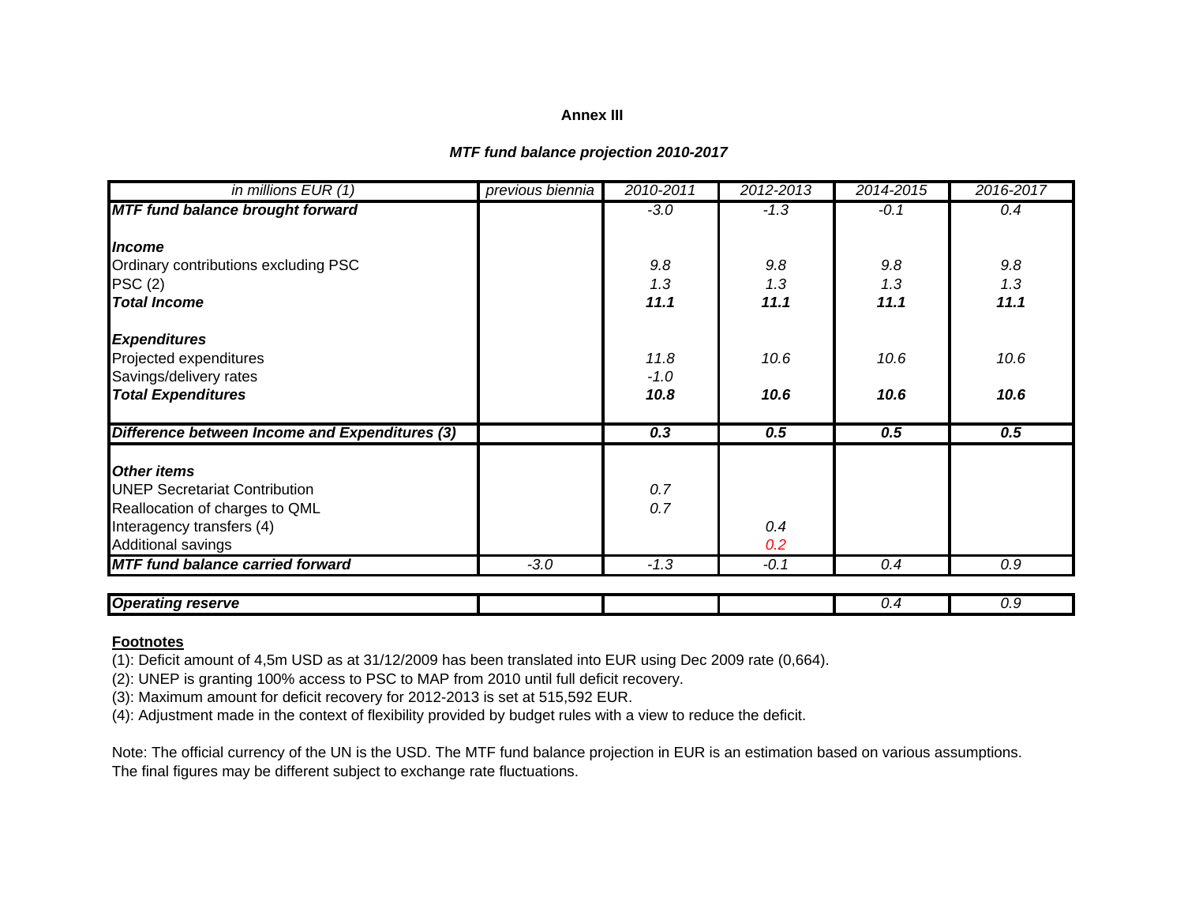**Annex III**

***MTF fund balance projection 2010-2017***

| *in millions EUR (1)* | *previous biennia* | *2010-2011* | *2012-2013* | *2014-2015* | *2016-2017* |
|---|---|---|---|---|---|
| ***MTF fund balance brought forward*** | | *-3.0* | *-1.3* | *-0.1* | *0.4* |
| | | | | | |
| ***Income*** | | | | | |
| Ordinary contributions excluding PSC | | *9.8* | *9.8* | *9.8* | *9.8* |
| PSC (2) | | *1.3* | *1.3* | *1.3* | *1.3* |
| ***Total Income*** | | ***11.1*** | ***11.1*** | ***11.1*** | ***11.1*** |
| | | | | | |
| ***Expenditures*** | | | | | |
| Projected expenditures | | *11.8* | *10.6* | *10.6* | *10.6* |
| Savings/delivery rates | | *-1.0* | | | |
| ***Total Expenditures*** | | ***10.8*** | ***10.6*** | ***10.6*** | ***10.6*** |
| | | | | | |
| ***Difference between Income and Expenditures (3)*** | | ***0.3*** | ***0.5*** | ***0.5*** | ***0.5*** |
| | | | | | |
| ***Other items*** | | | | | |
| UNEP Secretariat Contribution | | *0.7* | | | |
| Reallocation of charges to QML | | *0.7* | | | |
| Interagency transfers (4) | | | *0.4* | | |
| Additional savings | | | *0.2* | | |
| ***MTF fund balance carried forward*** | *-3.0* | *-1.3* | *-0.1* | *0.4* | *0.9* |
| | | | | | |
| ***Operating reserve*** | | | | *0.4* | *0.9* |

**Footnotes**

(1): Deficit amount of 4,5m USD as at 31/12/2009 has been translated into EUR using Dec 2009 rate (0,664).

(2): UNEP is granting 100% access to PSC to MAP from 2010 until full deficit recovery.

(3): Maximum amount for deficit recovery for 2012-2013 is set at 515,592 EUR.

(4): Adjustment made in the context of flexibility provided by budget rules with a view to reduce the deficit.

Note: The official currency of the UN is the USD. The MTF fund balance projection in EUR is an estimation based on various assumptions. The final figures may be different subject to exchange rate fluctuations.